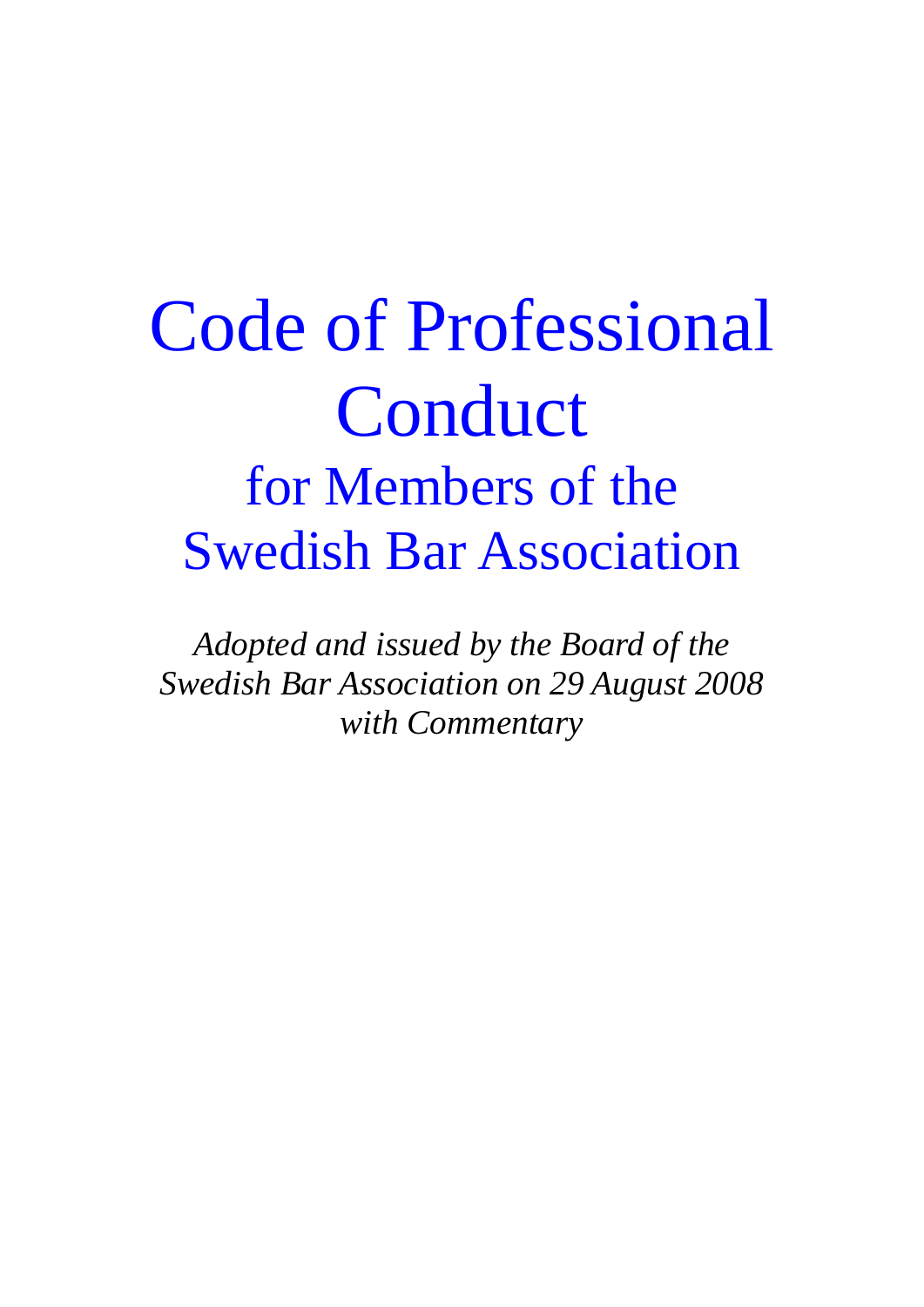# Code of Professional Conduct

## for Members of the Swedish Bar Association

*Adopted and issued by the Board of the Swedish Bar Association on 29 August 2008 with Commentary*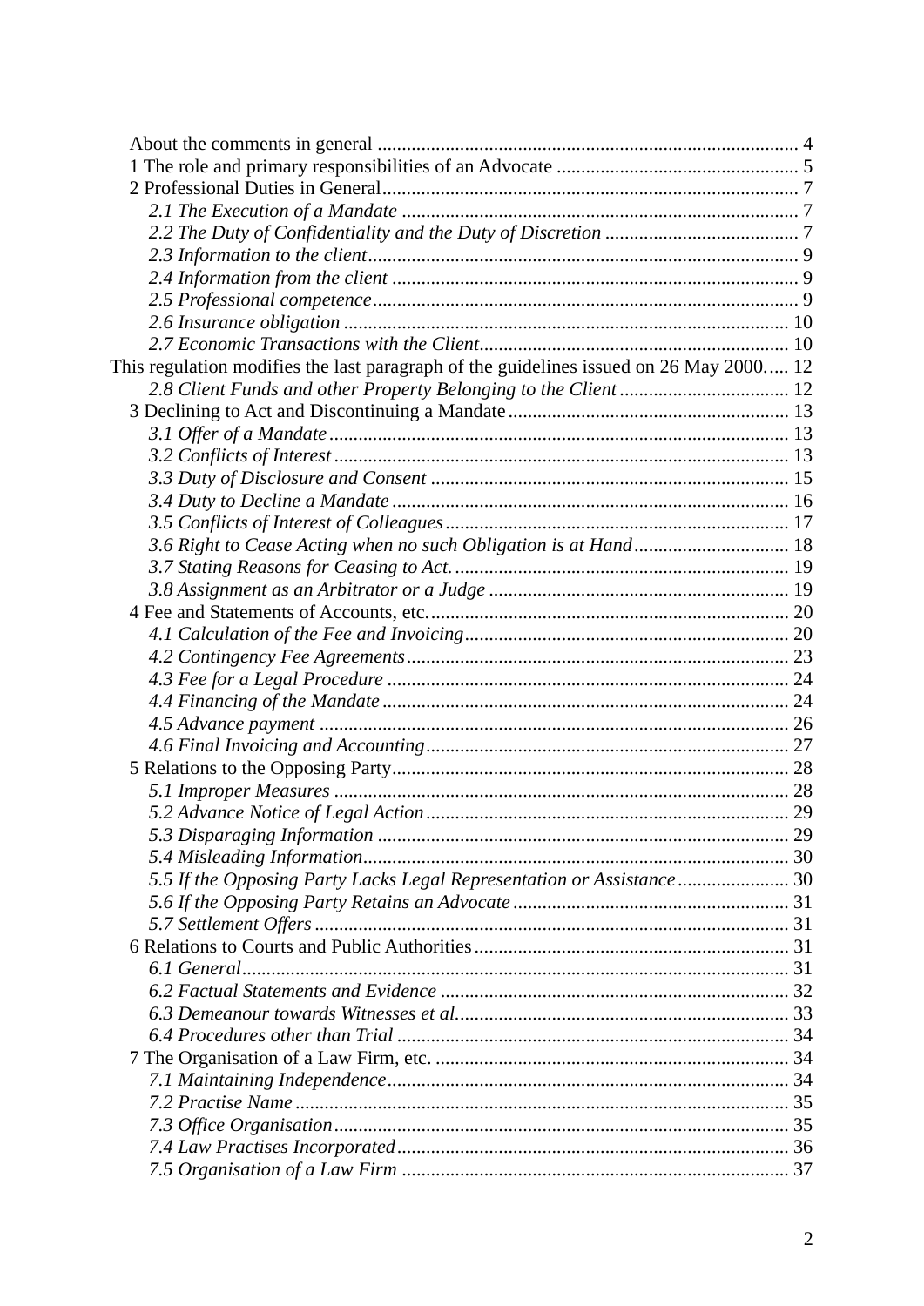About the comments in general ..................................................................................... 4
1 The role and primary responsibilities of an Advocate ................................................ 5
2 Professional Duties in General..................................................................................... 7
*2.1 The Execution of a Mandate* ................................................................................. 7
*2.2 The Duty of Confidentiality and the Duty of Discretion* ....................................... 7
*2.3 Information to the client*........................................................................................ 9
*2.4 Information from the client* ................................................................................... 9
*2.5 Professional competence*....................................................................................... 9
*2.6 Insurance obligation* ............................................................................................ 10
*2.7 Economic Transactions with the Client*............................................................... 10
This regulation modifies the last paragraph of the guidelines issued on 26 May 2000..... 12
*2.8 Client Funds and other Property Belonging to the Client* .................................. 12
3 Declining to Act and Discontinuing a Mandate.......................................................... 13
*3.1 Offer of a Mandate*.............................................................................................. 13
*3.2 Conflicts of Interest*............................................................................................. 13
*3.3 Duty of Disclosure and Consent* ......................................................................... 15
*3.4 Duty to Decline a Mandate* ................................................................................. 16
*3.5 Conflicts of Interest of Colleagues*...................................................................... 17
*3.6 Right to Cease Acting when no such Obligation is at Hand*................................ 18
*3.7 Stating Reasons for Ceasing to Act.*.................................................................... 19
*3.8 Assignment as an Arbitrator or a Judge* ............................................................. 19
4 Fee and Statements of Accounts, etc.......................................................................... 20
*4.1 Calculation of the Fee and Invoicing*.................................................................. 20
*4.2 Contingency Fee Agreements*.............................................................................. 23
*4.3 Fee for a Legal Procedure* .................................................................................. 24
*4.4 Financing of the Mandate*................................................................................... 24
*4.5 Advance payment* ................................................................................................ 26
*4.6 Final Invoicing and Accounting*.......................................................................... 27
5 Relations to the Opposing Party................................................................................. 28
*5.1 Improper Measures* ............................................................................................. 28
*5.2 Advance Notice of Legal Action*.......................................................................... 29
*5.3 Disparaging Information* .................................................................................... 29
*5.4 Misleading Information*....................................................................................... 30
*5.5 If the Opposing Party Lacks Legal Representation or Assistance*...................... 30
*5.6 If the Opposing Party Retains an Advocate*........................................................ 31
*5.7 Settlement Offers*................................................................................................. 31
6 Relations to Courts and Public Authorities................................................................ 31
*6.1 General*................................................................................................................ 31
*6.2 Factual Statements and Evidence* ....................................................................... 32
*6.3 Demeanour towards Witnesses et al.*................................................................... 33
*6.4 Procedures other than Trial* ................................................................................ 34
7 The Organisation of a Law Firm, etc. ........................................................................ 34
*7.1 Maintaining Independence*.................................................................................. 34
*7.2 Practise Name*..................................................................................................... 35
*7.3 Office Organisation*............................................................................................. 35
*7.4 Law Practises Incorporated*................................................................................ 36
*7.5 Organisation of a Law Firm* ............................................................................... 37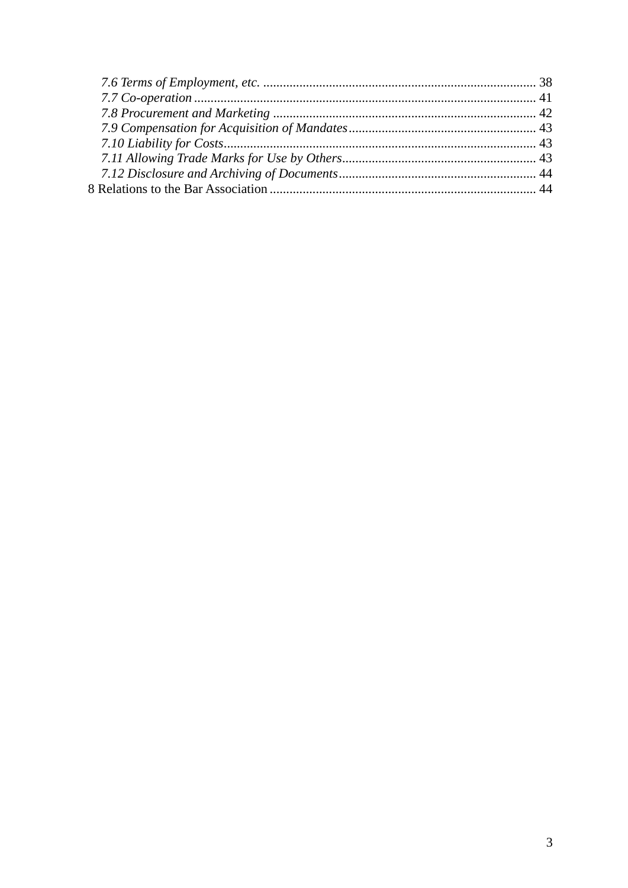*7.6 Terms of Employment, etc.* .................................................................................. 38
*7.7 Co-operation* ...................................................................................................... 41
*7.8 Procurement and Marketing* ............................................................................... 42
*7.9 Compensation for Acquisition of Mandates* ......................................................... 43
*7.10 Liability for Costs* .............................................................................................. 43
*7.11 Allowing Trade Marks for Use by Others* ........................................................... 43
*7.12 Disclosure and Archiving of Documents* ............................................................ 44
8 Relations to the Bar Association ................................................................................ 44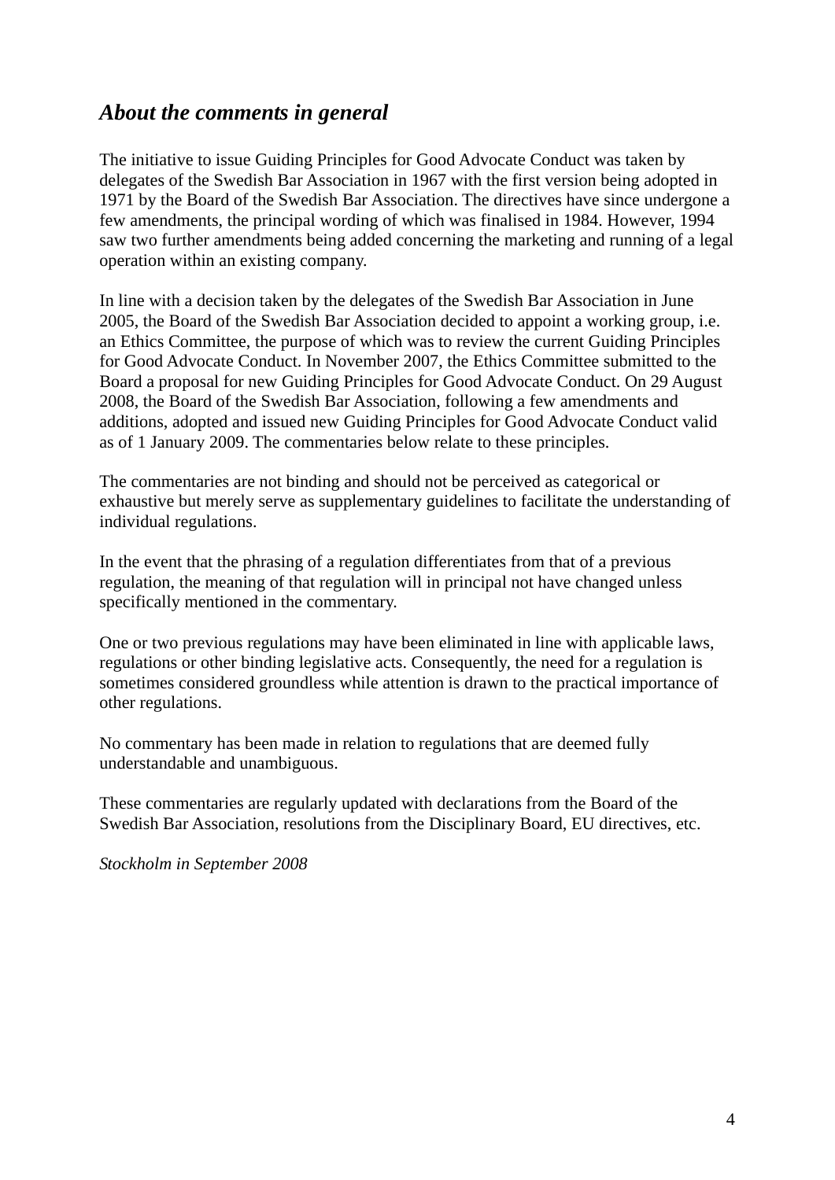## *About the comments in general*

The initiative to issue Guiding Principles for Good Advocate Conduct was taken by delegates of the Swedish Bar Association in 1967 with the first version being adopted in 1971 by the Board of the Swedish Bar Association. The directives have since undergone a few amendments, the principal wording of which was finalised in 1984. However, 1994 saw two further amendments being added concerning the marketing and running of a legal operation within an existing company.

In line with a decision taken by the delegates of the Swedish Bar Association in June 2005, the Board of the Swedish Bar Association decided to appoint a working group, i.e. an Ethics Committee, the purpose of which was to review the current Guiding Principles for Good Advocate Conduct. In November 2007, the Ethics Committee submitted to the Board a proposal for new Guiding Principles for Good Advocate Conduct. On 29 August 2008, the Board of the Swedish Bar Association, following a few amendments and additions, adopted and issued new Guiding Principles for Good Advocate Conduct valid as of 1 January 2009. The commentaries below relate to these principles.

The commentaries are not binding and should not be perceived as categorical or exhaustive but merely serve as supplementary guidelines to facilitate the understanding of individual regulations.

In the event that the phrasing of a regulation differentiates from that of a previous regulation, the meaning of that regulation will in principal not have changed unless specifically mentioned in the commentary.

One or two previous regulations may have been eliminated in line with applicable laws, regulations or other binding legislative acts. Consequently, the need for a regulation is sometimes considered groundless while attention is drawn to the practical importance of other regulations.

No commentary has been made in relation to regulations that are deemed fully understandable and unambiguous.

These commentaries are regularly updated with declarations from the Board of the Swedish Bar Association, resolutions from the Disciplinary Board, EU directives, etc.

*Stockholm in September 2008*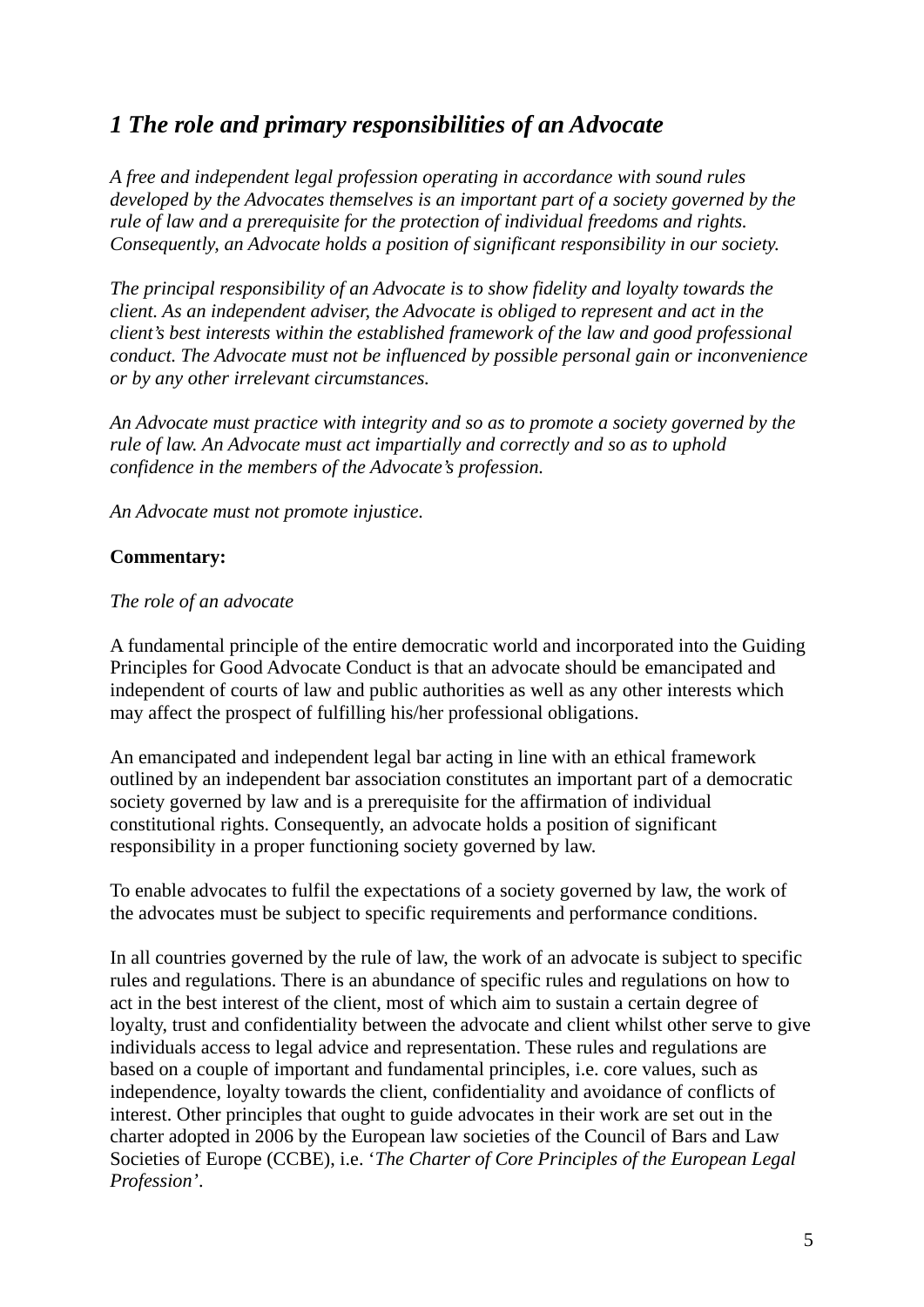## *1 The role and primary responsibilities of an Advocate*

*A free and independent legal profession operating in accordance with sound rules developed by the Advocates themselves is an important part of a society governed by the rule of law and a prerequisite for the protection of individual freedoms and rights. Consequently, an Advocate holds a position of significant responsibility in our society.*

*The principal responsibility of an Advocate is to show fidelity and loyalty towards the client. As an independent adviser, the Advocate is obliged to represent and act in the client's best interests within the established framework of the law and good professional conduct. The Advocate must not be influenced by possible personal gain or inconvenience or by any other irrelevant circumstances.*

*An Advocate must practice with integrity and so as to promote a society governed by the rule of law. An Advocate must act impartially and correctly and so as to uphold confidence in the members of the Advocate's profession.*

*An Advocate must not promote injustice.*

**Commentary:**

*The role of an advocate*

A fundamental principle of the entire democratic world and incorporated into the Guiding Principles for Good Advocate Conduct is that an advocate should be emancipated and independent of courts of law and public authorities as well as any other interests which may affect the prospect of fulfilling his/her professional obligations.

An emancipated and independent legal bar acting in line with an ethical framework outlined by an independent bar association constitutes an important part of a democratic society governed by law and is a prerequisite for the affirmation of individual constitutional rights. Consequently, an advocate holds a position of significant responsibility in a proper functioning society governed by law.

To enable advocates to fulfil the expectations of a society governed by law, the work of the advocates must be subject to specific requirements and performance conditions.

In all countries governed by the rule of law, the work of an advocate is subject to specific rules and regulations. There is an abundance of specific rules and regulations on how to act in the best interest of the client, most of which aim to sustain a certain degree of loyalty, trust and confidentiality between the advocate and client whilst other serve to give individuals access to legal advice and representation. These rules and regulations are based on a couple of important and fundamental principles, i.e. core values, such as independence, loyalty towards the client, confidentiality and avoidance of conflicts of interest. Other principles that ought to guide advocates in their work are set out in the charter adopted in 2006 by the European law societies of the Council of Bars and Law Societies of Europe (CCBE), i.e. '*The Charter of Core Principles of the European Legal Profession*'.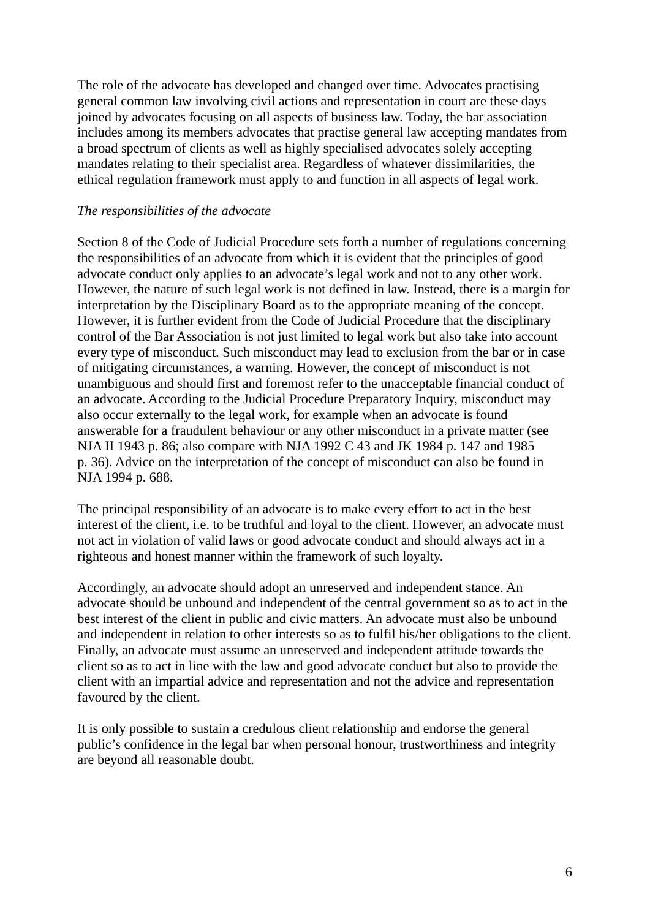The role of the advocate has developed and changed over time. Advocates practising general common law involving civil actions and representation in court are these days joined by advocates focusing on all aspects of business law. Today, the bar association includes among its members advocates that practise general law accepting mandates from a broad spectrum of clients as well as highly specialised advocates solely accepting mandates relating to their specialist area. Regardless of whatever dissimilarities, the ethical regulation framework must apply to and function in all aspects of legal work.

*The responsibilities of the advocate*

Section 8 of the Code of Judicial Procedure sets forth a number of regulations concerning the responsibilities of an advocate from which it is evident that the principles of good advocate conduct only applies to an advocate's legal work and not to any other work. However, the nature of such legal work is not defined in law. Instead, there is a margin for interpretation by the Disciplinary Board as to the appropriate meaning of the concept. However, it is further evident from the Code of Judicial Procedure that the disciplinary control of the Bar Association is not just limited to legal work but also take into account every type of misconduct. Such misconduct may lead to exclusion from the bar or in case of mitigating circumstances, a warning. However, the concept of misconduct is not unambiguous and should first and foremost refer to the unacceptable financial conduct of an advocate. According to the Judicial Procedure Preparatory Inquiry, misconduct may also occur externally to the legal work, for example when an advocate is found answerable for a fraudulent behaviour or any other misconduct in a private matter (see NJA II 1943 p. 86; also compare with NJA 1992 C 43 and JK 1984 p. 147 and 1985 p. 36). Advice on the interpretation of the concept of misconduct can also be found in NJA 1994 p. 688.

The principal responsibility of an advocate is to make every effort to act in the best interest of the client, i.e. to be truthful and loyal to the client. However, an advocate must not act in violation of valid laws or good advocate conduct and should always act in a righteous and honest manner within the framework of such loyalty.

Accordingly, an advocate should adopt an unreserved and independent stance. An advocate should be unbound and independent of the central government so as to act in the best interest of the client in public and civic matters. An advocate must also be unbound and independent in relation to other interests so as to fulfil his/her obligations to the client. Finally, an advocate must assume an unreserved and independent attitude towards the client so as to act in line with the law and good advocate conduct but also to provide the client with an impartial advice and representation and not the advice and representation favoured by the client.

It is only possible to sustain a credulous client relationship and endorse the general public's confidence in the legal bar when personal honour, trustworthiness and integrity are beyond all reasonable doubt.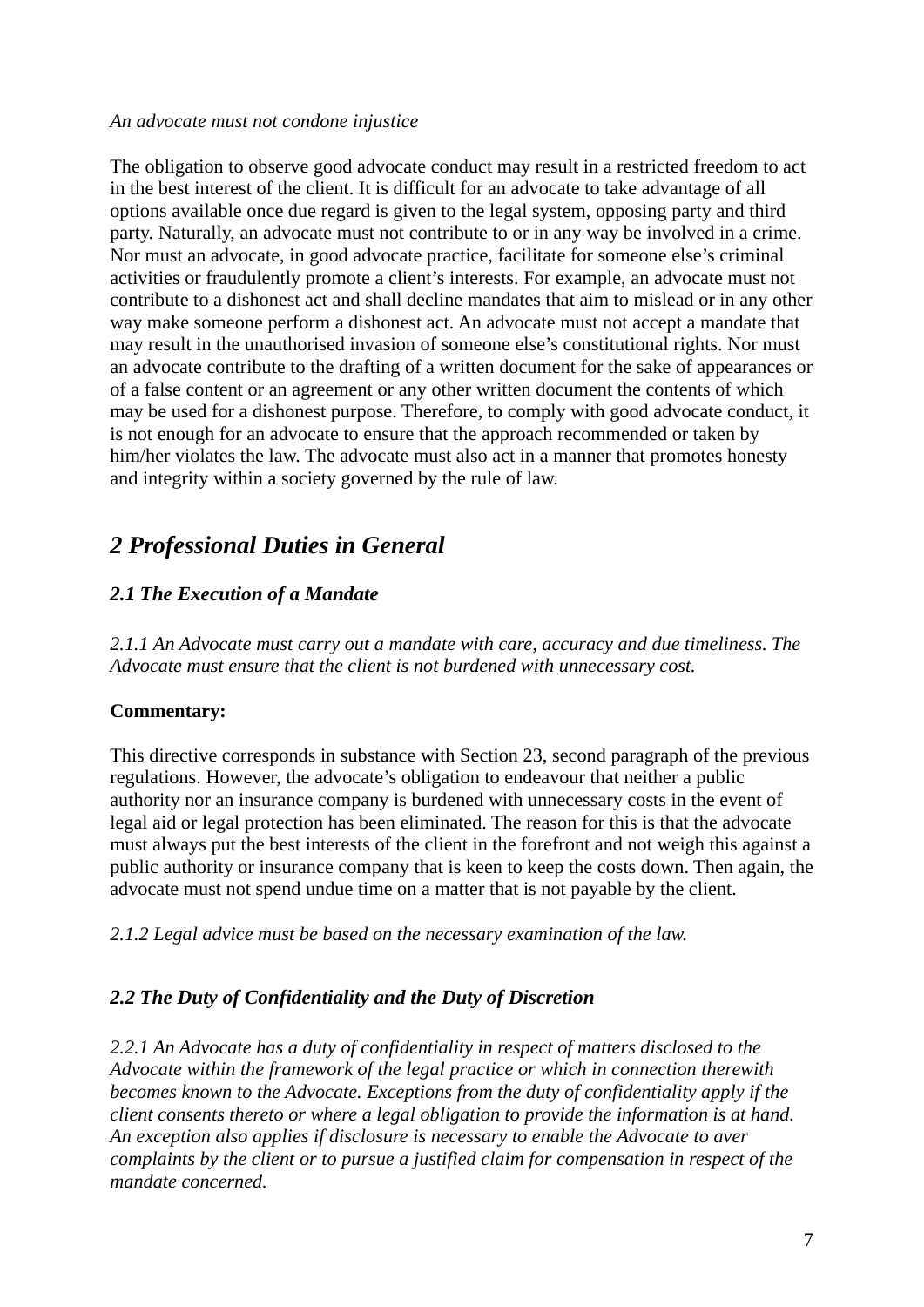*An advocate must not condone injustice*

The obligation to observe good advocate conduct may result in a restricted freedom to act in the best interest of the client. It is difficult for an advocate to take advantage of all options available once due regard is given to the legal system, opposing party and third party. Naturally, an advocate must not contribute to or in any way be involved in a crime. Nor must an advocate, in good advocate practice, facilitate for someone else's criminal activities or fraudulently promote a client's interests. For example, an advocate must not contribute to a dishonest act and shall decline mandates that aim to mislead or in any other way make someone perform a dishonest act. An advocate must not accept a mandate that may result in the unauthorised invasion of someone else's constitutional rights. Nor must an advocate contribute to the drafting of a written document for the sake of appearances or of a false content or an agreement or any other written document the contents of which may be used for a dishonest purpose. Therefore, to comply with good advocate conduct, it is not enough for an advocate to ensure that the approach recommended or taken by him/her violates the law. The advocate must also act in a manner that promotes honesty and integrity within a society governed by the rule of law.

## *2 Professional Duties in General*

### *2.1 The Execution of a Mandate*

*2.1.1 An Advocate must carry out a mandate with care, accuracy and due timeliness. The Advocate must ensure that the client is not burdened with unnecessary cost.*

**Commentary:**

This directive corresponds in substance with Section 23, second paragraph of the previous regulations. However, the advocate's obligation to endeavour that neither a public authority nor an insurance company is burdened with unnecessary costs in the event of legal aid or legal protection has been eliminated. The reason for this is that the advocate must always put the best interests of the client in the forefront and not weigh this against a public authority or insurance company that is keen to keep the costs down. Then again, the advocate must not spend undue time on a matter that is not payable by the client.

*2.1.2 Legal advice must be based on the necessary examination of the law.*

### *2.2 The Duty of Confidentiality and the Duty of Discretion*

*2.2.1 An Advocate has a duty of confidentiality in respect of matters disclosed to the Advocate within the framework of the legal practice or which in connection therewith becomes known to the Advocate. Exceptions from the duty of confidentiality apply if the client consents thereto or where a legal obligation to provide the information is at hand. An exception also applies if disclosure is necessary to enable the Advocate to aver complaints by the client or to pursue a justified claim for compensation in respect of the mandate concerned.*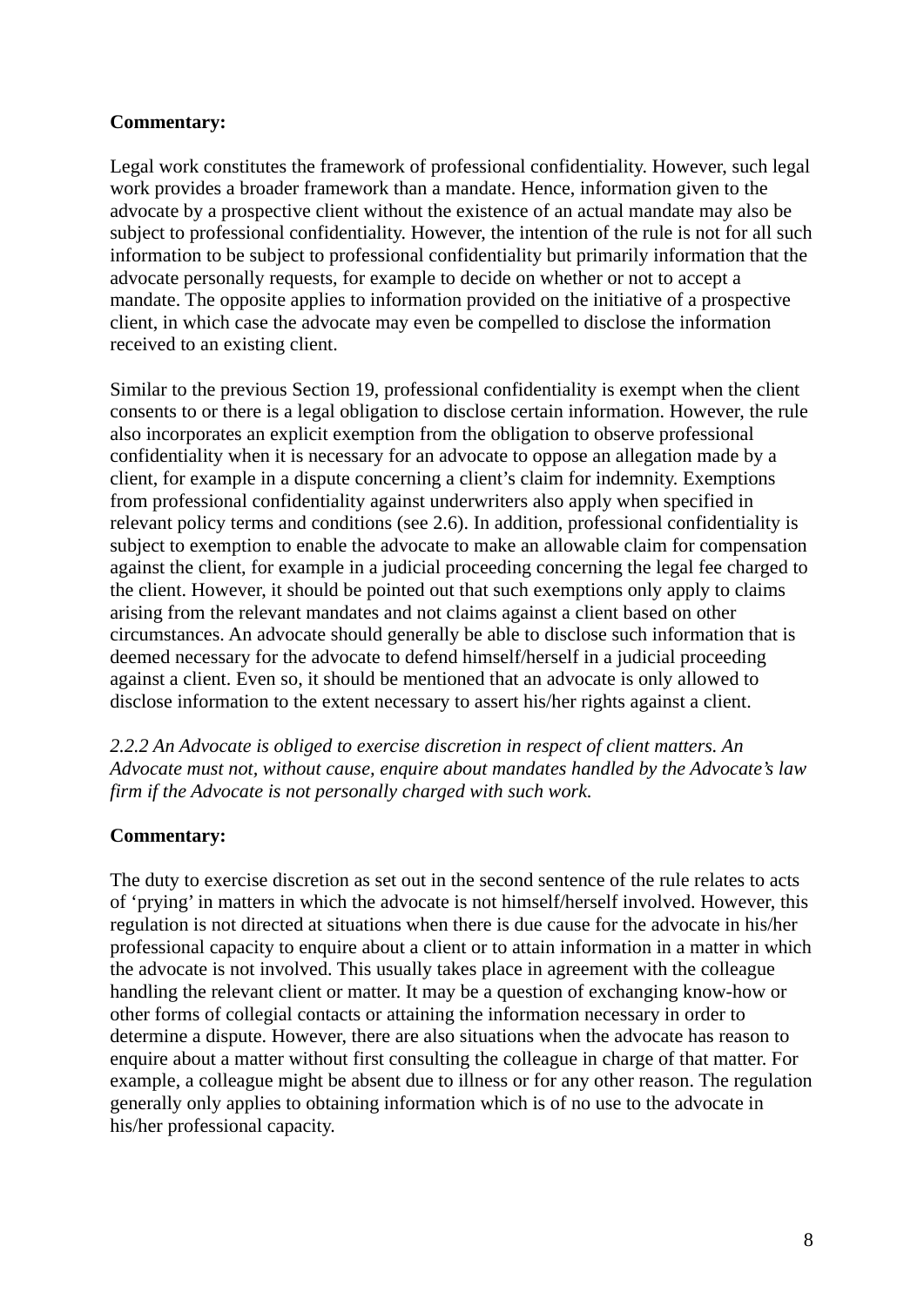**Commentary:**

Legal work constitutes the framework of professional confidentiality. However, such legal work provides a broader framework than a mandate. Hence, information given to the advocate by a prospective client without the existence of an actual mandate may also be subject to professional confidentiality. However, the intention of the rule is not for all such information to be subject to professional confidentiality but primarily information that the advocate personally requests, for example to decide on whether or not to accept a mandate. The opposite applies to information provided on the initiative of a prospective client, in which case the advocate may even be compelled to disclose the information received to an existing client.

Similar to the previous Section 19, professional confidentiality is exempt when the client consents to or there is a legal obligation to disclose certain information. However, the rule also incorporates an explicit exemption from the obligation to observe professional confidentiality when it is necessary for an advocate to oppose an allegation made by a client, for example in a dispute concerning a client's claim for indemnity. Exemptions from professional confidentiality against underwriters also apply when specified in relevant policy terms and conditions (see 2.6). In addition, professional confidentiality is subject to exemption to enable the advocate to make an allowable claim for compensation against the client, for example in a judicial proceeding concerning the legal fee charged to the client. However, it should be pointed out that such exemptions only apply to claims arising from the relevant mandates and not claims against a client based on other circumstances. An advocate should generally be able to disclose such information that is deemed necessary for the advocate to defend himself/herself in a judicial proceeding against a client. Even so, it should be mentioned that an advocate is only allowed to disclose information to the extent necessary to assert his/her rights against a client.

*2.2.2 An Advocate is obliged to exercise discretion in respect of client matters. An Advocate must not, without cause, enquire about mandates handled by the Advocate's law firm if the Advocate is not personally charged with such work.*

**Commentary:**

The duty to exercise discretion as set out in the second sentence of the rule relates to acts of 'prying' in matters in which the advocate is not himself/herself involved. However, this regulation is not directed at situations when there is due cause for the advocate in his/her professional capacity to enquire about a client or to attain information in a matter in which the advocate is not involved. This usually takes place in agreement with the colleague handling the relevant client or matter. It may be a question of exchanging know-how or other forms of collegial contacts or attaining the information necessary in order to determine a dispute. However, there are also situations when the advocate has reason to enquire about a matter without first consulting the colleague in charge of that matter. For example, a colleague might be absent due to illness or for any other reason. The regulation generally only applies to obtaining information which is of no use to the advocate in his/her professional capacity.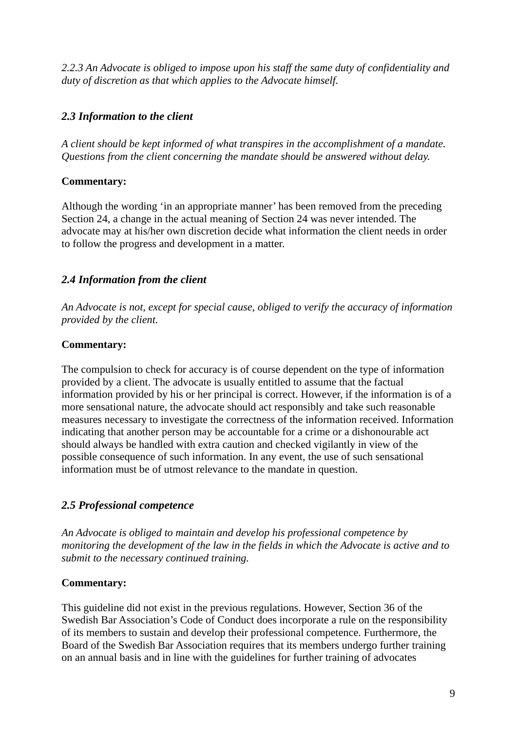*2.2.3 An Advocate is obliged to impose upon his staff the same duty of confidentiality and duty of discretion as that which applies to the Advocate himself.*

### *2.3 Information to the client*

*A client should be kept informed of what transpires in the accomplishment of a mandate. Questions from the client concerning the mandate should be answered without delay.*

**Commentary:**

Although the wording 'in an appropriate manner' has been removed from the preceding Section 24, a change in the actual meaning of Section 24 was never intended. The advocate may at his/her own discretion decide what information the client needs in order to follow the progress and development in a matter.

### *2.4 Information from the client*

*An Advocate is not, except for special cause, obliged to verify the accuracy of information provided by the client.*

**Commentary:**

The compulsion to check for accuracy is of course dependent on the type of information provided by a client. The advocate is usually entitled to assume that the factual information provided by his or her principal is correct. However, if the information is of a more sensational nature, the advocate should act responsibly and take such reasonable measures necessary to investigate the correctness of the information received. Information indicating that another person may be accountable for a crime or a dishonourable act should always be handled with extra caution and checked vigilantly in view of the possible consequence of such information. In any event, the use of such sensational information must be of utmost relevance to the mandate in question.

### *2.5 Professional competence*

*An Advocate is obliged to maintain and develop his professional competence by monitoring the development of the law in the fields in which the Advocate is active and to submit to the necessary continued training.*

**Commentary:**

This guideline did not exist in the previous regulations. However, Section 36 of the Swedish Bar Association's Code of Conduct does incorporate a rule on the responsibility of its members to sustain and develop their professional competence. Furthermore, the Board of the Swedish Bar Association requires that its members undergo further training on an annual basis and in line with the guidelines for further training of advocates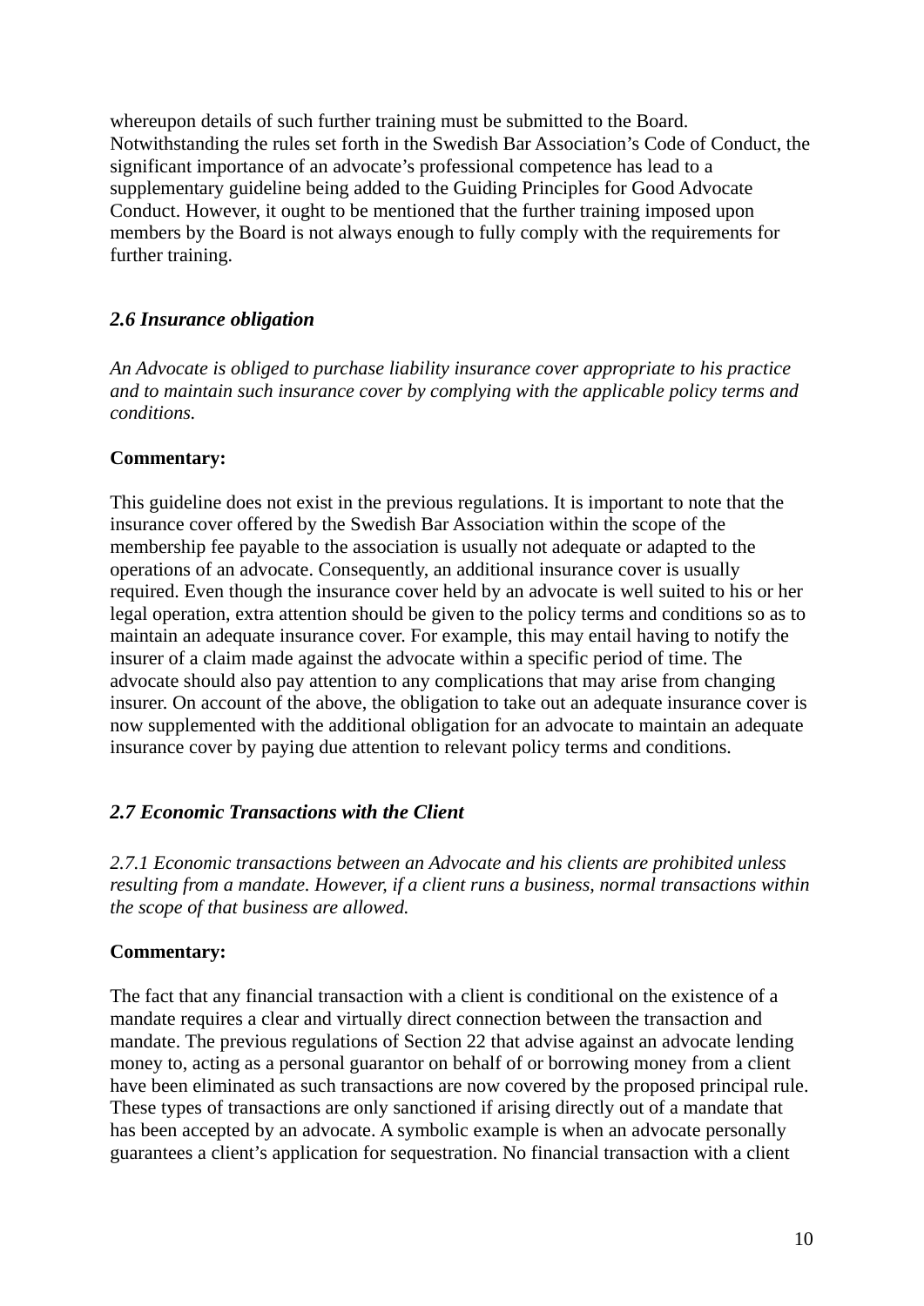whereupon details of such further training must be submitted to the Board. Notwithstanding the rules set forth in the Swedish Bar Association's Code of Conduct, the significant importance of an advocate's professional competence has lead to a supplementary guideline being added to the Guiding Principles for Good Advocate Conduct. However, it ought to be mentioned that the further training imposed upon members by the Board is not always enough to fully comply with the requirements for further training.

### *2.6 Insurance obligation*

*An Advocate is obliged to purchase liability insurance cover appropriate to his practice and to maintain such insurance cover by complying with the applicable policy terms and conditions.*

**Commentary:**

This guideline does not exist in the previous regulations. It is important to note that the insurance cover offered by the Swedish Bar Association within the scope of the membership fee payable to the association is usually not adequate or adapted to the operations of an advocate. Consequently, an additional insurance cover is usually required. Even though the insurance cover held by an advocate is well suited to his or her legal operation, extra attention should be given to the policy terms and conditions so as to maintain an adequate insurance cover. For example, this may entail having to notify the insurer of a claim made against the advocate within a specific period of time. The advocate should also pay attention to any complications that may arise from changing insurer. On account of the above, the obligation to take out an adequate insurance cover is now supplemented with the additional obligation for an advocate to maintain an adequate insurance cover by paying due attention to relevant policy terms and conditions.

### *2.7 Economic Transactions with the Client*

*2.7.1 Economic transactions between an Advocate and his clients are prohibited unless resulting from a mandate. However, if a client runs a business, normal transactions within the scope of that business are allowed.*

**Commentary:**

The fact that any financial transaction with a client is conditional on the existence of a mandate requires a clear and virtually direct connection between the transaction and mandate. The previous regulations of Section 22 that advise against an advocate lending money to, acting as a personal guarantor on behalf of or borrowing money from a client have been eliminated as such transactions are now covered by the proposed principal rule. These types of transactions are only sanctioned if arising directly out of a mandate that has been accepted by an advocate. A symbolic example is when an advocate personally guarantees a client's application for sequestration. No financial transaction with a client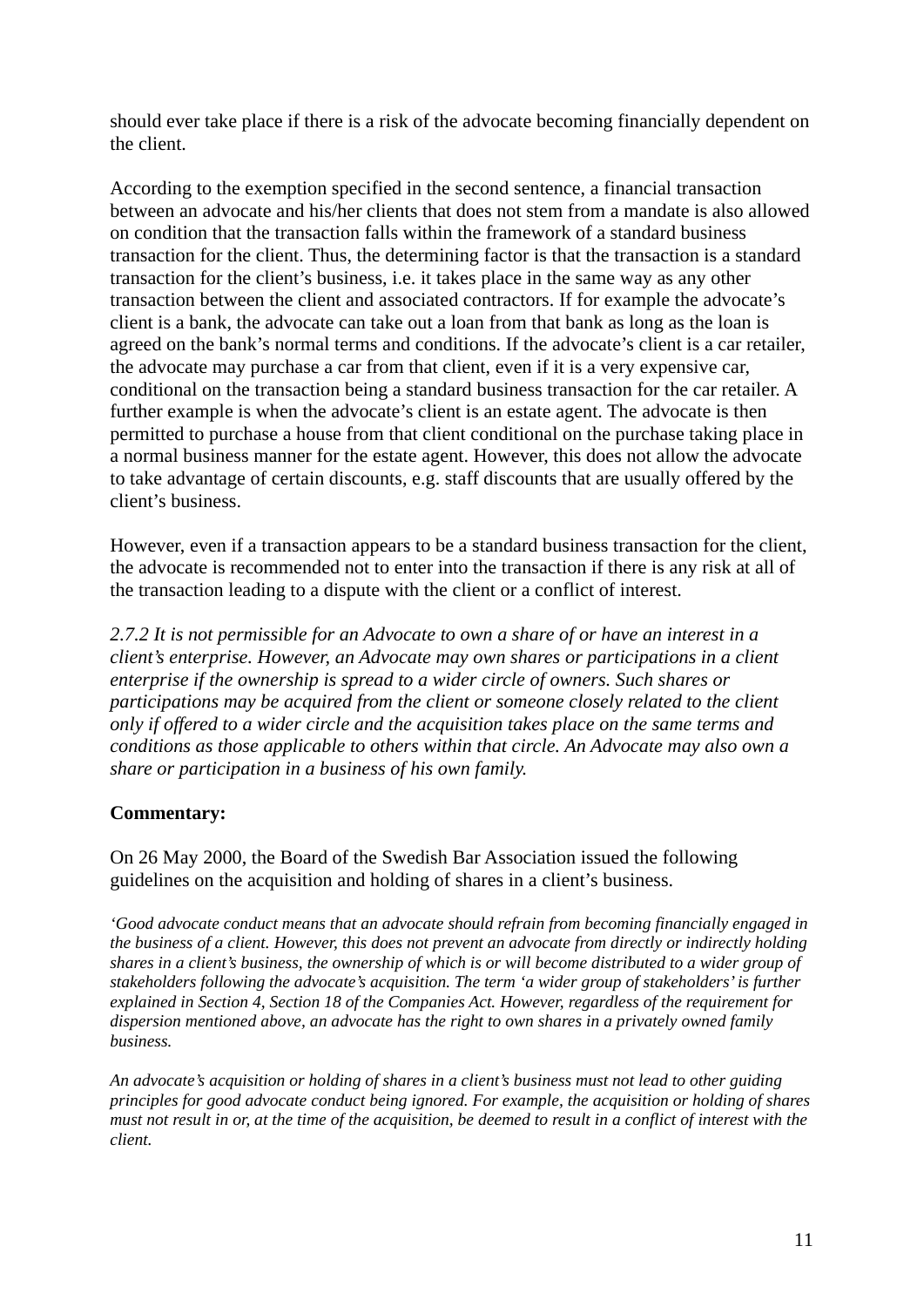should ever take place if there is a risk of the advocate becoming financially dependent on the client.

According to the exemption specified in the second sentence, a financial transaction between an advocate and his/her clients that does not stem from a mandate is also allowed on condition that the transaction falls within the framework of a standard business transaction for the client. Thus, the determining factor is that the transaction is a standard transaction for the client's business, i.e. it takes place in the same way as any other transaction between the client and associated contractors. If for example the advocate's client is a bank, the advocate can take out a loan from that bank as long as the loan is agreed on the bank's normal terms and conditions. If the advocate's client is a car retailer, the advocate may purchase a car from that client, even if it is a very expensive car, conditional on the transaction being a standard business transaction for the car retailer. A further example is when the advocate's client is an estate agent. The advocate is then permitted to purchase a house from that client conditional on the purchase taking place in a normal business manner for the estate agent. However, this does not allow the advocate to take advantage of certain discounts, e.g. staff discounts that are usually offered by the client's business.

However, even if a transaction appears to be a standard business transaction for the client, the advocate is recommended not to enter into the transaction if there is any risk at all of the transaction leading to a dispute with the client or a conflict of interest.

*2.7.2 It is not permissible for an Advocate to own a share of or have an interest in a client's enterprise. However, an Advocate may own shares or participations in a client enterprise if the ownership is spread to a wider circle of owners. Such shares or participations may be acquired from the client or someone closely related to the client only if offered to a wider circle and the acquisition takes place on the same terms and conditions as those applicable to others within that circle. An Advocate may also own a share or participation in a business of his own family.*

**Commentary:**

On 26 May 2000, the Board of the Swedish Bar Association issued the following guidelines on the acquisition and holding of shares in a client's business.

*'Good advocate conduct means that an advocate should refrain from becoming financially engaged in the business of a client. However, this does not prevent an advocate from directly or indirectly holding shares in a client's business, the ownership of which is or will become distributed to a wider group of stakeholders following the advocate's acquisition. The term 'a wider group of stakeholders' is further explained in Section 4, Section 18 of the Companies Act. However, regardless of the requirement for dispersion mentioned above, an advocate has the right to own shares in a privately owned family business.*

*An advocate's acquisition or holding of shares in a client's business must not lead to other guiding principles for good advocate conduct being ignored. For example, the acquisition or holding of shares must not result in or, at the time of the acquisition, be deemed to result in a conflict of interest with the client.*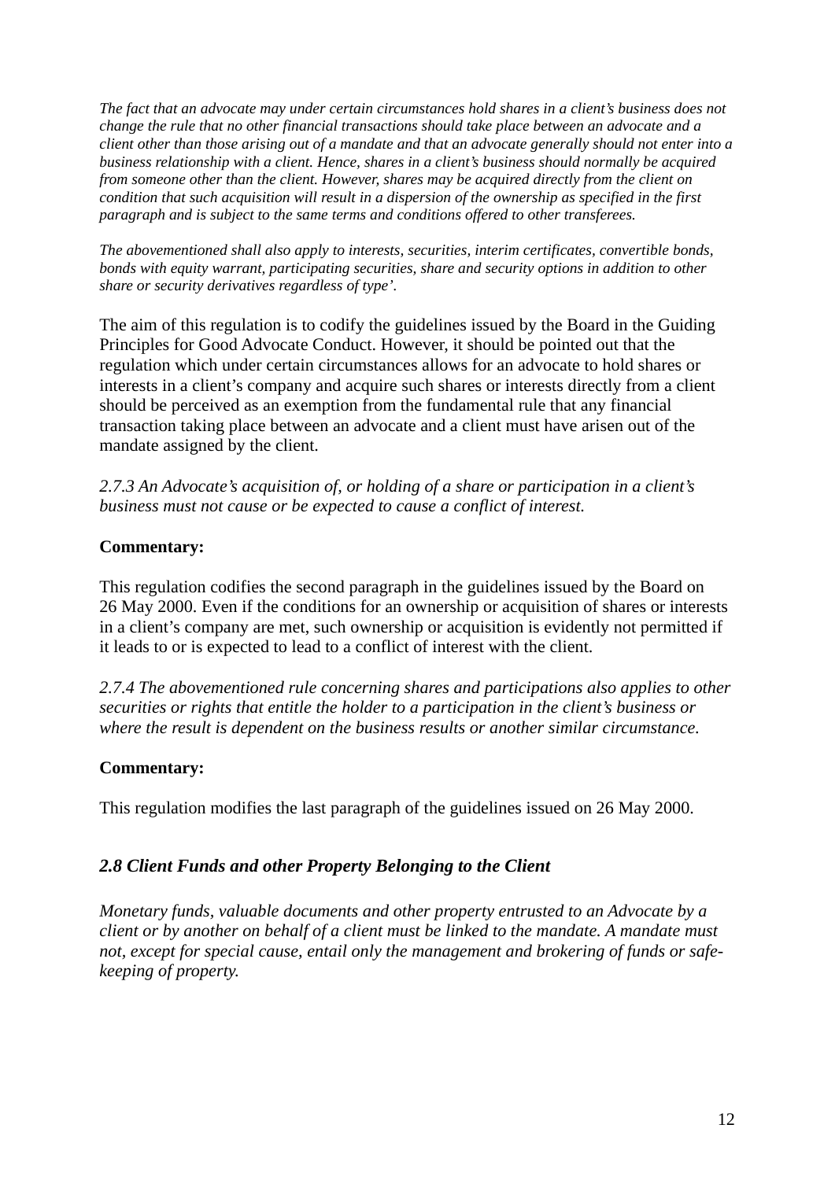*The fact that an advocate may under certain circumstances hold shares in a client's business does not change the rule that no other financial transactions should take place between an advocate and a client other than those arising out of a mandate and that an advocate generally should not enter into a business relationship with a client. Hence, shares in a client's business should normally be acquired from someone other than the client. However, shares may be acquired directly from the client on condition that such acquisition will result in a dispersion of the ownership as specified in the first paragraph and is subject to the same terms and conditions offered to other transferees.*

*The abovementioned shall also apply to interests, securities, interim certificates, convertible bonds, bonds with equity warrant, participating securities, share and security options in addition to other share or security derivatives regardless of type'.*

The aim of this regulation is to codify the guidelines issued by the Board in the Guiding Principles for Good Advocate Conduct. However, it should be pointed out that the regulation which under certain circumstances allows for an advocate to hold shares or interests in a client's company and acquire such shares or interests directly from a client should be perceived as an exemption from the fundamental rule that any financial transaction taking place between an advocate and a client must have arisen out of the mandate assigned by the client.

*2.7.3 An Advocate's acquisition of, or holding of a share or participation in a client's business must not cause or be expected to cause a conflict of interest.*

**Commentary:**

This regulation codifies the second paragraph in the guidelines issued by the Board on 26 May 2000. Even if the conditions for an ownership or acquisition of shares or interests in a client's company are met, such ownership or acquisition is evidently not permitted if it leads to or is expected to lead to a conflict of interest with the client.

*2.7.4 The abovementioned rule concerning shares and participations also applies to other securities or rights that entitle the holder to a participation in the client's business or where the result is dependent on the business results or another similar circumstance.*

**Commentary:**

This regulation modifies the last paragraph of the guidelines issued on 26 May 2000.

## *2.8 Client Funds and other Property Belonging to the Client*

*Monetary funds, valuable documents and other property entrusted to an Advocate by a client or by another on behalf of a client must be linked to the mandate. A mandate must not, except for special cause, entail only the management and brokering of funds or safe-keeping of property.*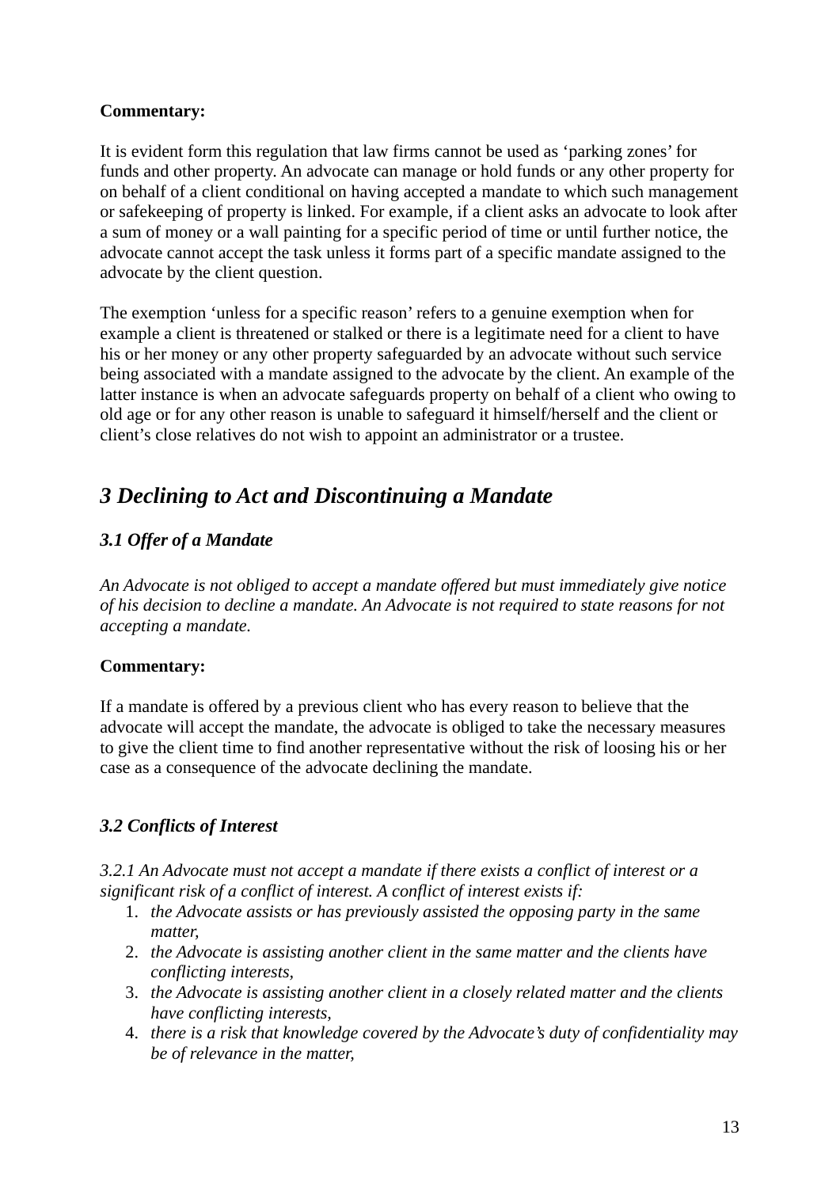**Commentary:**

It is evident form this regulation that law firms cannot be used as ‘parking zones’ for funds and other property. An advocate can manage or hold funds or any other property for on behalf of a client conditional on having accepted a mandate to which such management or safekeeping of property is linked. For example, if a client asks an advocate to look after a sum of money or a wall painting for a specific period of time or until further notice, the advocate cannot accept the task unless it forms part of a specific mandate assigned to the advocate by the client question.

The exemption ‘unless for a specific reason’ refers to a genuine exemption when for example a client is threatened or stalked or there is a legitimate need for a client to have his or her money or any other property safeguarded by an advocate without such service being associated with a mandate assigned to the advocate by the client. An example of the latter instance is when an advocate safeguards property on behalf of a client who owing to old age or for any other reason is unable to safeguard it himself/herself and the client or client’s close relatives do not wish to appoint an administrator or a trustee.

## *3 Declining to Act and Discontinuing a Mandate*

### *3.1 Offer of a Mandate*

*An Advocate is not obliged to accept a mandate offered but must immediately give notice of his decision to decline a mandate. An Advocate is not required to state reasons for not accepting a mandate.*

**Commentary:**

If a mandate is offered by a previous client who has every reason to believe that the advocate will accept the mandate, the advocate is obliged to take the necessary measures to give the client time to find another representative without the risk of loosing his or her case as a consequence of the advocate declining the mandate.

### *3.2 Conflicts of Interest*

*3.2.1 An Advocate must not accept a mandate if there exists a conflict of interest or a significant risk of a conflict of interest. A conflict of interest exists if:*

1. *the Advocate assists or has previously assisted the opposing party in the same matter,*
2. *the Advocate is assisting another client in the same matter and the clients have conflicting interests,*
3. *the Advocate is assisting another client in a closely related matter and the clients have conflicting interests,*
4. *there is a risk that knowledge covered by the Advocate’s duty of confidentiality may be of relevance in the matter,*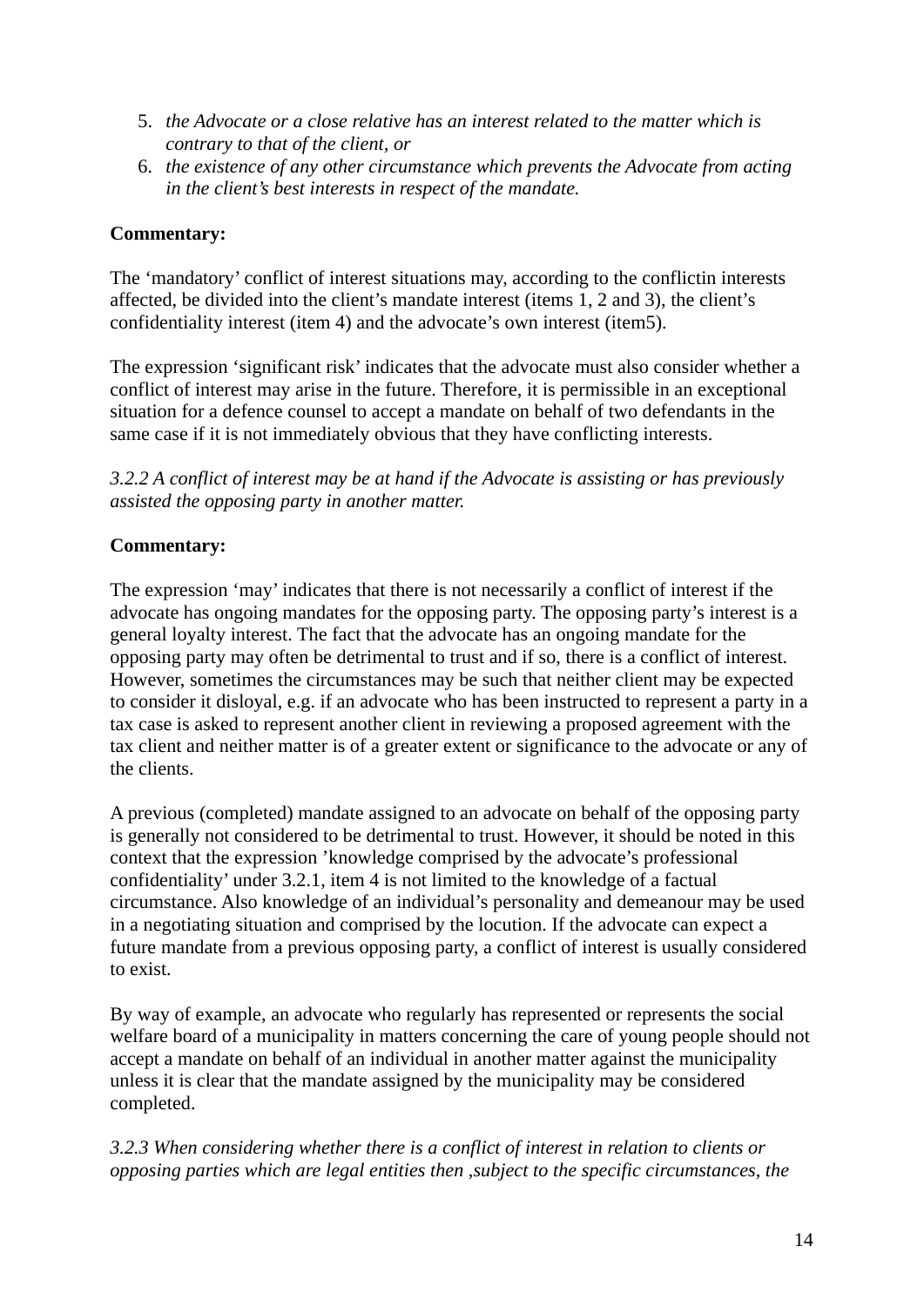5. *the Advocate or a close relative has an interest related to the matter which is contrary to that of the client, or*
6. *the existence of any other circumstance which prevents the Advocate from acting in the client's best interests in respect of the mandate.*

**Commentary:**

The 'mandatory' conflict of interest situations may, according to the conflictin interests affected, be divided into the client's mandate interest (items 1, 2 and 3), the client's confidentiality interest (item 4) and the advocate's own interest (item5).

The expression 'significant risk' indicates that the advocate must also consider whether a conflict of interest may arise in the future. Therefore, it is permissible in an exceptional situation for a defence counsel to accept a mandate on behalf of two defendants in the same case if it is not immediately obvious that they have conflicting interests.

*3.2.2 A conflict of interest may be at hand if the Advocate is assisting or has previously assisted the opposing party in another matter.*

**Commentary:**

The expression 'may' indicates that there is not necessarily a conflict of interest if the advocate has ongoing mandates for the opposing party. The opposing party's interest is a general loyalty interest. The fact that the advocate has an ongoing mandate for the opposing party may often be detrimental to trust and if so, there is a conflict of interest. However, sometimes the circumstances may be such that neither client may be expected to consider it disloyal, e.g. if an advocate who has been instructed to represent a party in a tax case is asked to represent another client in reviewing a proposed agreement with the tax client and neither matter is of a greater extent or significance to the advocate or any of the clients.

A previous (completed) mandate assigned to an advocate on behalf of the opposing party is generally not considered to be detrimental to trust. However, it should be noted in this context that the expression 'knowledge comprised by the advocate's professional confidentiality' under 3.2.1, item 4 is not limited to the knowledge of a factual circumstance. Also knowledge of an individual's personality and demeanour may be used in a negotiating situation and comprised by the locution. If the advocate can expect a future mandate from a previous opposing party, a conflict of interest is usually considered to exist.

By way of example, an advocate who regularly has represented or represents the social welfare board of a municipality in matters concerning the care of young people should not accept a mandate on behalf of an individual in another matter against the municipality unless it is clear that the mandate assigned by the municipality may be considered completed.

*3.2.3 When considering whether there is a conflict of interest in relation to clients or opposing parties which are legal entities then ,subject to the specific circumstances, the*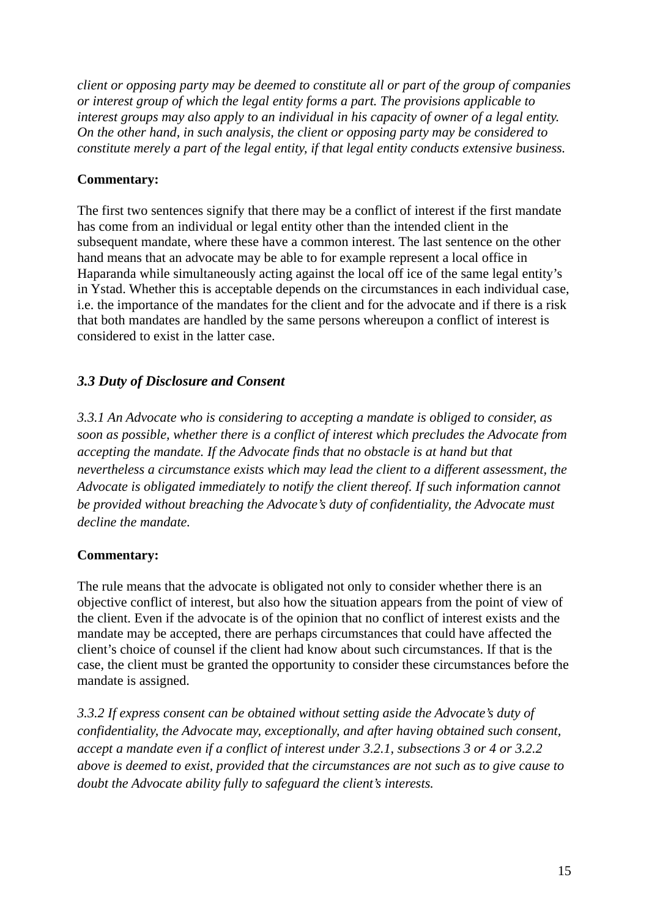*client or opposing party may be deemed to constitute all or part of the group of companies or interest group of which the legal entity forms a part. The provisions applicable to interest groups may also apply to an individual in his capacity of owner of a legal entity. On the other hand, in such analysis, the client or opposing party may be considered to constitute merely a part of the legal entity, if that legal entity conducts extensive business.*

**Commentary:**

The first two sentences signify that there may be a conflict of interest if the first mandate has come from an individual or legal entity other than the intended client in the subsequent mandate, where these have a common interest. The last sentence on the other hand means that an advocate may be able to for example represent a local office in Haparanda while simultaneously acting against the local off ice of the same legal entity's in Ystad. Whether this is acceptable depends on the circumstances in each individual case, i.e. the importance of the mandates for the client and for the advocate and if there is a risk that both mandates are handled by the same persons whereupon a conflict of interest is considered to exist in the latter case.

### *3.3 Duty of Disclosure and Consent*

*3.3.1 An Advocate who is considering to accepting a mandate is obliged to consider, as soon as possible, whether there is a conflict of interest which precludes the Advocate from accepting the mandate. If the Advocate finds that no obstacle is at hand but that nevertheless a circumstance exists which may lead the client to a different assessment, the Advocate is obligated immediately to notify the client thereof. If such information cannot be provided without breaching the Advocate's duty of confidentiality, the Advocate must decline the mandate.*

**Commentary:**

The rule means that the advocate is obligated not only to consider whether there is an objective conflict of interest, but also how the situation appears from the point of view of the client. Even if the advocate is of the opinion that no conflict of interest exists and the mandate may be accepted, there are perhaps circumstances that could have affected the client's choice of counsel if the client had know about such circumstances. If that is the case, the client must be granted the opportunity to consider these circumstances before the mandate is assigned.

*3.3.2 If express consent can be obtained without setting aside the Advocate's duty of confidentiality, the Advocate may, exceptionally, and after having obtained such consent, accept a mandate even if a conflict of interest under 3.2.1, subsections 3 or 4 or 3.2.2 above is deemed to exist, provided that the circumstances are not such as to give cause to doubt the Advocate ability fully to safeguard the client's interests.*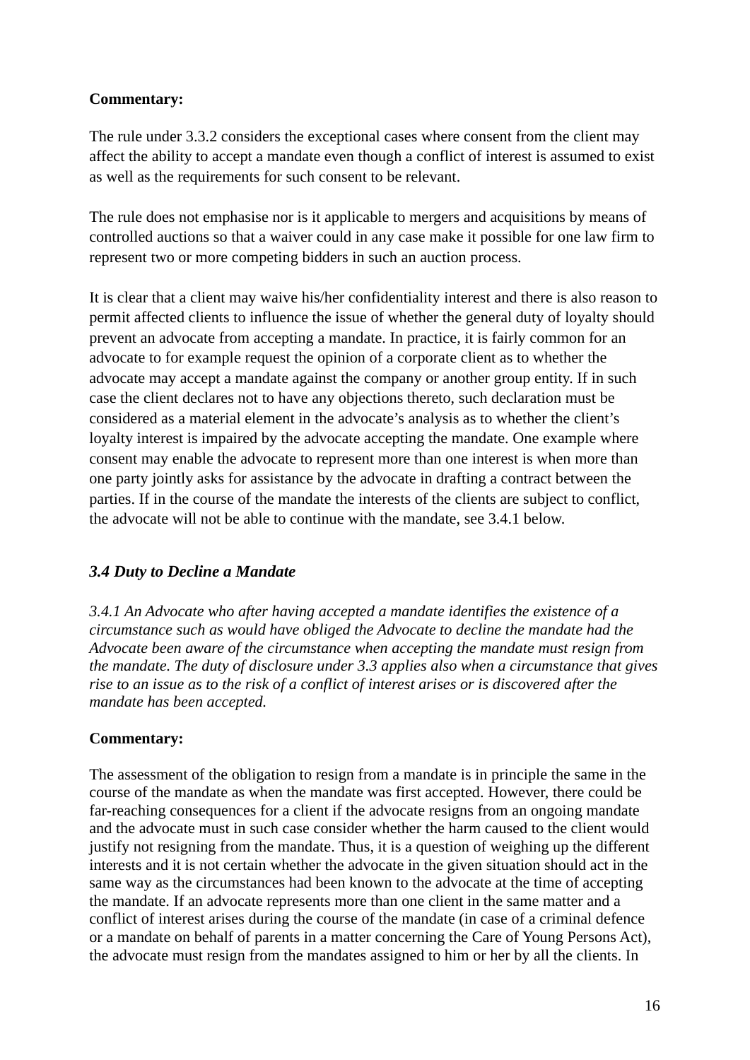**Commentary:**

The rule under 3.3.2 considers the exceptional cases where consent from the client may affect the ability to accept a mandate even though a conflict of interest is assumed to exist as well as the requirements for such consent to be relevant.

The rule does not emphasise nor is it applicable to mergers and acquisitions by means of controlled auctions so that a waiver could in any case make it possible for one law firm to represent two or more competing bidders in such an auction process.

It is clear that a client may waive his/her confidentiality interest and there is also reason to permit affected clients to influence the issue of whether the general duty of loyalty should prevent an advocate from accepting a mandate. In practice, it is fairly common for an advocate to for example request the opinion of a corporate client as to whether the advocate may accept a mandate against the company or another group entity. If in such case the client declares not to have any objections thereto, such declaration must be considered as a material element in the advocate's analysis as to whether the client's loyalty interest is impaired by the advocate accepting the mandate. One example where consent may enable the advocate to represent more than one interest is when more than one party jointly asks for assistance by the advocate in drafting a contract between the parties. If in the course of the mandate the interests of the clients are subject to conflict, the advocate will not be able to continue with the mandate, see 3.4.1 below.

### *3.4 Duty to Decline a Mandate*

*3.4.1 An Advocate who after having accepted a mandate identifies the existence of a circumstance such as would have obliged the Advocate to decline the mandate had the Advocate been aware of the circumstance when accepting the mandate must resign from the mandate. The duty of disclosure under 3.3 applies also when a circumstance that gives rise to an issue as to the risk of a conflict of interest arises or is discovered after the mandate has been accepted.*

**Commentary:**

The assessment of the obligation to resign from a mandate is in principle the same in the course of the mandate as when the mandate was first accepted. However, there could be far-reaching consequences for a client if the advocate resigns from an ongoing mandate and the advocate must in such case consider whether the harm caused to the client would justify not resigning from the mandate. Thus, it is a question of weighing up the different interests and it is not certain whether the advocate in the given situation should act in the same way as the circumstances had been known to the advocate at the time of accepting the mandate. If an advocate represents more than one client in the same matter and a conflict of interest arises during the course of the mandate (in case of a criminal defence or a mandate on behalf of parents in a matter concerning the Care of Young Persons Act), the advocate must resign from the mandates assigned to him or her by all the clients. In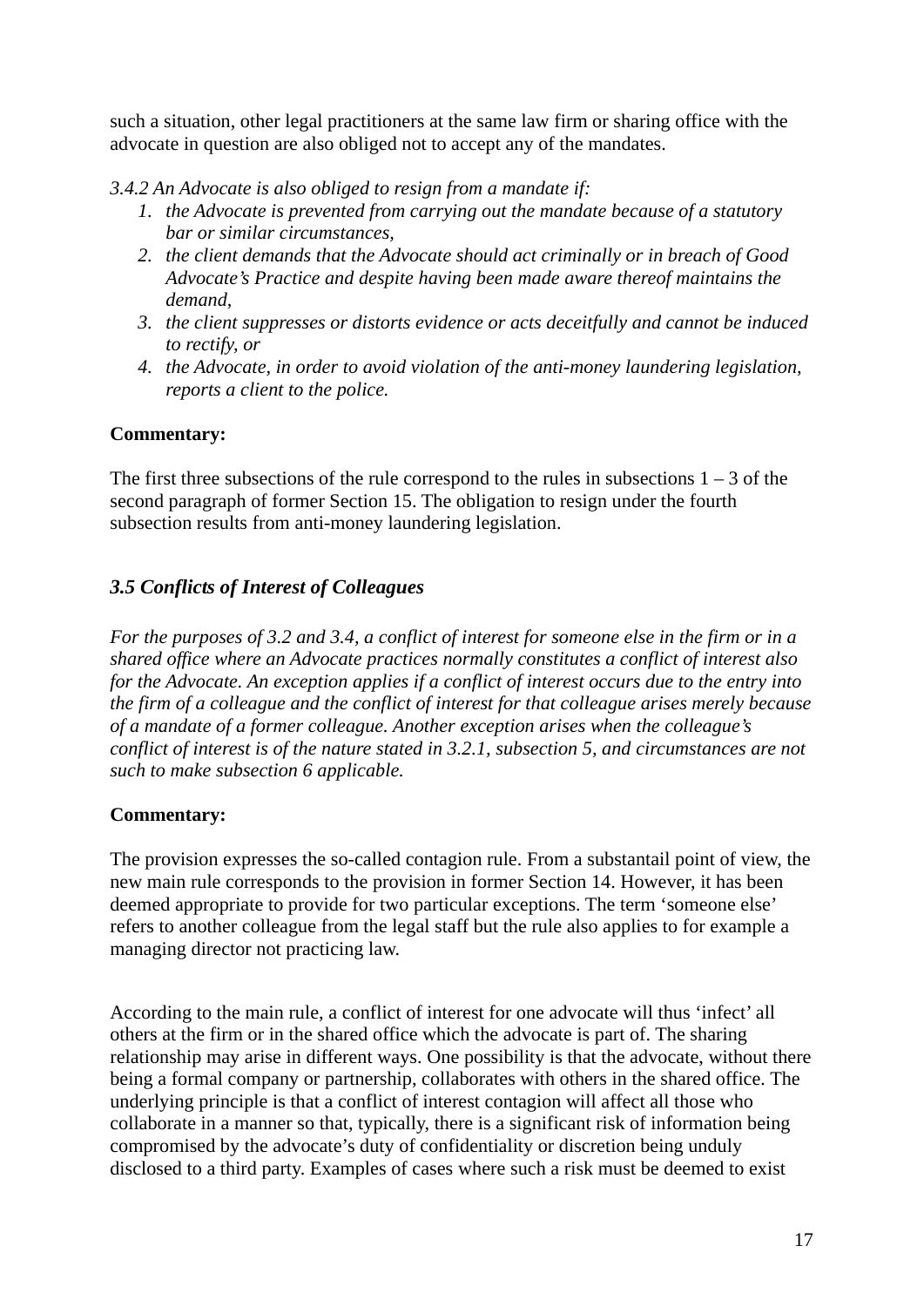such a situation, other legal practitioners at the same law firm or sharing office with the advocate in question are also obliged not to accept any of the mandates.

*3.4.2 An Advocate is also obliged to resign from a mandate if:*

1. *the Advocate is prevented from carrying out the mandate because of a statutory bar or similar circumstances,*
2. *the client demands that the Advocate should act criminally or in breach of Good Advocate's Practice and despite having been made aware thereof maintains the demand,*
3. *the client suppresses or distorts evidence or acts deceitfully and cannot be induced to rectify, or*
4. *the Advocate, in order to avoid violation of the anti-money laundering legislation, reports a client to the police.*

**Commentary:**

The first three subsections of the rule correspond to the rules in subsections 1 – 3 of the second paragraph of former Section 15. The obligation to resign under the fourth subsection results from anti-money laundering legislation.

### *3.5 Conflicts of Interest of Colleagues*

*For the purposes of 3.2 and 3.4, a conflict of interest for someone else in the firm or in a shared office where an Advocate practices normally constitutes a conflict of interest also for the Advocate. An exception applies if a conflict of interest occurs due to the entry into the firm of a colleague and the conflict of interest for that colleague arises merely because of a mandate of a former colleague. Another exception arises when the colleague's conflict of interest is of the nature stated in 3.2.1, subsection 5, and circumstances are not such to make subsection 6 applicable.*

**Commentary:**

The provision expresses the so-called contagion rule. From a substantail point of view, the new main rule corresponds to the provision in former Section 14. However, it has been deemed appropriate to provide for two particular exceptions. The term 'someone else' refers to another colleague from the legal staff but the rule also applies to for example a managing director not practicing law.

According to the main rule, a conflict of interest for one advocate will thus 'infect' all others at the firm or in the shared office which the advocate is part of. The sharing relationship may arise in different ways. One possibility is that the advocate, without there being a formal company or partnership, collaborates with others in the shared office. The underlying principle is that a conflict of interest contagion will affect all those who collaborate in a manner so that, typically, there is a significant risk of information being compromised by the advocate's duty of confidentiality or discretion being unduly disclosed to a third party. Examples of cases where such a risk must be deemed to exist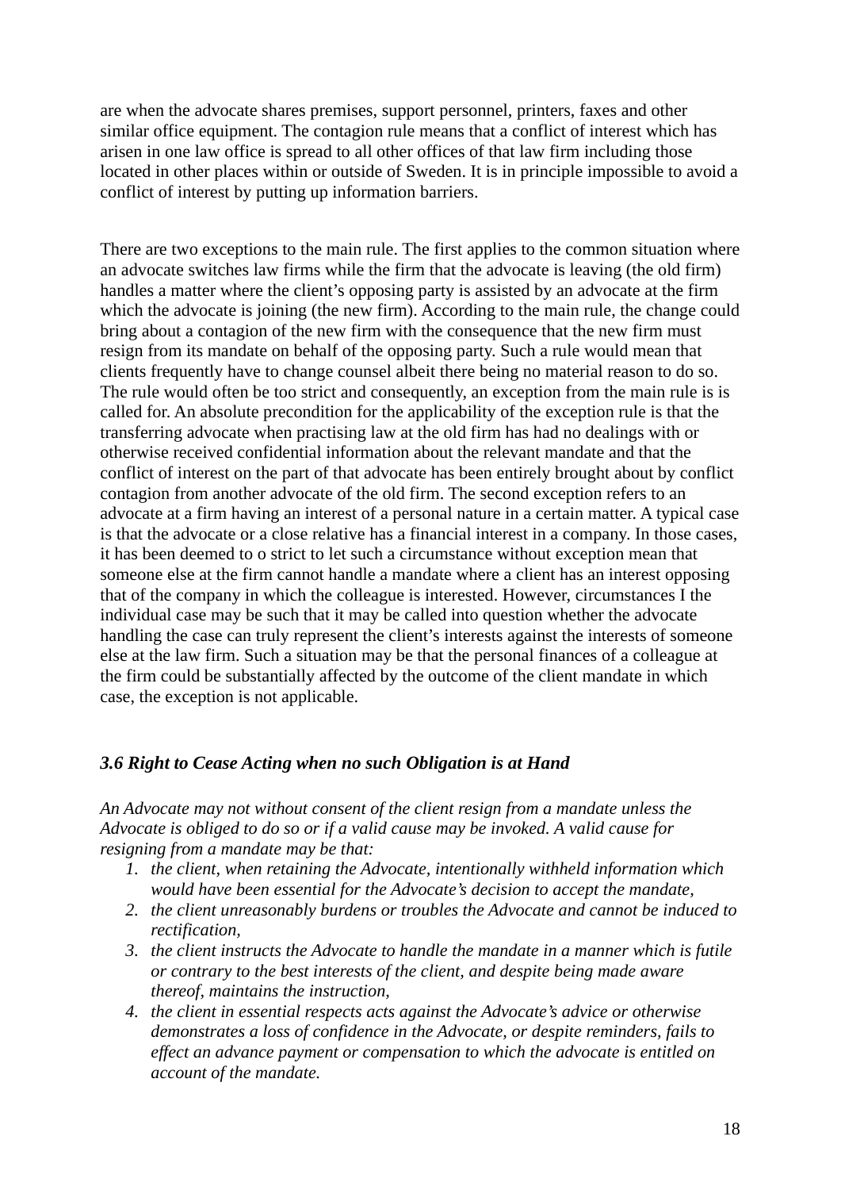are when the advocate shares premises, support personnel, printers, faxes and other similar office equipment. The contagion rule means that a conflict of interest which has arisen in one law office is spread to all other offices of that law firm including those located in other places within or outside of Sweden. It is in principle impossible to avoid a conflict of interest by putting up information barriers.

There are two exceptions to the main rule. The first applies to the common situation where an advocate switches law firms while the firm that the advocate is leaving (the old firm) handles a matter where the client's opposing party is assisted by an advocate at the firm which the advocate is joining (the new firm). According to the main rule, the change could bring about a contagion of the new firm with the consequence that the new firm must resign from its mandate on behalf of the opposing party. Such a rule would mean that clients frequently have to change counsel albeit there being no material reason to do so. The rule would often be too strict and consequently, an exception from the main rule is is called for. An absolute precondition for the applicability of the exception rule is that the transferring advocate when practising law at the old firm has had no dealings with or otherwise received confidential information about the relevant mandate and that the conflict of interest on the part of that advocate has been entirely brought about by conflict contagion from another advocate of the old firm. The second exception refers to an advocate at a firm having an interest of a personal nature in a certain matter. A typical case is that the advocate or a close relative has a financial interest in a company. In those cases, it has been deemed to o strict to let such a circumstance without exception mean that someone else at the firm cannot handle a mandate where a client has an interest opposing that of the company in which the colleague is interested. However, circumstances I the individual case may be such that it may be called into question whether the advocate handling the case can truly represent the client's interests against the interests of someone else at the law firm. Such a situation may be that the personal finances of a colleague at the firm could be substantially affected by the outcome of the client mandate in which case, the exception is not applicable.

### *3.6 Right to Cease Acting when no such Obligation is at Hand*

*An Advocate may not without consent of the client resign from a mandate unless the Advocate is obliged to do so or if a valid cause may be invoked. A valid cause for resigning from a mandate may be that:*

1. *the client, when retaining the Advocate, intentionally withheld information which would have been essential for the Advocate's decision to accept the mandate,*
2. *the client unreasonably burdens or troubles the Advocate and cannot be induced to rectification,*
3. *the client instructs the Advocate to handle the mandate in a manner which is futile or contrary to the best interests of the client, and despite being made aware thereof, maintains the instruction,*
4. *the client in essential respects acts against the Advocate's advice or otherwise demonstrates a loss of confidence in the Advocate, or despite reminders, fails to effect an advance payment or compensation to which the advocate is entitled on account of the mandate.*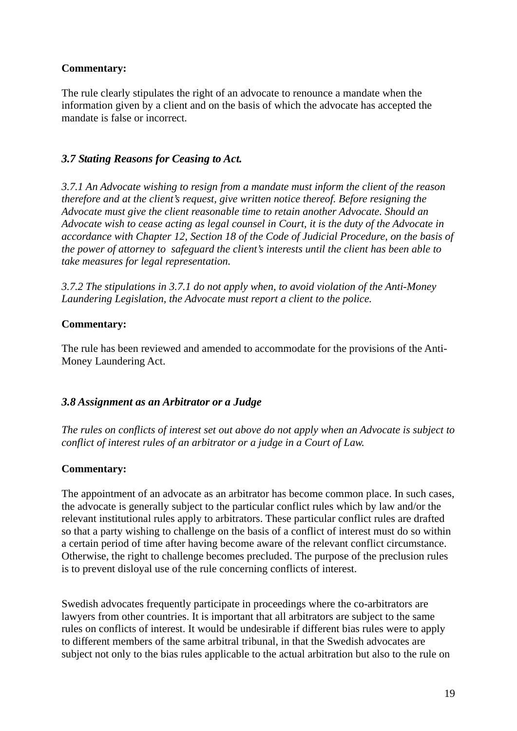**Commentary:**

The rule clearly stipulates the right of an advocate to renounce a mandate when the information given by a client and on the basis of which the advocate has accepted the mandate is false or incorrect.

### *3.7 Stating Reasons for Ceasing to Act.*

*3.7.1 An Advocate wishing to resign from a mandate must inform the client of the reason therefore and at the client's request, give written notice thereof. Before resigning the Advocate must give the client reasonable time to retain another Advocate. Should an Advocate wish to cease acting as legal counsel in Court, it is the duty of the Advocate in accordance with Chapter 12, Section 18 of the Code of Judicial Procedure, on the basis of the power of attorney to safeguard the client's interests until the client has been able to take measures for legal representation.*

*3.7.2 The stipulations in 3.7.1 do not apply when, to avoid violation of the Anti-Money Laundering Legislation, the Advocate must report a client to the police.*

**Commentary:**

The rule has been reviewed and amended to accommodate for the provisions of the Anti-Money Laundering Act.

### *3.8 Assignment as an Arbitrator or a Judge*

*The rules on conflicts of interest set out above do not apply when an Advocate is subject to conflict of interest rules of an arbitrator or a judge in a Court of Law.*

**Commentary:**

The appointment of an advocate as an arbitrator has become common place. In such cases, the advocate is generally subject to the particular conflict rules which by law and/or the relevant institutional rules apply to arbitrators. These particular conflict rules are drafted so that a party wishing to challenge on the basis of a conflict of interest must do so within a certain period of time after having become aware of the relevant conflict circumstance. Otherwise, the right to challenge becomes precluded. The purpose of the preclusion rules is to prevent disloyal use of the rule concerning conflicts of interest.

Swedish advocates frequently participate in proceedings where the co-arbitrators are lawyers from other countries. It is important that all arbitrators are subject to the same rules on conflicts of interest. It would be undesirable if different bias rules were to apply to different members of the same arbitral tribunal, in that the Swedish advocates are subject not only to the bias rules applicable to the actual arbitration but also to the rule on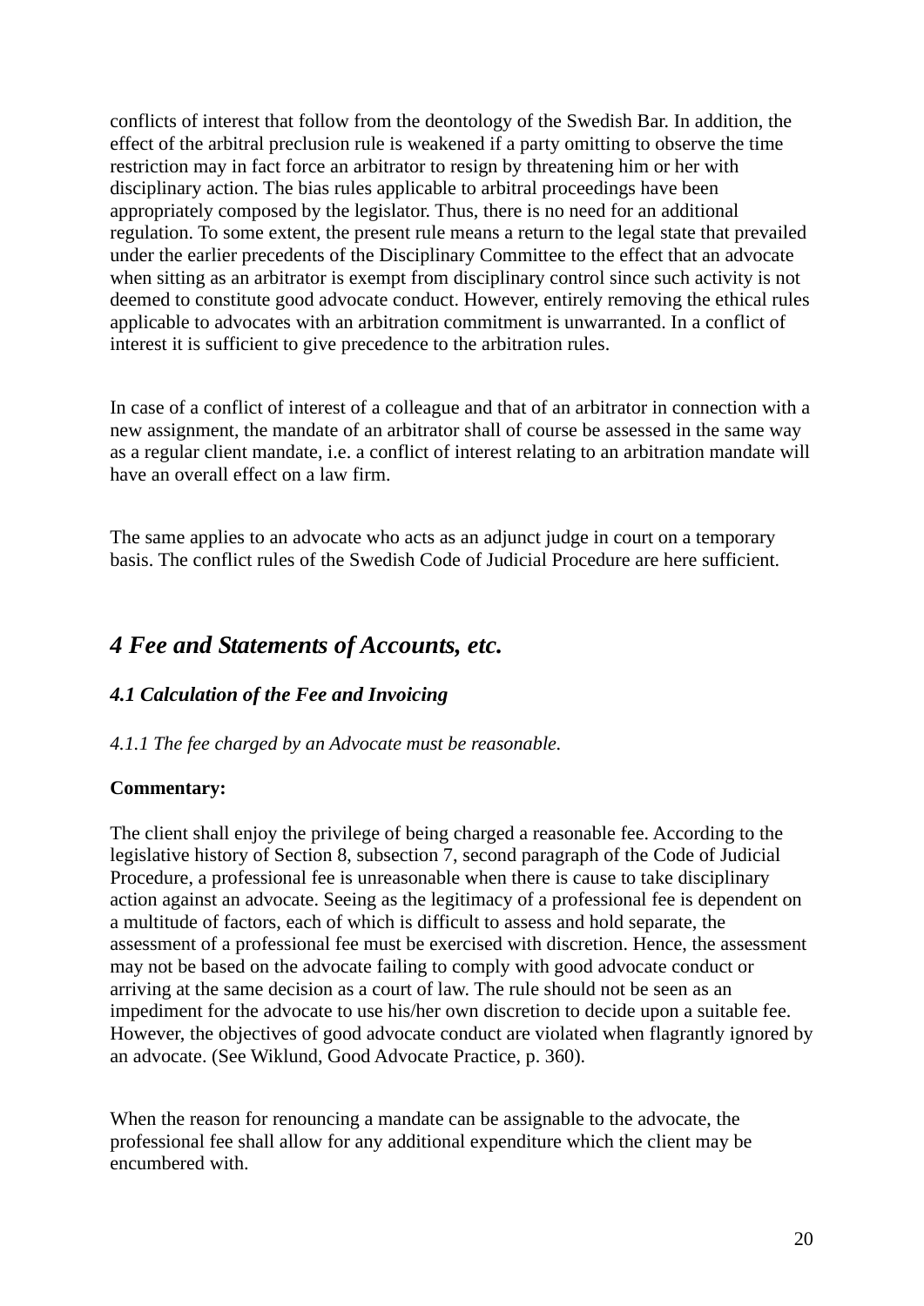conflicts of interest that follow from the deontology of the Swedish Bar. In addition, the effect of the arbitral preclusion rule is weakened if a party omitting to observe the time restriction may in fact force an arbitrator to resign by threatening him or her with disciplinary action. The bias rules applicable to arbitral proceedings have been appropriately composed by the legislator. Thus, there is no need for an additional regulation. To some extent, the present rule means a return to the legal state that prevailed under the earlier precedents of the Disciplinary Committee to the effect that an advocate when sitting as an arbitrator is exempt from disciplinary control since such activity is not deemed to constitute good advocate conduct. However, entirely removing the ethical rules applicable to advocates with an arbitration commitment is unwarranted. In a conflict of interest it is sufficient to give precedence to the arbitration rules.

In case of a conflict of interest of a colleague and that of an arbitrator in connection with a new assignment, the mandate of an arbitrator shall of course be assessed in the same way as a regular client mandate, i.e. a conflict of interest relating to an arbitration mandate will have an overall effect on a law firm.

The same applies to an advocate who acts as an adjunct judge in court on a temporary basis. The conflict rules of the Swedish Code of Judicial Procedure are here sufficient.

## *4 Fee and Statements of Accounts, etc.*

### *4.1 Calculation of the Fee and Invoicing*

*4.1.1 The fee charged by an Advocate must be reasonable.*

**Commentary:**

The client shall enjoy the privilege of being charged a reasonable fee. According to the legislative history of Section 8, subsection 7, second paragraph of the Code of Judicial Procedure, a professional fee is unreasonable when there is cause to take disciplinary action against an advocate. Seeing as the legitimacy of a professional fee is dependent on a multitude of factors, each of which is difficult to assess and hold separate, the assessment of a professional fee must be exercised with discretion. Hence, the assessment may not be based on the advocate failing to comply with good advocate conduct or arriving at the same decision as a court of law. The rule should not be seen as an impediment for the advocate to use his/her own discretion to decide upon a suitable fee. However, the objectives of good advocate conduct are violated when flagrantly ignored by an advocate. (See Wiklund, Good Advocate Practice, p. 360).

When the reason for renouncing a mandate can be assignable to the advocate, the professional fee shall allow for any additional expenditure which the client may be encumbered with.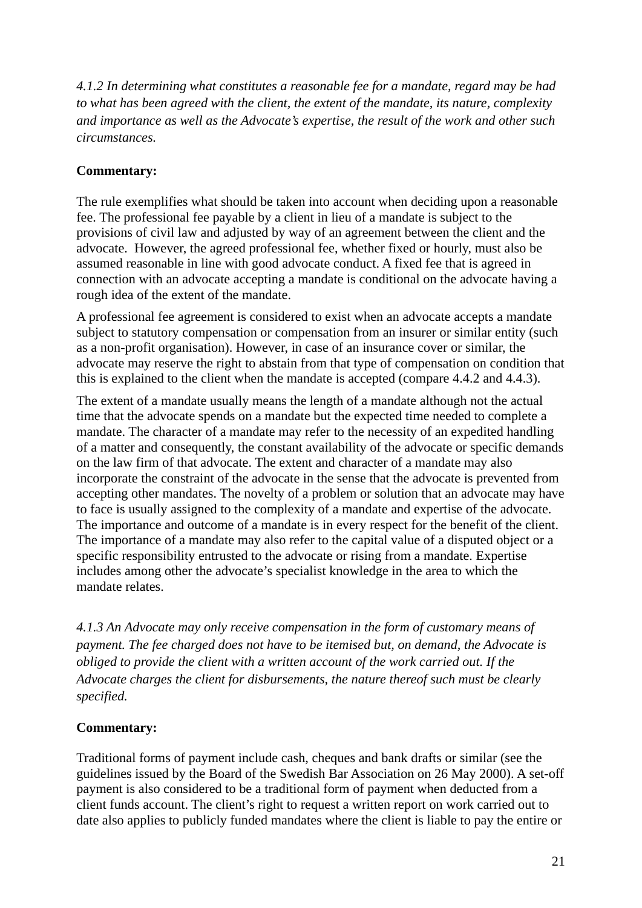*4.1.2 In determining what constitutes a reasonable fee for a mandate, regard may be had to what has been agreed with the client, the extent of the mandate, its nature, complexity and importance as well as the Advocate's expertise, the result of the work and other such circumstances.*

**Commentary:**

The rule exemplifies what should be taken into account when deciding upon a reasonable fee. The professional fee payable by a client in lieu of a mandate is subject to the provisions of civil law and adjusted by way of an agreement between the client and the advocate. However, the agreed professional fee, whether fixed or hourly, must also be assumed reasonable in line with good advocate conduct. A fixed fee that is agreed in connection with an advocate accepting a mandate is conditional on the advocate having a rough idea of the extent of the mandate.

A professional fee agreement is considered to exist when an advocate accepts a mandate subject to statutory compensation or compensation from an insurer or similar entity (such as a non-profit organisation). However, in case of an insurance cover or similar, the advocate may reserve the right to abstain from that type of compensation on condition that this is explained to the client when the mandate is accepted (compare 4.4.2 and 4.4.3).

The extent of a mandate usually means the length of a mandate although not the actual time that the advocate spends on a mandate but the expected time needed to complete a mandate. The character of a mandate may refer to the necessity of an expedited handling of a matter and consequently, the constant availability of the advocate or specific demands on the law firm of that advocate. The extent and character of a mandate may also incorporate the constraint of the advocate in the sense that the advocate is prevented from accepting other mandates. The novelty of a problem or solution that an advocate may have to face is usually assigned to the complexity of a mandate and expertise of the advocate. The importance and outcome of a mandate is in every respect for the benefit of the client. The importance of a mandate may also refer to the capital value of a disputed object or a specific responsibility entrusted to the advocate or rising from a mandate. Expertise includes among other the advocate's specialist knowledge in the area to which the mandate relates.

*4.1.3 An Advocate may only receive compensation in the form of customary means of payment. The fee charged does not have to be itemised but, on demand, the Advocate is obliged to provide the client with a written account of the work carried out. If the Advocate charges the client for disbursements, the nature thereof such must be clearly specified.*

**Commentary:**

Traditional forms of payment include cash, cheques and bank drafts or similar (see the guidelines issued by the Board of the Swedish Bar Association on 26 May 2000). A set-off payment is also considered to be a traditional form of payment when deducted from a client funds account. The client's right to request a written report on work carried out to date also applies to publicly funded mandates where the client is liable to pay the entire or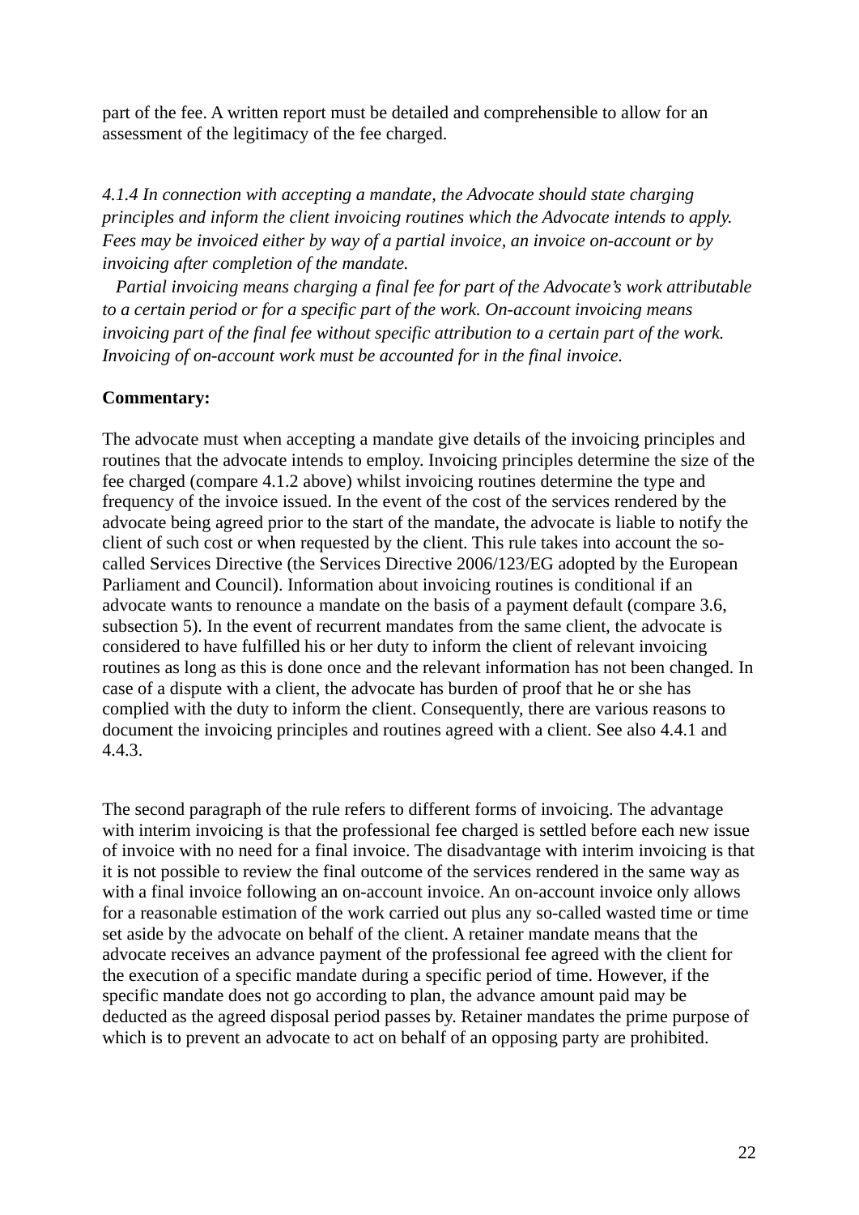part of the fee. A written report must be detailed and comprehensible to allow for an assessment of the legitimacy of the fee charged.

*4.1.4 In connection with accepting a mandate, the Advocate should state charging principles and inform the client invoicing routines which the Advocate intends to apply. Fees may be invoiced either by way of a partial invoice, an invoice on-account or by invoicing after completion of the mandate.*

*Partial invoicing means charging a final fee for part of the Advocate's work attributable to a certain period or for a specific part of the work. On-account invoicing means invoicing part of the final fee without specific attribution to a certain part of the work. Invoicing of on-account work must be accounted for in the final invoice.*

**Commentary:**

The advocate must when accepting a mandate give details of the invoicing principles and routines that the advocate intends to employ. Invoicing principles determine the size of the fee charged (compare 4.1.2 above) whilst invoicing routines determine the type and frequency of the invoice issued. In the event of the cost of the services rendered by the advocate being agreed prior to the start of the mandate, the advocate is liable to notify the client of such cost or when requested by the client. This rule takes into account the so-called Services Directive (the Services Directive 2006/123/EG adopted by the European Parliament and Council). Information about invoicing routines is conditional if an advocate wants to renounce a mandate on the basis of a payment default (compare 3.6, subsection 5). In the event of recurrent mandates from the same client, the advocate is considered to have fulfilled his or her duty to inform the client of relevant invoicing routines as long as this is done once and the relevant information has not been changed. In case of a dispute with a client, the advocate has burden of proof that he or she has complied with the duty to inform the client. Consequently, there are various reasons to document the invoicing principles and routines agreed with a client. See also 4.4.1 and 4.4.3.

The second paragraph of the rule refers to different forms of invoicing. The advantage with interim invoicing is that the professional fee charged is settled before each new issue of invoice with no need for a final invoice. The disadvantage with interim invoicing is that it is not possible to review the final outcome of the services rendered in the same way as with a final invoice following an on-account invoice. An on-account invoice only allows for a reasonable estimation of the work carried out plus any so-called wasted time or time set aside by the advocate on behalf of the client. A retainer mandate means that the advocate receives an advance payment of the professional fee agreed with the client for the execution of a specific mandate during a specific period of time. However, if the specific mandate does not go according to plan, the advance amount paid may be deducted as the agreed disposal period passes by. Retainer mandates the prime purpose of which is to prevent an advocate to act on behalf of an opposing party are prohibited.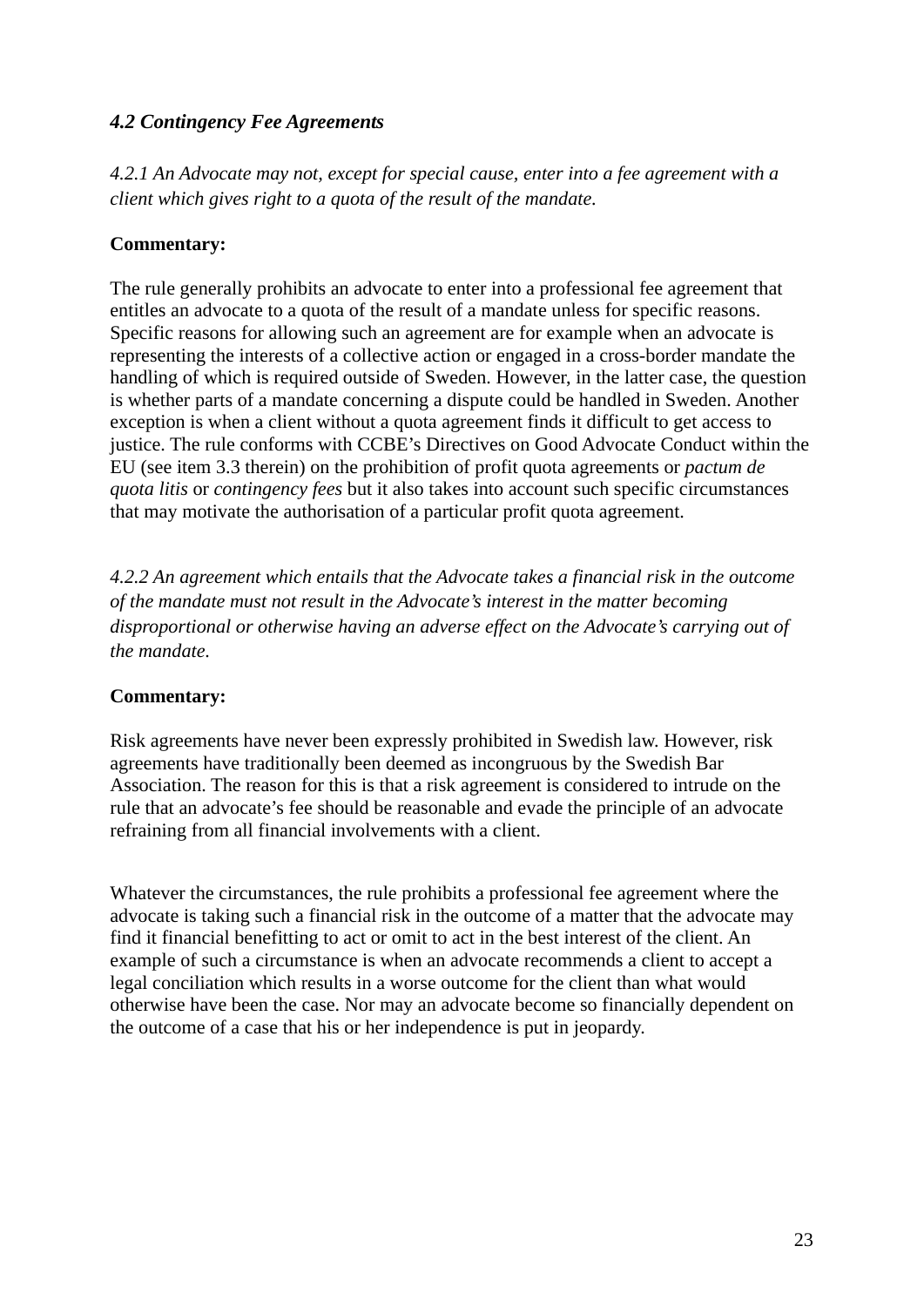### *4.2 Contingency Fee Agreements*

*4.2.1 An Advocate may not, except for special cause, enter into a fee agreement with a client which gives right to a quota of the result of the mandate.*

**Commentary:**

The rule generally prohibits an advocate to enter into a professional fee agreement that entitles an advocate to a quota of the result of a mandate unless for specific reasons. Specific reasons for allowing such an agreement are for example when an advocate is representing the interests of a collective action or engaged in a cross-border mandate the handling of which is required outside of Sweden. However, in the latter case, the question is whether parts of a mandate concerning a dispute could be handled in Sweden. Another exception is when a client without a quota agreement finds it difficult to get access to justice. The rule conforms with CCBE's Directives on Good Advocate Conduct within the EU (see item 3.3 therein) on the prohibition of profit quota agreements or *pactum de quota litis* or *contingency fees* but it also takes into account such specific circumstances that may motivate the authorisation of a particular profit quota agreement.

*4.2.2 An agreement which entails that the Advocate takes a financial risk in the outcome of the mandate must not result in the Advocate's interest in the matter becoming disproportional or otherwise having an adverse effect on the Advocate's carrying out of the mandate.*

**Commentary:**

Risk agreements have never been expressly prohibited in Swedish law. However, risk agreements have traditionally been deemed as incongruous by the Swedish Bar Association. The reason for this is that a risk agreement is considered to intrude on the rule that an advocate's fee should be reasonable and evade the principle of an advocate refraining from all financial involvements with a client.

Whatever the circumstances, the rule prohibits a professional fee agreement where the advocate is taking such a financial risk in the outcome of a matter that the advocate may find it financial benefitting to act or omit to act in the best interest of the client. An example of such a circumstance is when an advocate recommends a client to accept a legal conciliation which results in a worse outcome for the client than what would otherwise have been the case. Nor may an advocate become so financially dependent on the outcome of a case that his or her independence is put in jeopardy.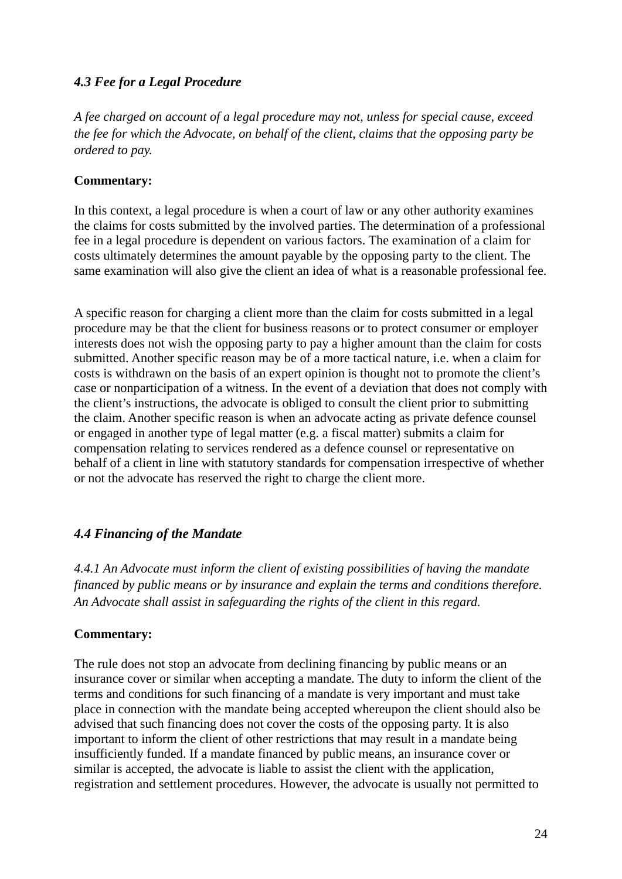### *4.3 Fee for a Legal Procedure*

*A fee charged on account of a legal procedure may not, unless for special cause, exceed the fee for which the Advocate, on behalf of the client, claims that the opposing party be ordered to pay.*

**Commentary:**

In this context, a legal procedure is when a court of law or any other authority examines the claims for costs submitted by the involved parties. The determination of a professional fee in a legal procedure is dependent on various factors. The examination of a claim for costs ultimately determines the amount payable by the opposing party to the client. The same examination will also give the client an idea of what is a reasonable professional fee.

A specific reason for charging a client more than the claim for costs submitted in a legal procedure may be that the client for business reasons or to protect consumer or employer interests does not wish the opposing party to pay a higher amount than the claim for costs submitted. Another specific reason may be of a more tactical nature, i.e. when a claim for costs is withdrawn on the basis of an expert opinion is thought not to promote the client's case or nonparticipation of a witness. In the event of a deviation that does not comply with the client's instructions, the advocate is obliged to consult the client prior to submitting the claim. Another specific reason is when an advocate acting as private defence counsel or engaged in another type of legal matter (e.g. a fiscal matter) submits a claim for compensation relating to services rendered as a defence counsel or representative on behalf of a client in line with statutory standards for compensation irrespective of whether or not the advocate has reserved the right to charge the client more.

### *4.4 Financing of the Mandate*

*4.4.1 An Advocate must inform the client of existing possibilities of having the mandate financed by public means or by insurance and explain the terms and conditions therefore. An Advocate shall assist in safeguarding the rights of the client in this regard.*

**Commentary:**

The rule does not stop an advocate from declining financing by public means or an insurance cover or similar when accepting a mandate. The duty to inform the client of the terms and conditions for such financing of a mandate is very important and must take place in connection with the mandate being accepted whereupon the client should also be advised that such financing does not cover the costs of the opposing party. It is also important to inform the client of other restrictions that may result in a mandate being insufficiently funded. If a mandate financed by public means, an insurance cover or similar is accepted, the advocate is liable to assist the client with the application, registration and settlement procedures. However, the advocate is usually not permitted to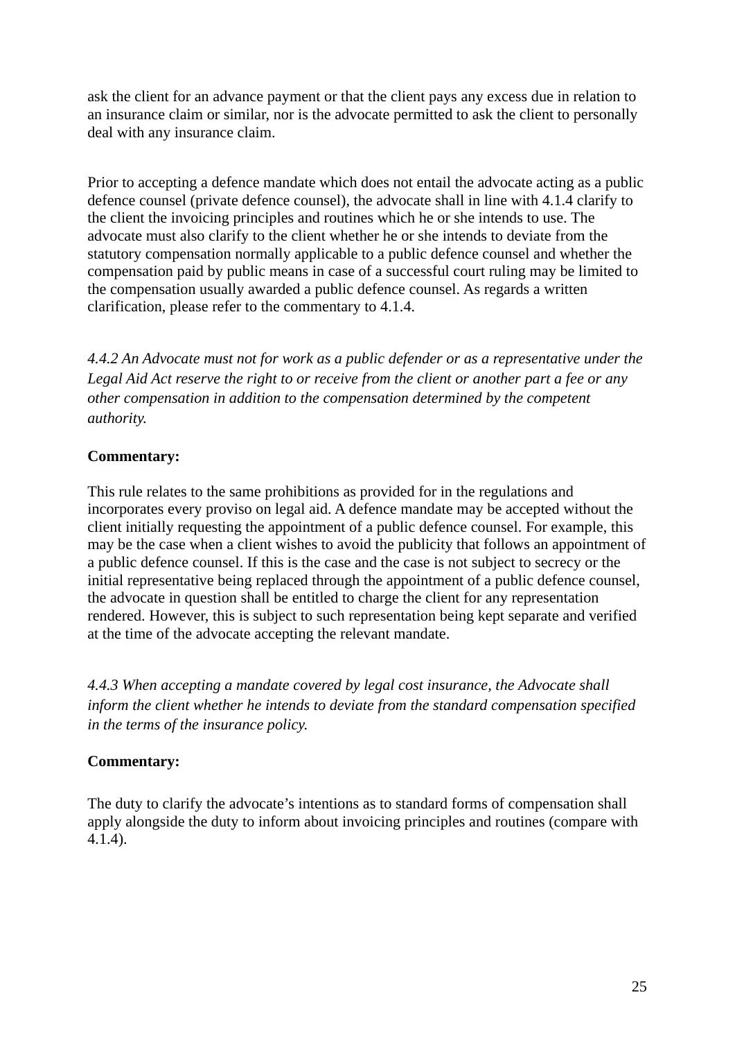ask the client for an advance payment or that the client pays any excess due in relation to an insurance claim or similar, nor is the advocate permitted to ask the client to personally deal with any insurance claim.

Prior to accepting a defence mandate which does not entail the advocate acting as a public defence counsel (private defence counsel), the advocate shall in line with 4.1.4 clarify to the client the invoicing principles and routines which he or she intends to use. The advocate must also clarify to the client whether he or she intends to deviate from the statutory compensation normally applicable to a public defence counsel and whether the compensation paid by public means in case of a successful court ruling may be limited to the compensation usually awarded a public defence counsel. As regards a written clarification, please refer to the commentary to 4.1.4.

*4.4.2 An Advocate must not for work as a public defender or as a representative under the Legal Aid Act reserve the right to or receive from the client or another part a fee or any other compensation in addition to the compensation determined by the competent authority.*

**Commentary:**

This rule relates to the same prohibitions as provided for in the regulations and incorporates every proviso on legal aid. A defence mandate may be accepted without the client initially requesting the appointment of a public defence counsel. For example, this may be the case when a client wishes to avoid the publicity that follows an appointment of a public defence counsel. If this is the case and the case is not subject to secrecy or the initial representative being replaced through the appointment of a public defence counsel, the advocate in question shall be entitled to charge the client for any representation rendered. However, this is subject to such representation being kept separate and verified at the time of the advocate accepting the relevant mandate.

*4.4.3 When accepting a mandate covered by legal cost insurance, the Advocate shall inform the client whether he intends to deviate from the standard compensation specified in the terms of the insurance policy.*

**Commentary:**

The duty to clarify the advocate's intentions as to standard forms of compensation shall apply alongside the duty to inform about invoicing principles and routines (compare with 4.1.4).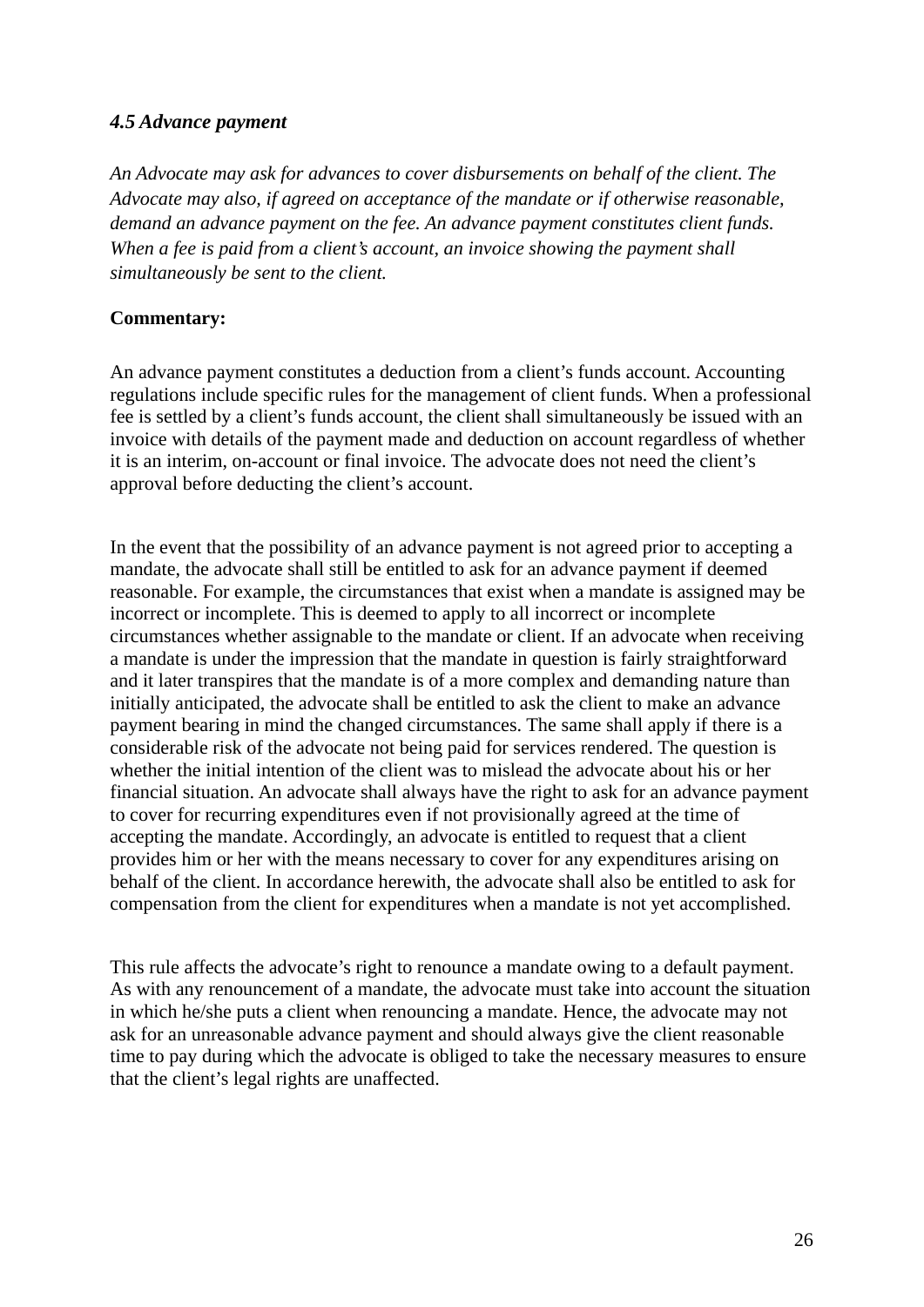### *4.5 Advance payment*

*An Advocate may ask for advances to cover disbursements on behalf of the client. The Advocate may also, if agreed on acceptance of the mandate or if otherwise reasonable, demand an advance payment on the fee. An advance payment constitutes client funds. When a fee is paid from a client's account, an invoice showing the payment shall simultaneously be sent to the client.*

**Commentary:**

An advance payment constitutes a deduction from a client's funds account. Accounting regulations include specific rules for the management of client funds. When a professional fee is settled by a client's funds account, the client shall simultaneously be issued with an invoice with details of the payment made and deduction on account regardless of whether it is an interim, on-account or final invoice. The advocate does not need the client's approval before deducting the client's account.

In the event that the possibility of an advance payment is not agreed prior to accepting a mandate, the advocate shall still be entitled to ask for an advance payment if deemed reasonable. For example, the circumstances that exist when a mandate is assigned may be incorrect or incomplete. This is deemed to apply to all incorrect or incomplete circumstances whether assignable to the mandate or client. If an advocate when receiving a mandate is under the impression that the mandate in question is fairly straightforward and it later transpires that the mandate is of a more complex and demanding nature than initially anticipated, the advocate shall be entitled to ask the client to make an advance payment bearing in mind the changed circumstances. The same shall apply if there is a considerable risk of the advocate not being paid for services rendered. The question is whether the initial intention of the client was to mislead the advocate about his or her financial situation. An advocate shall always have the right to ask for an advance payment to cover for recurring expenditures even if not provisionally agreed at the time of accepting the mandate. Accordingly, an advocate is entitled to request that a client provides him or her with the means necessary to cover for any expenditures arising on behalf of the client. In accordance herewith, the advocate shall also be entitled to ask for compensation from the client for expenditures when a mandate is not yet accomplished.

This rule affects the advocate's right to renounce a mandate owing to a default payment. As with any renouncement of a mandate, the advocate must take into account the situation in which he/she puts a client when renouncing a mandate. Hence, the advocate may not ask for an unreasonable advance payment and should always give the client reasonable time to pay during which the advocate is obliged to take the necessary measures to ensure that the client's legal rights are unaffected.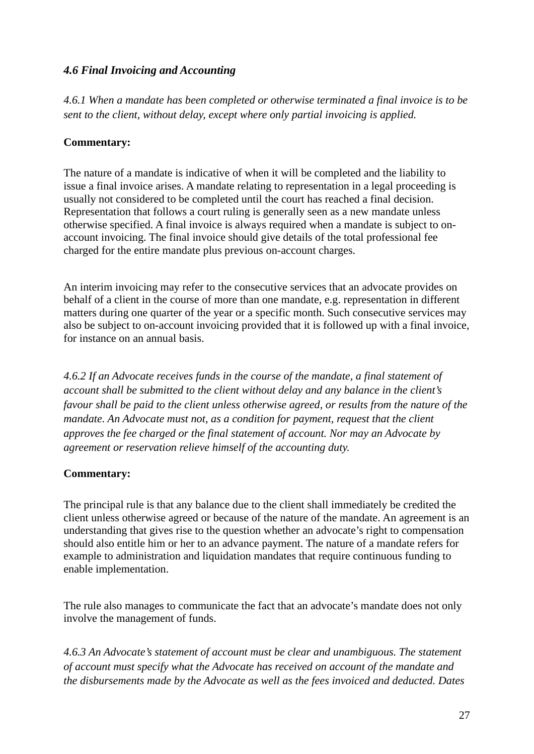### *4.6 Final Invoicing and Accounting*

*4.6.1 When a mandate has been completed or otherwise terminated a final invoice is to be sent to the client, without delay, except where only partial invoicing is applied.*

**Commentary:**

The nature of a mandate is indicative of when it will be completed and the liability to issue a final invoice arises. A mandate relating to representation in a legal proceeding is usually not considered to be completed until the court has reached a final decision. Representation that follows a court ruling is generally seen as a new mandate unless otherwise specified. A final invoice is always required when a mandate is subject to on-account invoicing. The final invoice should give details of the total professional fee charged for the entire mandate plus previous on-account charges.

An interim invoicing may refer to the consecutive services that an advocate provides on behalf of a client in the course of more than one mandate, e.g. representation in different matters during one quarter of the year or a specific month. Such consecutive services may also be subject to on-account invoicing provided that it is followed up with a final invoice, for instance on an annual basis.

*4.6.2 If an Advocate receives funds in the course of the mandate, a final statement of account shall be submitted to the client without delay and any balance in the client's favour shall be paid to the client unless otherwise agreed, or results from the nature of the mandate. An Advocate must not, as a condition for payment, request that the client approves the fee charged or the final statement of account. Nor may an Advocate by agreement or reservation relieve himself of the accounting duty.*

**Commentary:**

The principal rule is that any balance due to the client shall immediately be credited the client unless otherwise agreed or because of the nature of the mandate. An agreement is an understanding that gives rise to the question whether an advocate's right to compensation should also entitle him or her to an advance payment. The nature of a mandate refers for example to administration and liquidation mandates that require continuous funding to enable implementation.

The rule also manages to communicate the fact that an advocate's mandate does not only involve the management of funds.

*4.6.3 An Advocate's statement of account must be clear and unambiguous. The statement of account must specify what the Advocate has received on account of the mandate and the disbursements made by the Advocate as well as the fees invoiced and deducted. Dates*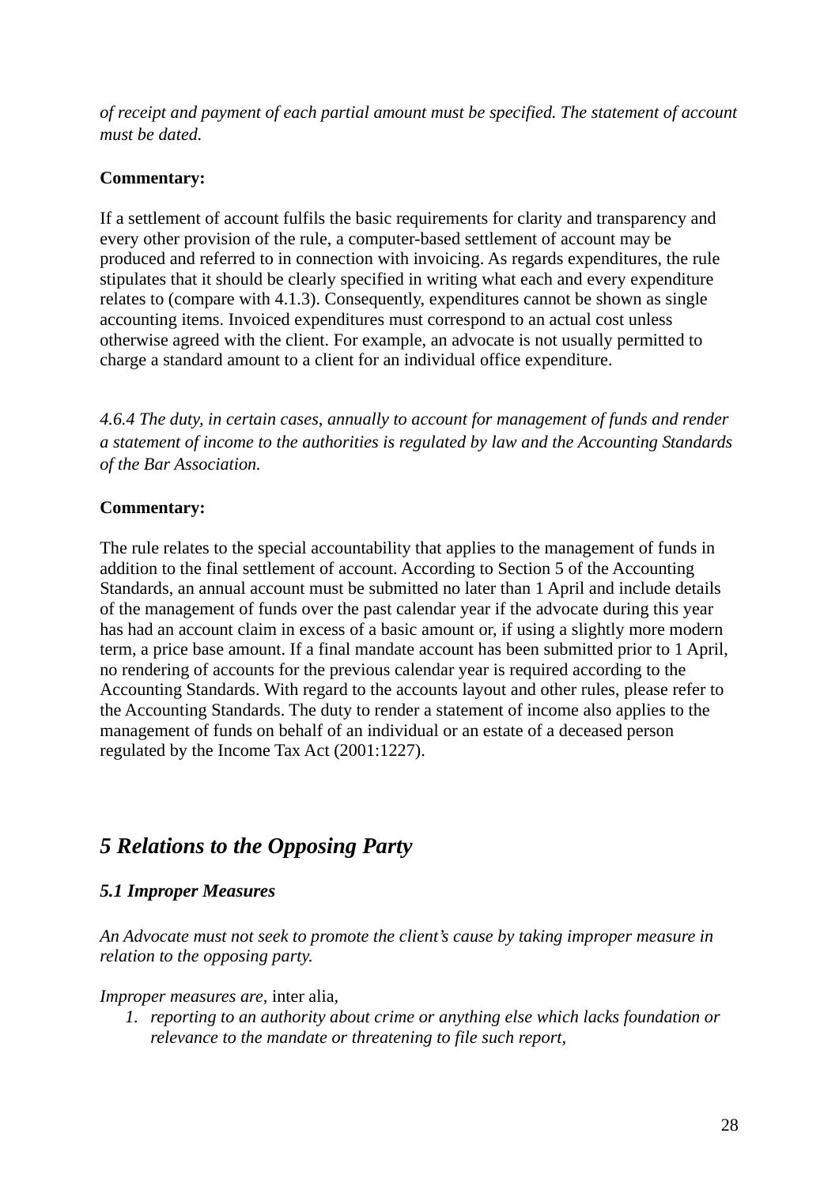*of receipt and payment of each partial amount must be specified. The statement of account must be dated.*

**Commentary:**

If a settlement of account fulfils the basic requirements for clarity and transparency and every other provision of the rule, a computer-based settlement of account may be produced and referred to in connection with invoicing. As regards expenditures, the rule stipulates that it should be clearly specified in writing what each and every expenditure relates to (compare with 4.1.3). Consequently, expenditures cannot be shown as single accounting items. Invoiced expenditures must correspond to an actual cost unless otherwise agreed with the client. For example, an advocate is not usually permitted to charge a standard amount to a client for an individual office expenditure.

*4.6.4 The duty, in certain cases, annually to account for management of funds and render a statement of income to the authorities is regulated by law and the Accounting Standards of the Bar Association.*

**Commentary:**

The rule relates to the special accountability that applies to the management of funds in addition to the final settlement of account. According to Section 5 of the Accounting Standards, an annual account must be submitted no later than 1 April and include details of the management of funds over the past calendar year if the advocate during this year has had an account claim in excess of a basic amount or, if using a slightly more modern term, a price base amount. If a final mandate account has been submitted prior to 1 April, no rendering of accounts for the previous calendar year is required according to the Accounting Standards. With regard to the accounts layout and other rules, please refer to the Accounting Standards. The duty to render a statement of income also applies to the management of funds on behalf of an individual or an estate of a deceased person regulated by the Income Tax Act (2001:1227).

## *5 Relations to the Opposing Party*

### *5.1 Improper Measures*

*An Advocate must not seek to promote the client's cause by taking improper measure in relation to the opposing party.*

*Improper measures are,* inter alia,

1. *reporting to an authority about crime or anything else which lacks foundation or relevance to the mandate or threatening to file such report,*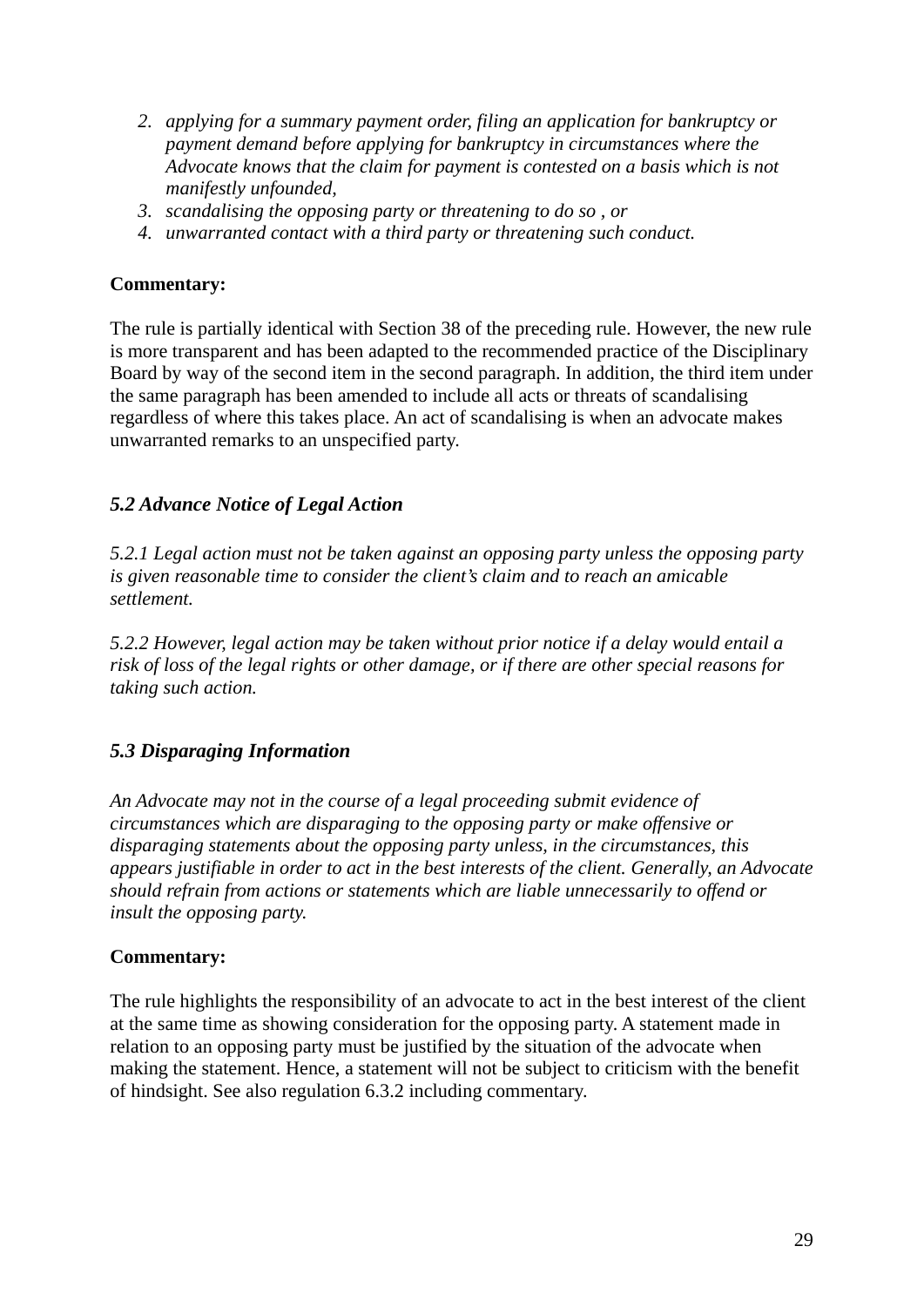2. *applying for a summary payment order, filing an application for bankruptcy or payment demand before applying for bankruptcy in circumstances where the Advocate knows that the claim for payment is contested on a basis which is not manifestly unfounded,*
3. *scandalising the opposing party or threatening to do so , or*
4. *unwarranted contact with a third party or threatening such conduct.*

**Commentary:**

The rule is partially identical with Section 38 of the preceding rule. However, the new rule is more transparent and has been adapted to the recommended practice of the Disciplinary Board by way of the second item in the second paragraph. In addition, the third item under the same paragraph has been amended to include all acts or threats of scandalising regardless of where this takes place. An act of scandalising is when an advocate makes unwarranted remarks to an unspecified party.

### *5.2 Advance Notice of Legal Action*

*5.2.1 Legal action must not be taken against an opposing party unless the opposing party is given reasonable time to consider the client's claim and to reach an amicable settlement.*

*5.2.2 However, legal action may be taken without prior notice if a delay would entail a risk of loss of the legal rights or other damage, or if there are other special reasons for taking such action.*

### *5.3 Disparaging Information*

*An Advocate may not in the course of a legal proceeding submit evidence of circumstances which are disparaging to the opposing party or make offensive or disparaging statements about the opposing party unless, in the circumstances, this appears justifiable in order to act in the best interests of the client. Generally, an Advocate should refrain from actions or statements which are liable unnecessarily to offend or insult the opposing party.*

**Commentary:**

The rule highlights the responsibility of an advocate to act in the best interest of the client at the same time as showing consideration for the opposing party. A statement made in relation to an opposing party must be justified by the situation of the advocate when making the statement. Hence, a statement will not be subject to criticism with the benefit of hindsight. See also regulation 6.3.2 including commentary.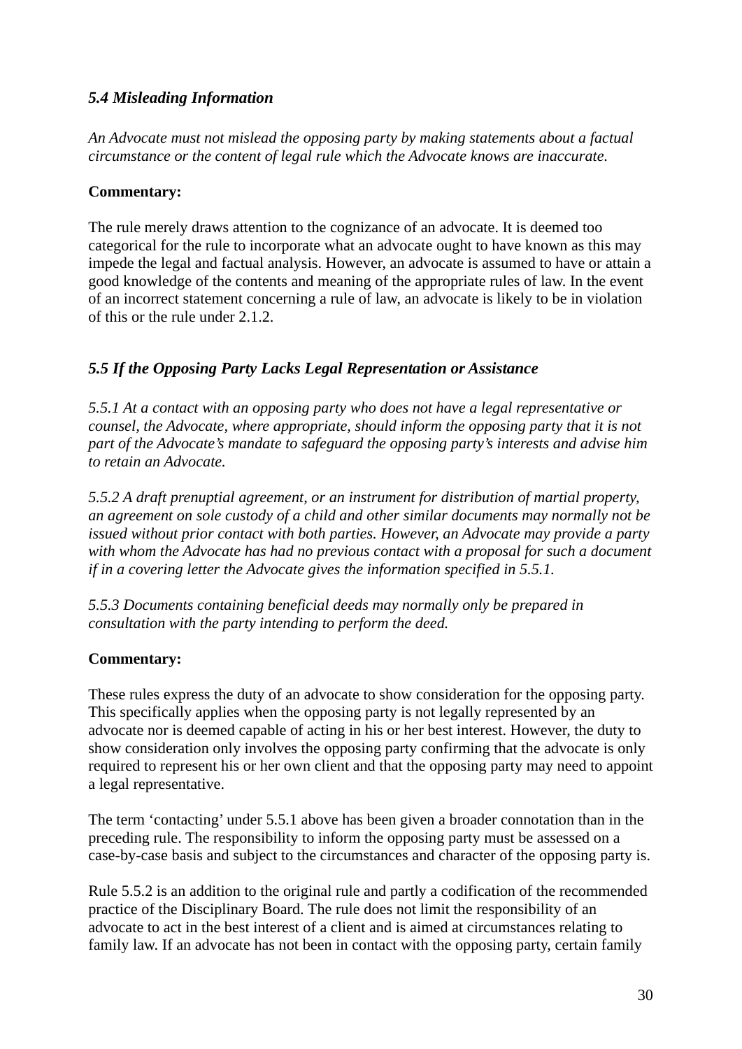### *5.4 Misleading Information*

*An Advocate must not mislead the opposing party by making statements about a factual circumstance or the content of legal rule which the Advocate knows are inaccurate.*

**Commentary:**

The rule merely draws attention to the cognizance of an advocate. It is deemed too categorical for the rule to incorporate what an advocate ought to have known as this may impede the legal and factual analysis. However, an advocate is assumed to have or attain a good knowledge of the contents and meaning of the appropriate rules of law. In the event of an incorrect statement concerning a rule of law, an advocate is likely to be in violation of this or the rule under 2.1.2.

### *5.5 If the Opposing Party Lacks Legal Representation or Assistance*

*5.5.1 At a contact with an opposing party who does not have a legal representative or counsel, the Advocate, where appropriate, should inform the opposing party that it is not part of the Advocate's mandate to safeguard the opposing party's interests and advise him to retain an Advocate.*

*5.5.2 A draft prenuptial agreement, or an instrument for distribution of martial property, an agreement on sole custody of a child and other similar documents may normally not be issued without prior contact with both parties. However, an Advocate may provide a party with whom the Advocate has had no previous contact with a proposal for such a document if in a covering letter the Advocate gives the information specified in 5.5.1.*

*5.5.3 Documents containing beneficial deeds may normally only be prepared in consultation with the party intending to perform the deed.*

**Commentary:**

These rules express the duty of an advocate to show consideration for the opposing party. This specifically applies when the opposing party is not legally represented by an advocate nor is deemed capable of acting in his or her best interest. However, the duty to show consideration only involves the opposing party confirming that the advocate is only required to represent his or her own client and that the opposing party may need to appoint a legal representative.

The term 'contacting' under 5.5.1 above has been given a broader connotation than in the preceding rule. The responsibility to inform the opposing party must be assessed on a case-by-case basis and subject to the circumstances and character of the opposing party is.

Rule 5.5.2 is an addition to the original rule and partly a codification of the recommended practice of the Disciplinary Board. The rule does not limit the responsibility of an advocate to act in the best interest of a client and is aimed at circumstances relating to family law. If an advocate has not been in contact with the opposing party, certain family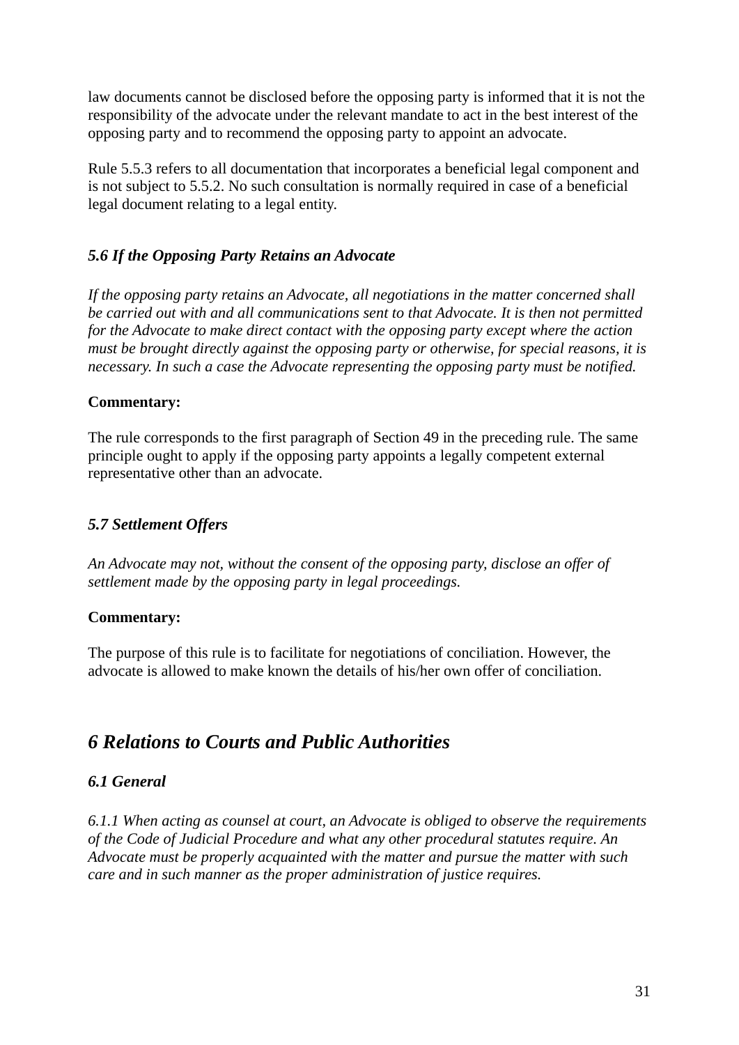law documents cannot be disclosed before the opposing party is informed that it is not the responsibility of the advocate under the relevant mandate to act in the best interest of the opposing party and to recommend the opposing party to appoint an advocate.

Rule 5.5.3 refers to all documentation that incorporates a beneficial legal component and is not subject to 5.5.2. No such consultation is normally required in case of a beneficial legal document relating to a legal entity.

### *5.6 If the Opposing Party Retains an Advocate*

*If the opposing party retains an Advocate, all negotiations in the matter concerned shall be carried out with and all communications sent to that Advocate. It is then not permitted for the Advocate to make direct contact with the opposing party except where the action must be brought directly against the opposing party or otherwise, for special reasons, it is necessary. In such a case the Advocate representing the opposing party must be notified.*

**Commentary:**

The rule corresponds to the first paragraph of Section 49 in the preceding rule. The same principle ought to apply if the opposing party appoints a legally competent external representative other than an advocate.

### *5.7 Settlement Offers*

*An Advocate may not, without the consent of the opposing party, disclose an offer of settlement made by the opposing party in legal proceedings.*

**Commentary:**

The purpose of this rule is to facilitate for negotiations of conciliation. However, the advocate is allowed to make known the details of his/her own offer of conciliation.

## *6 Relations to Courts and Public Authorities*

### *6.1 General*

*6.1.1 When acting as counsel at court, an Advocate is obliged to observe the requirements of the Code of Judicial Procedure and what any other procedural statutes require. An Advocate must be properly acquainted with the matter and pursue the matter with such care and in such manner as the proper administration of justice requires.*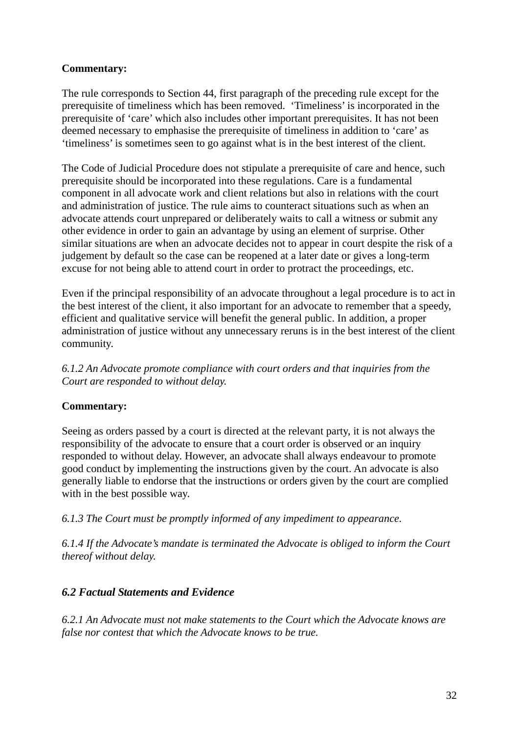**Commentary:**

The rule corresponds to Section 44, first paragraph of the preceding rule except for the prerequisite of timeliness which has been removed. ‘Timeliness’ is incorporated in the prerequisite of ‘care’ which also includes other important prerequisites. It has not been deemed necessary to emphasise the prerequisite of timeliness in addition to ‘care’ as ‘timeliness’ is sometimes seen to go against what is in the best interest of the client.

The Code of Judicial Procedure does not stipulate a prerequisite of care and hence, such prerequisite should be incorporated into these regulations. Care is a fundamental component in all advocate work and client relations but also in relations with the court and administration of justice. The rule aims to counteract situations such as when an advocate attends court unprepared or deliberately waits to call a witness or submit any other evidence in order to gain an advantage by using an element of surprise. Other similar situations are when an advocate decides not to appear in court despite the risk of a judgement by default so the case can be reopened at a later date or gives a long-term excuse for not being able to attend court in order to protract the proceedings, etc.

Even if the principal responsibility of an advocate throughout a legal procedure is to act in the best interest of the client, it also important for an advocate to remember that a speedy, efficient and qualitative service will benefit the general public. In addition, a proper administration of justice without any unnecessary reruns is in the best interest of the client community.

*6.1.2 An Advocate promote compliance with court orders and that inquiries from the Court are responded to without delay.*

**Commentary:**

Seeing as orders passed by a court is directed at the relevant party, it is not always the responsibility of the advocate to ensure that a court order is observed or an inquiry responded to without delay. However, an advocate shall always endeavour to promote good conduct by implementing the instructions given by the court. An advocate is also generally liable to endorse that the instructions or orders given by the court are complied with in the best possible way.

*6.1.3 The Court must be promptly informed of any impediment to appearance.*

*6.1.4 If the Advocate’s mandate is terminated the Advocate is obliged to inform the Court thereof without delay.*

### *6.2 Factual Statements and Evidence*

*6.2.1 An Advocate must not make statements to the Court which the Advocate knows are false nor contest that which the Advocate knows to be true.*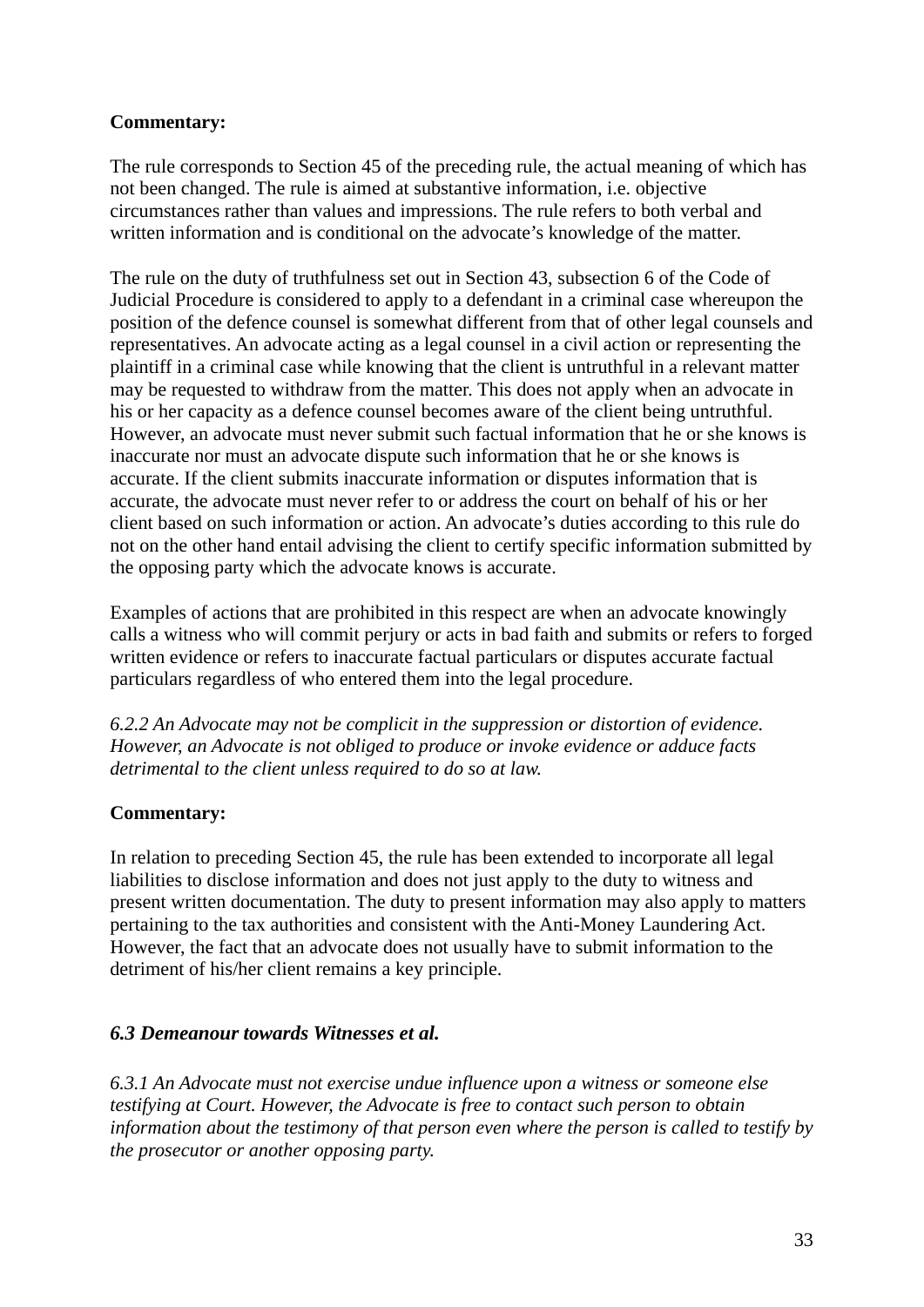**Commentary:**

The rule corresponds to Section 45 of the preceding rule, the actual meaning of which has not been changed. The rule is aimed at substantive information, i.e. objective circumstances rather than values and impressions. The rule refers to both verbal and written information and is conditional on the advocate's knowledge of the matter.

The rule on the duty of truthfulness set out in Section 43, subsection 6 of the Code of Judicial Procedure is considered to apply to a defendant in a criminal case whereupon the position of the defence counsel is somewhat different from that of other legal counsels and representatives. An advocate acting as a legal counsel in a civil action or representing the plaintiff in a criminal case while knowing that the client is untruthful in a relevant matter may be requested to withdraw from the matter. This does not apply when an advocate in his or her capacity as a defence counsel becomes aware of the client being untruthful. However, an advocate must never submit such factual information that he or she knows is inaccurate nor must an advocate dispute such information that he or she knows is accurate. If the client submits inaccurate information or disputes information that is accurate, the advocate must never refer to or address the court on behalf of his or her client based on such information or action. An advocate's duties according to this rule do not on the other hand entail advising the client to certify specific information submitted by the opposing party which the advocate knows is accurate.

Examples of actions that are prohibited in this respect are when an advocate knowingly calls a witness who will commit perjury or acts in bad faith and submits or refers to forged written evidence or refers to inaccurate factual particulars or disputes accurate factual particulars regardless of who entered them into the legal procedure.

*6.2.2 An Advocate may not be complicit in the suppression or distortion of evidence. However, an Advocate is not obliged to produce or invoke evidence or adduce facts detrimental to the client unless required to do so at law.*

**Commentary:**

In relation to preceding Section 45, the rule has been extended to incorporate all legal liabilities to disclose information and does not just apply to the duty to witness and present written documentation. The duty to present information may also apply to matters pertaining to the tax authorities and consistent with the Anti-Money Laundering Act. However, the fact that an advocate does not usually have to submit information to the detriment of his/her client remains a key principle.

### *6.3 Demeanour towards Witnesses et al.*

*6.3.1 An Advocate must not exercise undue influence upon a witness or someone else testifying at Court. However, the Advocate is free to contact such person to obtain information about the testimony of that person even where the person is called to testify by the prosecutor or another opposing party.*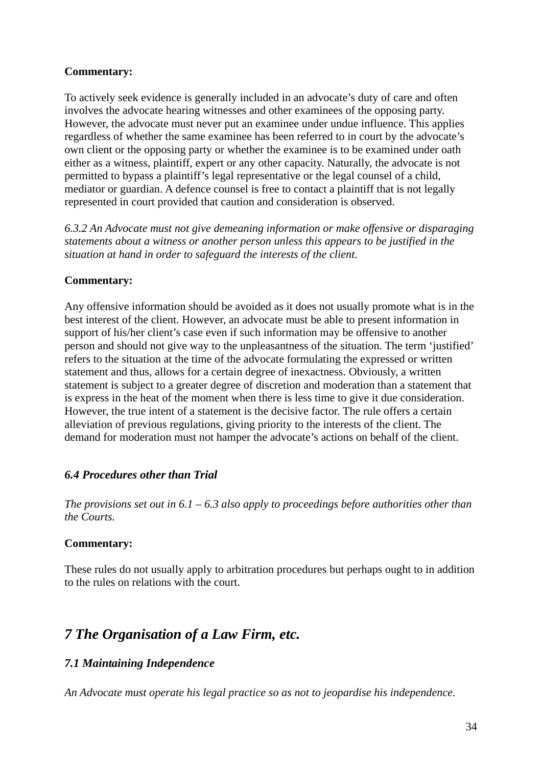**Commentary:**

To actively seek evidence is generally included in an advocate's duty of care and often involves the advocate hearing witnesses and other examinees of the opposing party. However, the advocate must never put an examinee under undue influence. This applies regardless of whether the same examinee has been referred to in court by the advocate's own client or the opposing party or whether the examinee is to be examined under oath either as a witness, plaintiff, expert or any other capacity. Naturally, the advocate is not permitted to bypass a plaintiff's legal representative or the legal counsel of a child, mediator or guardian. A defence counsel is free to contact a plaintiff that is not legally represented in court provided that caution and consideration is observed.

*6.3.2 An Advocate must not give demeaning information or make offensive or disparaging statements about a witness or another person unless this appears to be justified in the situation at hand in order to safeguard the interests of the client.*

**Commentary:**

Any offensive information should be avoided as it does not usually promote what is in the best interest of the client. However, an advocate must be able to present information in support of his/her client's case even if such information may be offensive to another person and should not give way to the unpleasantness of the situation. The term 'justified' refers to the situation at the time of the advocate formulating the expressed or written statement and thus, allows for a certain degree of inexactness. Obviously, a written statement is subject to a greater degree of discretion and moderation than a statement that is express in the heat of the moment when there is less time to give it due consideration. However, the true intent of a statement is the decisive factor. The rule offers a certain alleviation of previous regulations, giving priority to the interests of the client. The demand for moderation must not hamper the advocate's actions on behalf of the client.

### *6.4 Procedures other than Trial*

*The provisions set out in 6.1 – 6.3 also apply to proceedings before authorities other than the Courts.*

**Commentary:**

These rules do not usually apply to arbitration procedures but perhaps ought to in addition to the rules on relations with the court.

## *7 The Organisation of a Law Firm, etc.*

### *7.1 Maintaining Independence*

*An Advocate must operate his legal practice so as not to jeopardise his independence.*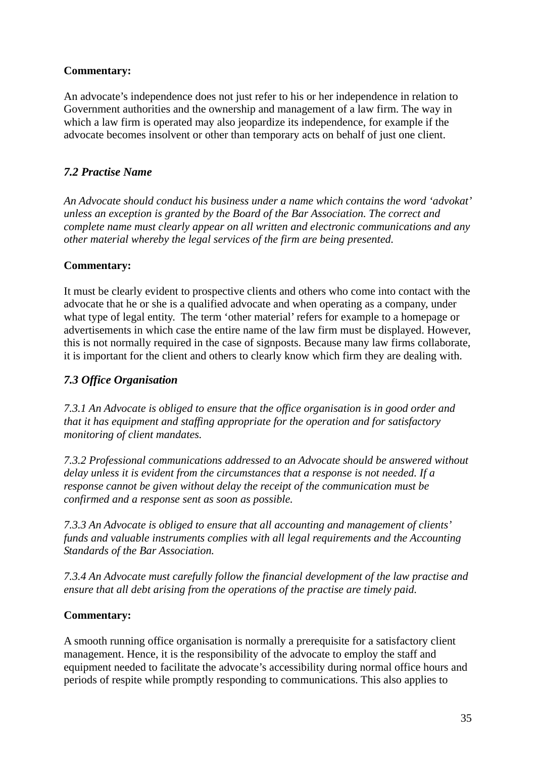**Commentary:**

An advocate's independence does not just refer to his or her independence in relation to Government authorities and the ownership and management of a law firm. The way in which a law firm is operated may also jeopardize its independence, for example if the advocate becomes insolvent or other than temporary acts on behalf of just one client.

### *7.2 Practise Name*

*An Advocate should conduct his business under a name which contains the word 'advokat' unless an exception is granted by the Board of the Bar Association. The correct and complete name must clearly appear on all written and electronic communications and any other material whereby the legal services of the firm are being presented.*

**Commentary:**

It must be clearly evident to prospective clients and others who come into contact with the advocate that he or she is a qualified advocate and when operating as a company, under what type of legal entity. The term 'other material' refers for example to a homepage or advertisements in which case the entire name of the law firm must be displayed. However, this is not normally required in the case of signposts. Because many law firms collaborate, it is important for the client and others to clearly know which firm they are dealing with.

### *7.3 Office Organisation*

*7.3.1 An Advocate is obliged to ensure that the office organisation is in good order and that it has equipment and staffing appropriate for the operation and for satisfactory monitoring of client mandates.*

*7.3.2 Professional communications addressed to an Advocate should be answered without delay unless it is evident from the circumstances that a response is not needed. If a response cannot be given without delay the receipt of the communication must be confirmed and a response sent as soon as possible.*

*7.3.3 An Advocate is obliged to ensure that all accounting and management of clients' funds and valuable instruments complies with all legal requirements and the Accounting Standards of the Bar Association.*

*7.3.4 An Advocate must carefully follow the financial development of the law practise and ensure that all debt arising from the operations of the practise are timely paid.*

**Commentary:**

A smooth running office organisation is normally a prerequisite for a satisfactory client management. Hence, it is the responsibility of the advocate to employ the staff and equipment needed to facilitate the advocate's accessibility during normal office hours and periods of respite while promptly responding to communications. This also applies to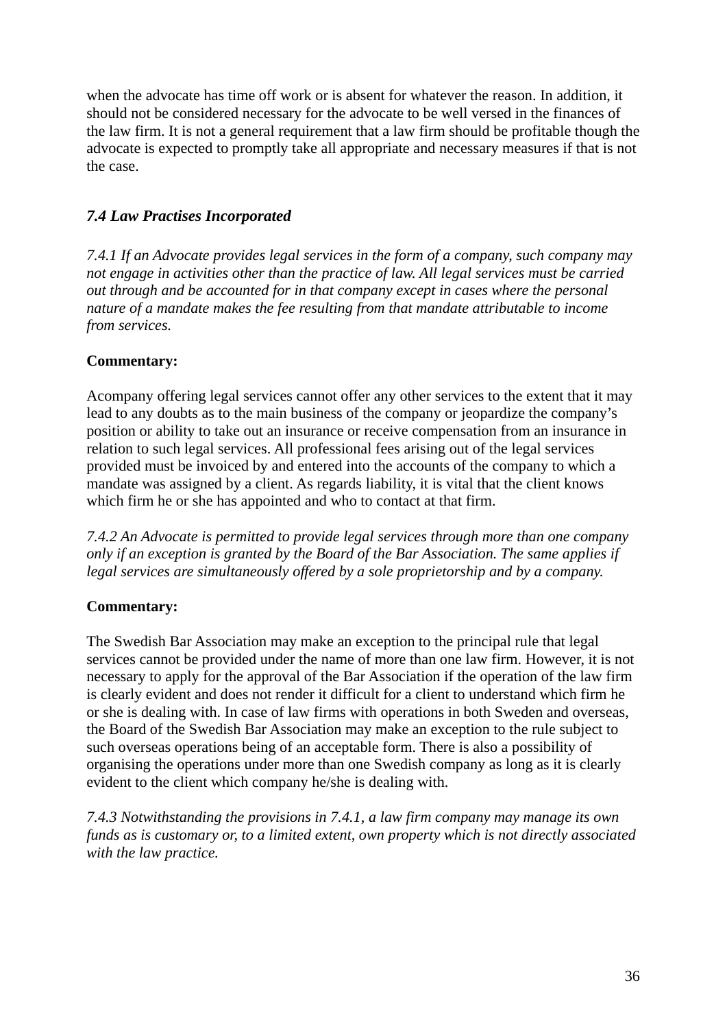when the advocate has time off work or is absent for whatever the reason. In addition, it should not be considered necessary for the advocate to be well versed in the finances of the law firm. It is not a general requirement that a law firm should be profitable though the advocate is expected to promptly take all appropriate and necessary measures if that is not the case.

### *7.4 Law Practises Incorporated*

*7.4.1 If an Advocate provides legal services in the form of a company, such company may not engage in activities other than the practice of law. All legal services must be carried out through and be accounted for in that company except in cases where the personal nature of a mandate makes the fee resulting from that mandate attributable to income from services.*

**Commentary:**

Acompany offering legal services cannot offer any other services to the extent that it may lead to any doubts as to the main business of the company or jeopardize the company's position or ability to take out an insurance or receive compensation from an insurance in relation to such legal services. All professional fees arising out of the legal services provided must be invoiced by and entered into the accounts of the company to which a mandate was assigned by a client. As regards liability, it is vital that the client knows which firm he or she has appointed and who to contact at that firm.

*7.4.2 An Advocate is permitted to provide legal services through more than one company only if an exception is granted by the Board of the Bar Association. The same applies if legal services are simultaneously offered by a sole proprietorship and by a company.*

**Commentary:**

The Swedish Bar Association may make an exception to the principal rule that legal services cannot be provided under the name of more than one law firm. However, it is not necessary to apply for the approval of the Bar Association if the operation of the law firm is clearly evident and does not render it difficult for a client to understand which firm he or she is dealing with. In case of law firms with operations in both Sweden and overseas, the Board of the Swedish Bar Association may make an exception to the rule subject to such overseas operations being of an acceptable form. There is also a possibility of organising the operations under more than one Swedish company as long as it is clearly evident to the client which company he/she is dealing with.

*7.4.3 Notwithstanding the provisions in 7.4.1, a law firm company may manage its own funds as is customary or, to a limited extent, own property which is not directly associated with the law practice.*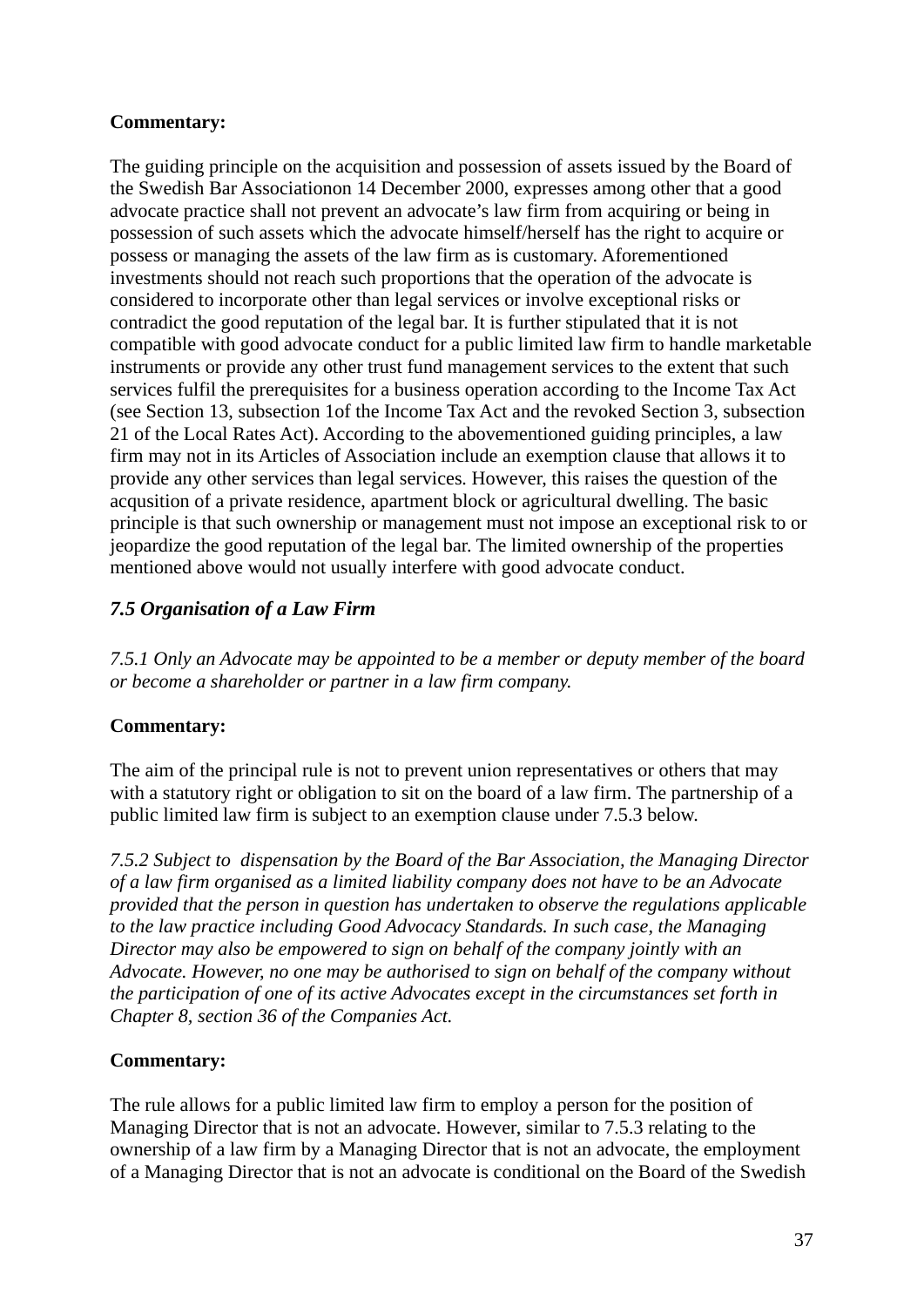**Commentary:**

The guiding principle on the acquisition and possession of assets issued by the Board of the Swedish Bar Associationon 14 December 2000, expresses among other that a good advocate practice shall not prevent an advocate's law firm from acquiring or being in possession of such assets which the advocate himself/herself has the right to acquire or possess or managing the assets of the law firm as is customary. Aforementioned investments should not reach such proportions that the operation of the advocate is considered to incorporate other than legal services or involve exceptional risks or contradict the good reputation of the legal bar. It is further stipulated that it is not compatible with good advocate conduct for a public limited law firm to handle marketable instruments or provide any other trust fund management services to the extent that such services fulfil the prerequisites for a business operation according to the Income Tax Act (see Section 13, subsection 1of the Income Tax Act and the revoked Section 3, subsection 21 of the Local Rates Act). According to the abovementioned guiding principles, a law firm may not in its Articles of Association include an exemption clause that allows it to provide any other services than legal services. However, this raises the question of the acqusition of a private residence, apartment block or agricultural dwelling. The basic principle is that such ownership or management must not impose an exceptional risk to or jeopardize the good reputation of the legal bar. The limited ownership of the properties mentioned above would not usually interfere with good advocate conduct.

### *7.5 Organisation of a Law Firm*

*7.5.1 Only an Advocate may be appointed to be a member or deputy member of the board or become a shareholder or partner in a law firm company.*

**Commentary:**

The aim of the principal rule is not to prevent union representatives or others that may with a statutory right or obligation to sit on the board of a law firm. The partnership of a public limited law firm is subject to an exemption clause under 7.5.3 below.

*7.5.2 Subject to dispensation by the Board of the Bar Association, the Managing Director of a law firm organised as a limited liability company does not have to be an Advocate provided that the person in question has undertaken to observe the regulations applicable to the law practice including Good Advocacy Standards. In such case, the Managing Director may also be empowered to sign on behalf of the company jointly with an Advocate. However, no one may be authorised to sign on behalf of the company without the participation of one of its active Advocates except in the circumstances set forth in Chapter 8, section 36 of the Companies Act.*

**Commentary:**

The rule allows for a public limited law firm to employ a person for the position of Managing Director that is not an advocate. However, similar to 7.5.3 relating to the ownership of a law firm by a Managing Director that is not an advocate, the employment of a Managing Director that is not an advocate is conditional on the Board of the Swedish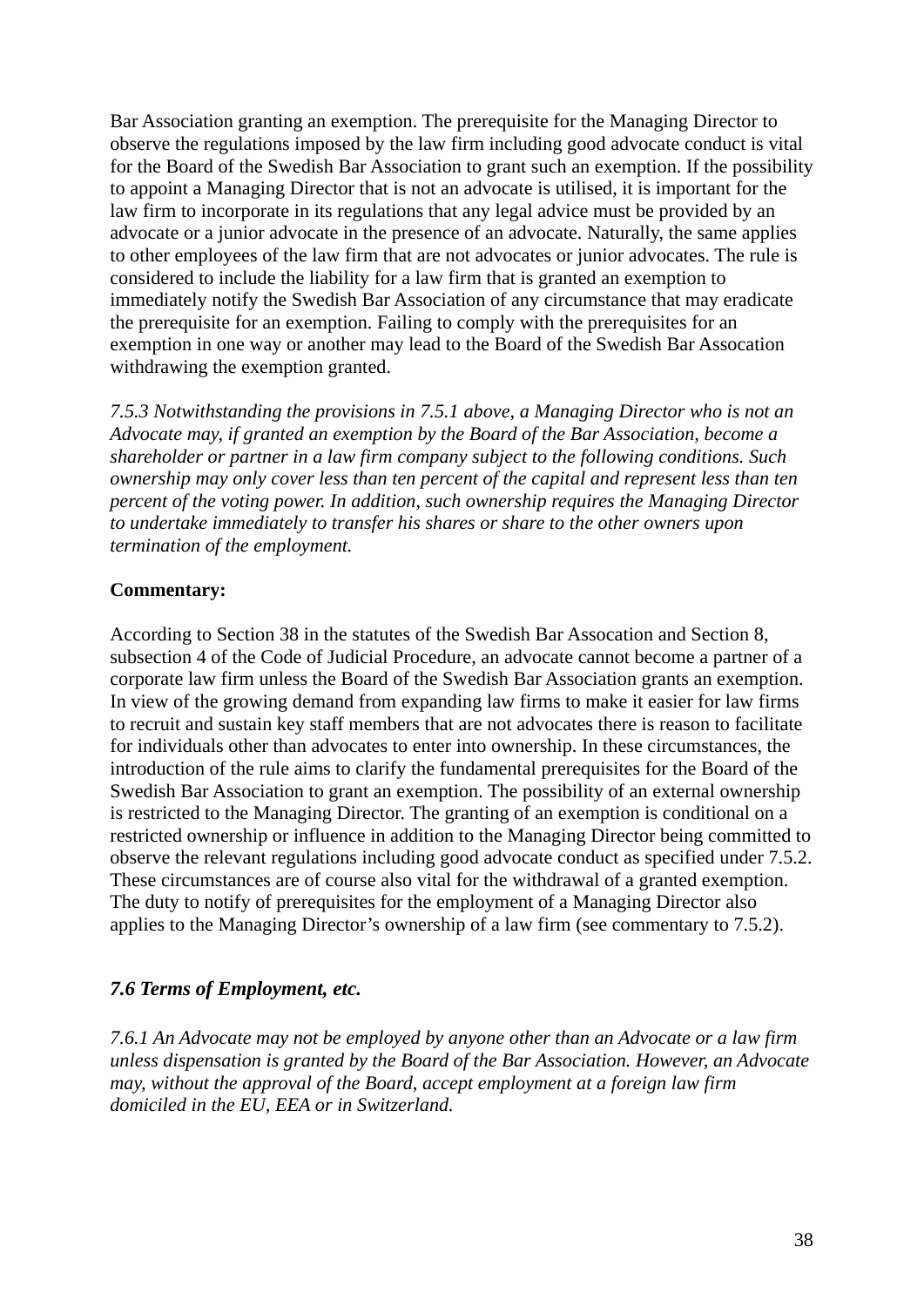Bar Association granting an exemption. The prerequisite for the Managing Director to observe the regulations imposed by the law firm including good advocate conduct is vital for the Board of the Swedish Bar Association to grant such an exemption. If the possibility to appoint a Managing Director that is not an advocate is utilised, it is important for the law firm to incorporate in its regulations that any legal advice must be provided by an advocate or a junior advocate in the presence of an advocate. Naturally, the same applies to other employees of the law firm that are not advocates or junior advocates. The rule is considered to include the liability for a law firm that is granted an exemption to immediately notify the Swedish Bar Association of any circumstance that may eradicate the prerequisite for an exemption. Failing to comply with the prerequisites for an exemption in one way or another may lead to the Board of the Swedish Bar Assocation withdrawing the exemption granted.

*7.5.3 Notwithstanding the provisions in 7.5.1 above, a Managing Director who is not an Advocate may, if granted an exemption by the Board of the Bar Association, become a shareholder or partner in a law firm company subject to the following conditions. Such ownership may only cover less than ten percent of the capital and represent less than ten percent of the voting power. In addition, such ownership requires the Managing Director to undertake immediately to transfer his shares or share to the other owners upon termination of the employment.*

**Commentary:**

According to Section 38 in the statutes of the Swedish Bar Assocation and Section 8, subsection 4 of the Code of Judicial Procedure, an advocate cannot become a partner of a corporate law firm unless the Board of the Swedish Bar Association grants an exemption. In view of the growing demand from expanding law firms to make it easier for law firms to recruit and sustain key staff members that are not advocates there is reason to facilitate for individuals other than advocates to enter into ownership. In these circumstances, the introduction of the rule aims to clarify the fundamental prerequisites for the Board of the Swedish Bar Association to grant an exemption. The possibility of an external ownership is restricted to the Managing Director. The granting of an exemption is conditional on a restricted ownership or influence in addition to the Managing Director being committed to observe the relevant regulations including good advocate conduct as specified under 7.5.2. These circumstances are of course also vital for the withdrawal of a granted exemption. The duty to notify of prerequisites for the employment of a Managing Director also applies to the Managing Director's ownership of a law firm (see commentary to 7.5.2).

### *7.6 Terms of Employment, etc.*

*7.6.1 An Advocate may not be employed by anyone other than an Advocate or a law firm unless dispensation is granted by the Board of the Bar Association. However, an Advocate may, without the approval of the Board, accept employment at a foreign law firm domiciled in the EU, EEA or in Switzerland.*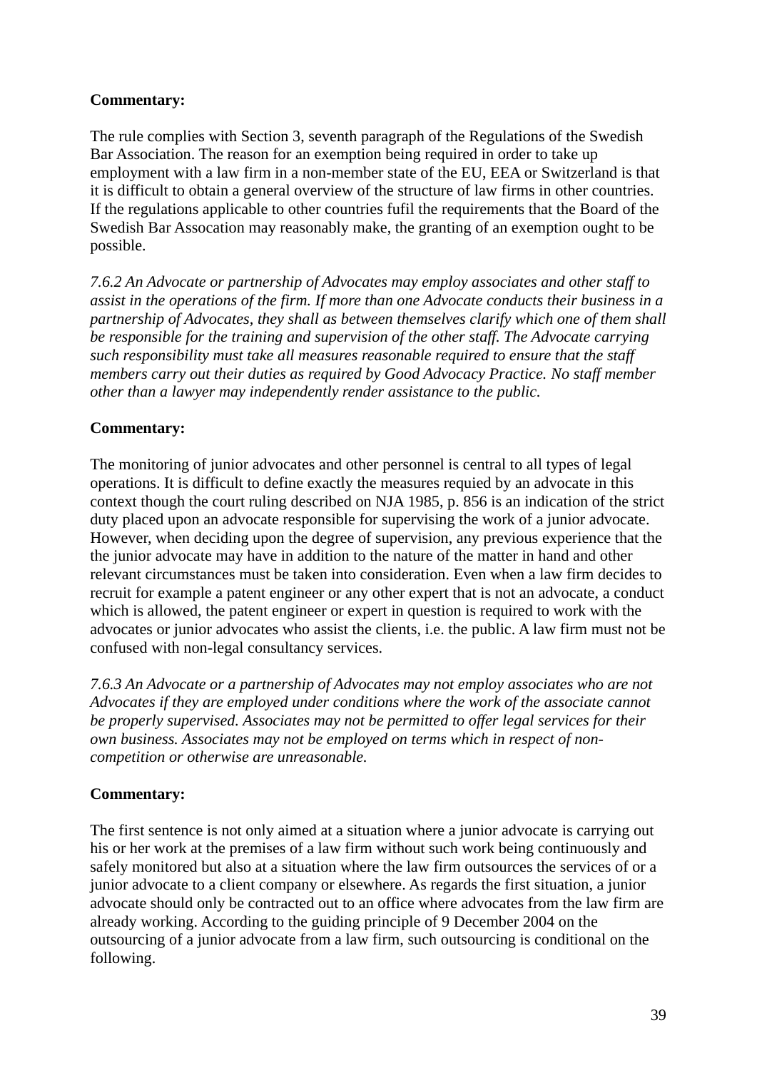**Commentary:**

The rule complies with Section 3, seventh paragraph of the Regulations of the Swedish Bar Association. The reason for an exemption being required in order to take up employment with a law firm in a non-member state of the EU, EEA or Switzerland is that it is difficult to obtain a general overview of the structure of law firms in other countries. If the regulations applicable to other countries fufil the requirements that the Board of the Swedish Bar Assocation may reasonably make, the granting of an exemption ought to be possible.

*7.6.2 An Advocate or partnership of Advocates may employ associates and other staff to assist in the operations of the firm. If more than one Advocate conducts their business in a partnership of Advocates, they shall as between themselves clarify which one of them shall be responsible for the training and supervision of the other staff. The Advocate carrying such responsibility must take all measures reasonable required to ensure that the staff members carry out their duties as required by Good Advocacy Practice. No staff member other than a lawyer may independently render assistance to the public.*

**Commentary:**

The monitoring of junior advocates and other personnel is central to all types of legal operations. It is difficult to define exactly the measures requied by an advocate in this context though the court ruling described on NJA 1985, p. 856 is an indication of the strict duty placed upon an advocate responsible for supervising the work of a junior advocate. However, when deciding upon the degree of supervision, any previous experience that the the junior advocate may have in addition to the nature of the matter in hand and other relevant circumstances must be taken into consideration. Even when a law firm decides to recruit for example a patent engineer or any other expert that is not an advocate, a conduct which is allowed, the patent engineer or expert in question is required to work with the advocates or junior advocates who assist the clients, i.e. the public. A law firm must not be confused with non-legal consultancy services.

*7.6.3 An Advocate or a partnership of Advocates may not employ associates who are not Advocates if they are employed under conditions where the work of the associate cannot be properly supervised. Associates may not be permitted to offer legal services for their own business. Associates may not be employed on terms which in respect of non-competition or otherwise are unreasonable.*

**Commentary:**

The first sentence is not only aimed at a situation where a junior advocate is carrying out his or her work at the premises of a law firm without such work being continuously and safely monitored but also at a situation where the law firm outsources the services of or a junior advocate to a client company or elsewhere. As regards the first situation, a junior advocate should only be contracted out to an office where advocates from the law firm are already working. According to the guiding principle of 9 December 2004 on the outsourcing of a junior advocate from a law firm, such outsourcing is conditional on the following.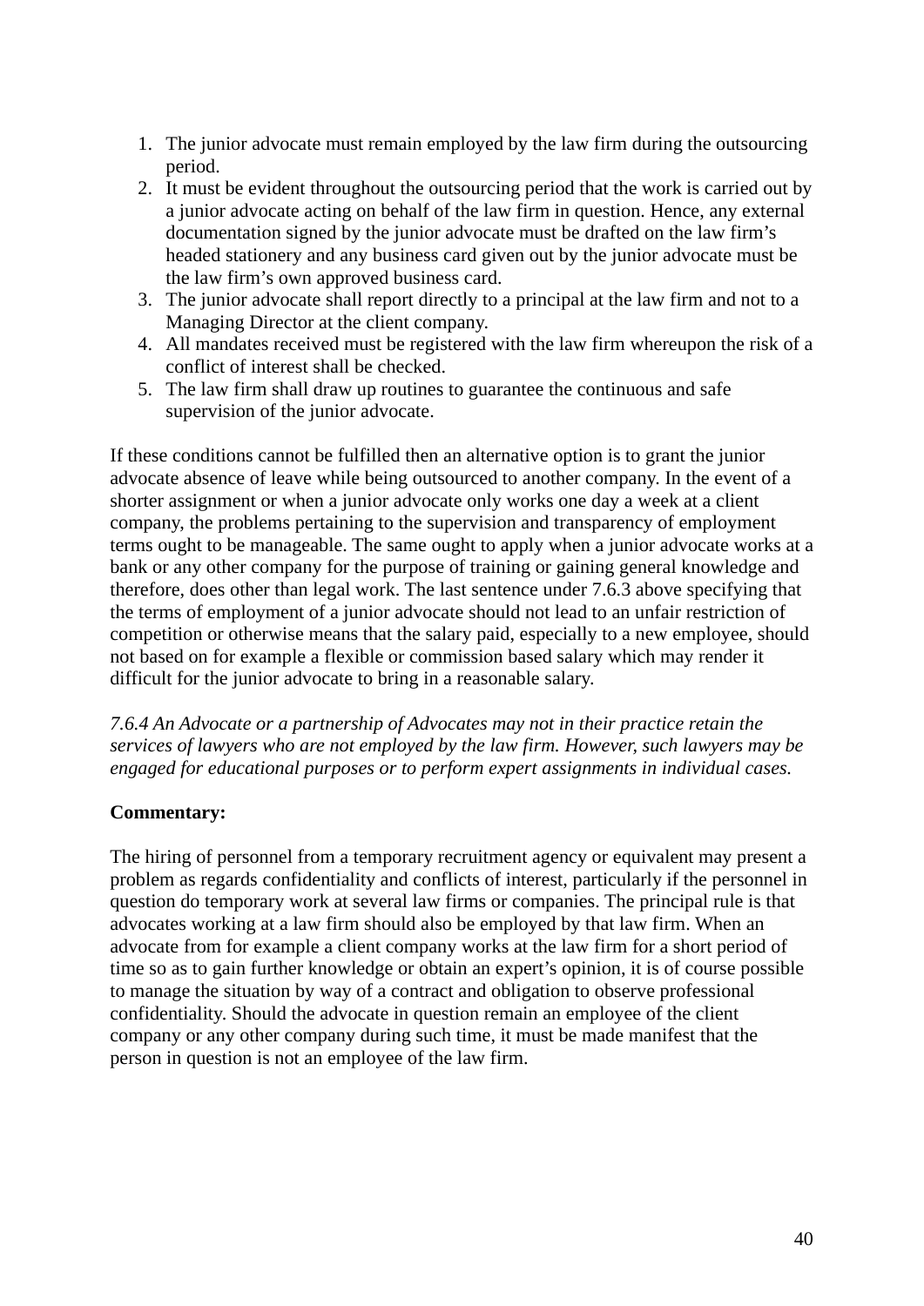1. The junior advocate must remain employed by the law firm during the outsourcing period.
2. It must be evident throughout the outsourcing period that the work is carried out by a junior advocate acting on behalf of the law firm in question. Hence, any external documentation signed by the junior advocate must be drafted on the law firm's headed stationery and any business card given out by the junior advocate must be the law firm's own approved business card.
3. The junior advocate shall report directly to a principal at the law firm and not to a Managing Director at the client company.
4. All mandates received must be registered with the law firm whereupon the risk of a conflict of interest shall be checked.
5. The law firm shall draw up routines to guarantee the continuous and safe supervision of the junior advocate.

If these conditions cannot be fulfilled then an alternative option is to grant the junior advocate absence of leave while being outsourced to another company. In the event of a shorter assignment or when a junior advocate only works one day a week at a client company, the problems pertaining to the supervision and transparency of employment terms ought to be manageable. The same ought to apply when a junior advocate works at a bank or any other company for the purpose of training or gaining general knowledge and therefore, does other than legal work. The last sentence under 7.6.3 above specifying that the terms of employment of a junior advocate should not lead to an unfair restriction of competition or otherwise means that the salary paid, especially to a new employee, should not based on for example a flexible or commission based salary which may render it difficult for the junior advocate to bring in a reasonable salary.

*7.6.4 An Advocate or a partnership of Advocates may not in their practice retain the services of lawyers who are not employed by the law firm. However, such lawyers may be engaged for educational purposes or to perform expert assignments in individual cases.*

**Commentary:**

The hiring of personnel from a temporary recruitment agency or equivalent may present a problem as regards confidentiality and conflicts of interest, particularly if the personnel in question do temporary work at several law firms or companies. The principal rule is that advocates working at a law firm should also be employed by that law firm. When an advocate from for example a client company works at the law firm for a short period of time so as to gain further knowledge or obtain an expert's opinion, it is of course possible to manage the situation by way of a contract and obligation to observe professional confidentiality. Should the advocate in question remain an employee of the client company or any other company during such time, it must be made manifest that the person in question is not an employee of the law firm.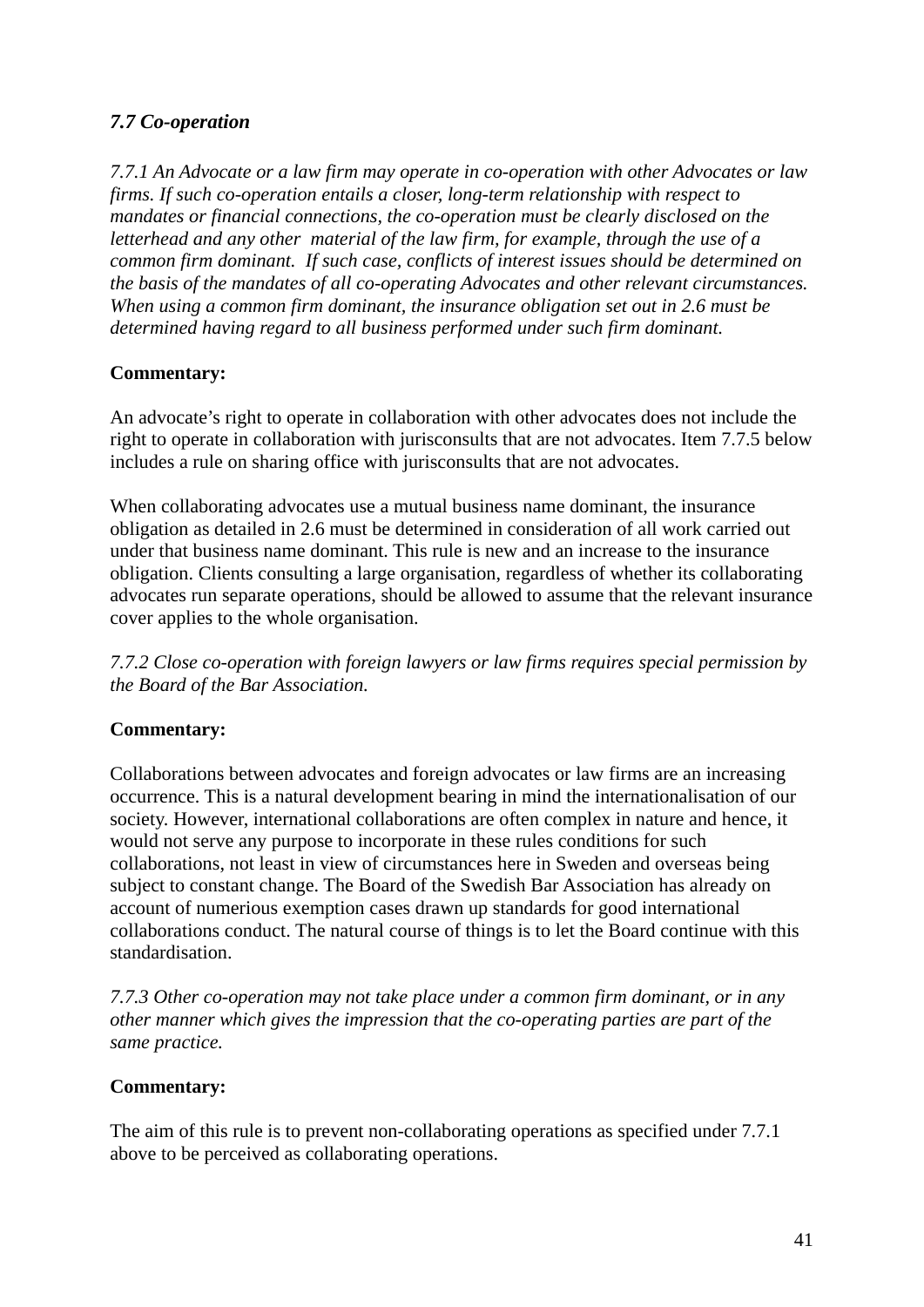### *7.7 Co-operation*

*7.7.1 An Advocate or a law firm may operate in co-operation with other Advocates or law firms. If such co-operation entails a closer, long-term relationship with respect to mandates or financial connections, the co-operation must be clearly disclosed on the letterhead and any other material of the law firm, for example, through the use of a common firm dominant. If such case, conflicts of interest issues should be determined on the basis of the mandates of all co-operating Advocates and other relevant circumstances. When using a common firm dominant, the insurance obligation set out in 2.6 must be determined having regard to all business performed under such firm dominant.*

**Commentary:**

An advocate's right to operate in collaboration with other advocates does not include the right to operate in collaboration with jurisconsults that are not advocates. Item 7.7.5 below includes a rule on sharing office with jurisconsults that are not advocates.

When collaborating advocates use a mutual business name dominant, the insurance obligation as detailed in 2.6 must be determined in consideration of all work carried out under that business name dominant. This rule is new and an increase to the insurance obligation. Clients consulting a large organisation, regardless of whether its collaborating advocates run separate operations, should be allowed to assume that the relevant insurance cover applies to the whole organisation.

*7.7.2 Close co-operation with foreign lawyers or law firms requires special permission by the Board of the Bar Association.*

**Commentary:**

Collaborations between advocates and foreign advocates or law firms are an increasing occurrence. This is a natural development bearing in mind the internationalisation of our society. However, international collaborations are often complex in nature and hence, it would not serve any purpose to incorporate in these rules conditions for such collaborations, not least in view of circumstances here in Sweden and overseas being subject to constant change. The Board of the Swedish Bar Association has already on account of numerious exemption cases drawn up standards for good international collaborations conduct. The natural course of things is to let the Board continue with this standardisation.

*7.7.3 Other co-operation may not take place under a common firm dominant, or in any other manner which gives the impression that the co-operating parties are part of the same practice.*

**Commentary:**

The aim of this rule is to prevent non-collaborating operations as specified under 7.7.1 above to be perceived as collaborating operations.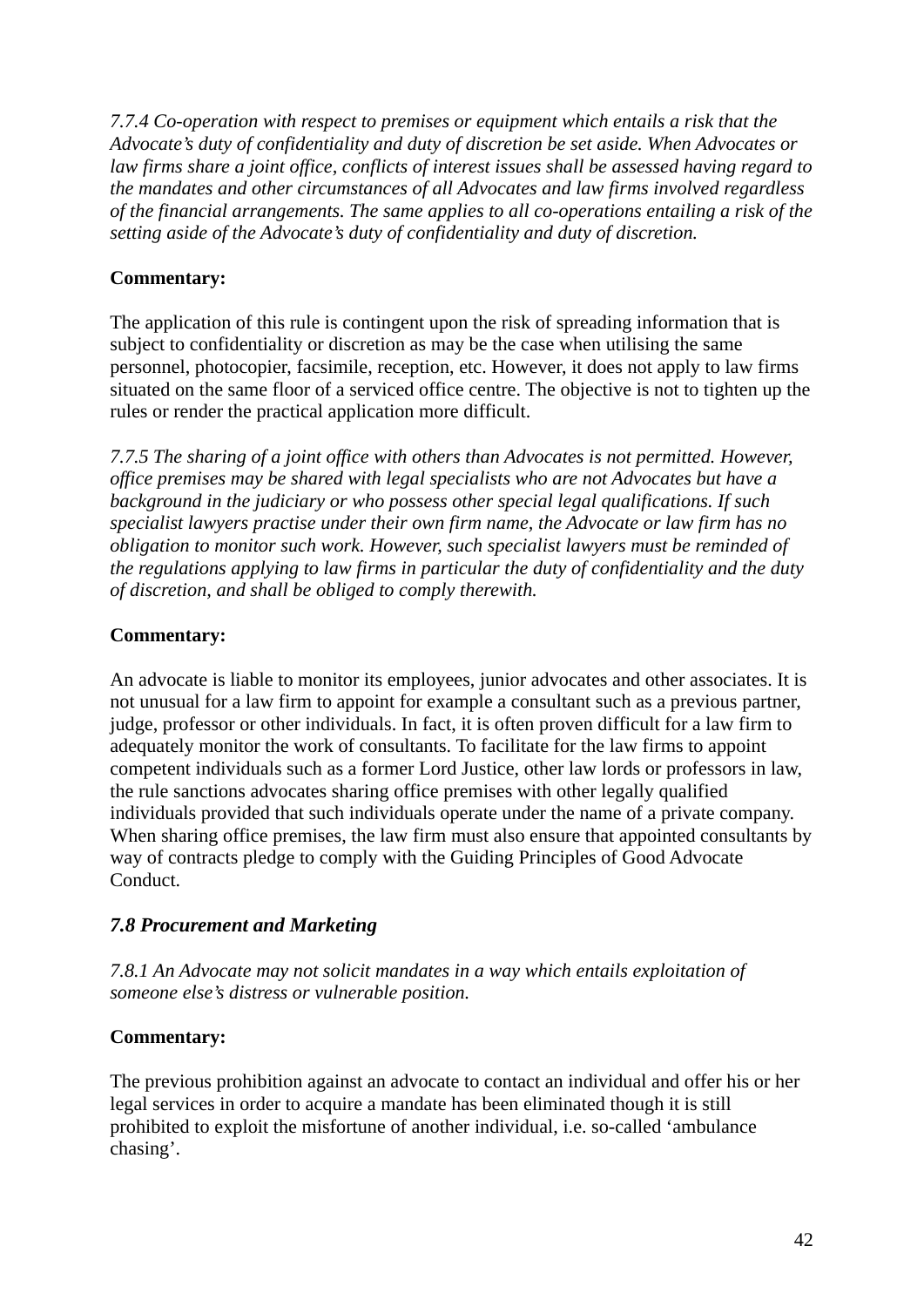*7.7.4 Co-operation with respect to premises or equipment which entails a risk that the Advocate's duty of confidentiality and duty of discretion be set aside. When Advocates or law firms share a joint office, conflicts of interest issues shall be assessed having regard to the mandates and other circumstances of all Advocates and law firms involved regardless of the financial arrangements. The same applies to all co-operations entailing a risk of the setting aside of the Advocate's duty of confidentiality and duty of discretion.*

**Commentary:**

The application of this rule is contingent upon the risk of spreading information that is subject to confidentiality or discretion as may be the case when utilising the same personnel, photocopier, facsimile, reception, etc. However, it does not apply to law firms situated on the same floor of a serviced office centre. The objective is not to tighten up the rules or render the practical application more difficult.

*7.7.5 The sharing of a joint office with others than Advocates is not permitted. However, office premises may be shared with legal specialists who are not Advocates but have a background in the judiciary or who possess other special legal qualifications. If such specialist lawyers practise under their own firm name, the Advocate or law firm has no obligation to monitor such work. However, such specialist lawyers must be reminded of the regulations applying to law firms in particular the duty of confidentiality and the duty of discretion, and shall be obliged to comply therewith.*

**Commentary:**

An advocate is liable to monitor its employees, junior advocates and other associates. It is not unusual for a law firm to appoint for example a consultant such as a previous partner, judge, professor or other individuals. In fact, it is often proven difficult for a law firm to adequately monitor the work of consultants. To facilitate for the law firms to appoint competent individuals such as a former Lord Justice, other law lords or professors in law, the rule sanctions advocates sharing office premises with other legally qualified individuals provided that such individuals operate under the name of a private company. When sharing office premises, the law firm must also ensure that appointed consultants by way of contracts pledge to comply with the Guiding Principles of Good Advocate Conduct.

### *7.8 Procurement and Marketing*

*7.8.1 An Advocate may not solicit mandates in a way which entails exploitation of someone else's distress or vulnerable position.*

**Commentary:**

The previous prohibition against an advocate to contact an individual and offer his or her legal services in order to acquire a mandate has been eliminated though it is still prohibited to exploit the misfortune of another individual, i.e. so-called 'ambulance chasing'.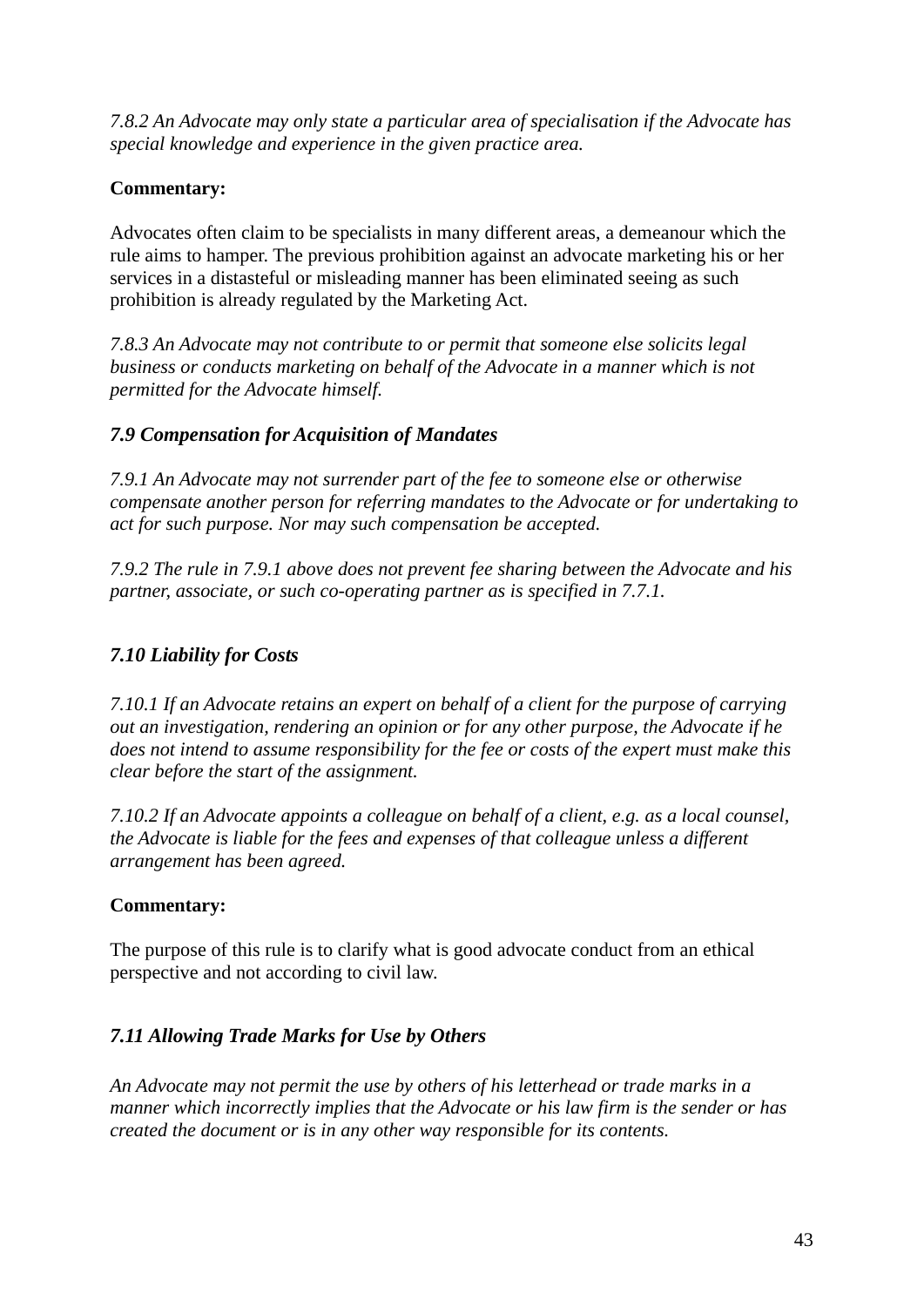*7.8.2 An Advocate may only state a particular area of specialisation if the Advocate has special knowledge and experience in the given practice area.*

**Commentary:**

Advocates often claim to be specialists in many different areas, a demeanour which the rule aims to hamper. The previous prohibition against an advocate marketing his or her services in a distasteful or misleading manner has been eliminated seeing as such prohibition is already regulated by the Marketing Act.

*7.8.3 An Advocate may not contribute to or permit that someone else solicits legal business or conducts marketing on behalf of the Advocate in a manner which is not permitted for the Advocate himself.*

### *7.9 Compensation for Acquisition of Mandates*

*7.9.1 An Advocate may not surrender part of the fee to someone else or otherwise compensate another person for referring mandates to the Advocate or for undertaking to act for such purpose. Nor may such compensation be accepted.*

*7.9.2 The rule in 7.9.1 above does not prevent fee sharing between the Advocate and his partner, associate, or such co-operating partner as is specified in 7.7.1.*

### *7.10 Liability for Costs*

*7.10.1 If an Advocate retains an expert on behalf of a client for the purpose of carrying out an investigation, rendering an opinion or for any other purpose, the Advocate if he does not intend to assume responsibility for the fee or costs of the expert must make this clear before the start of the assignment.*

*7.10.2 If an Advocate appoints a colleague on behalf of a client, e.g. as a local counsel, the Advocate is liable for the fees and expenses of that colleague unless a different arrangement has been agreed.*

**Commentary:**

The purpose of this rule is to clarify what is good advocate conduct from an ethical perspective and not according to civil law.

### *7.11 Allowing Trade Marks for Use by Others*

*An Advocate may not permit the use by others of his letterhead or trade marks in a manner which incorrectly implies that the Advocate or his law firm is the sender or has created the document or is in any other way responsible for its contents.*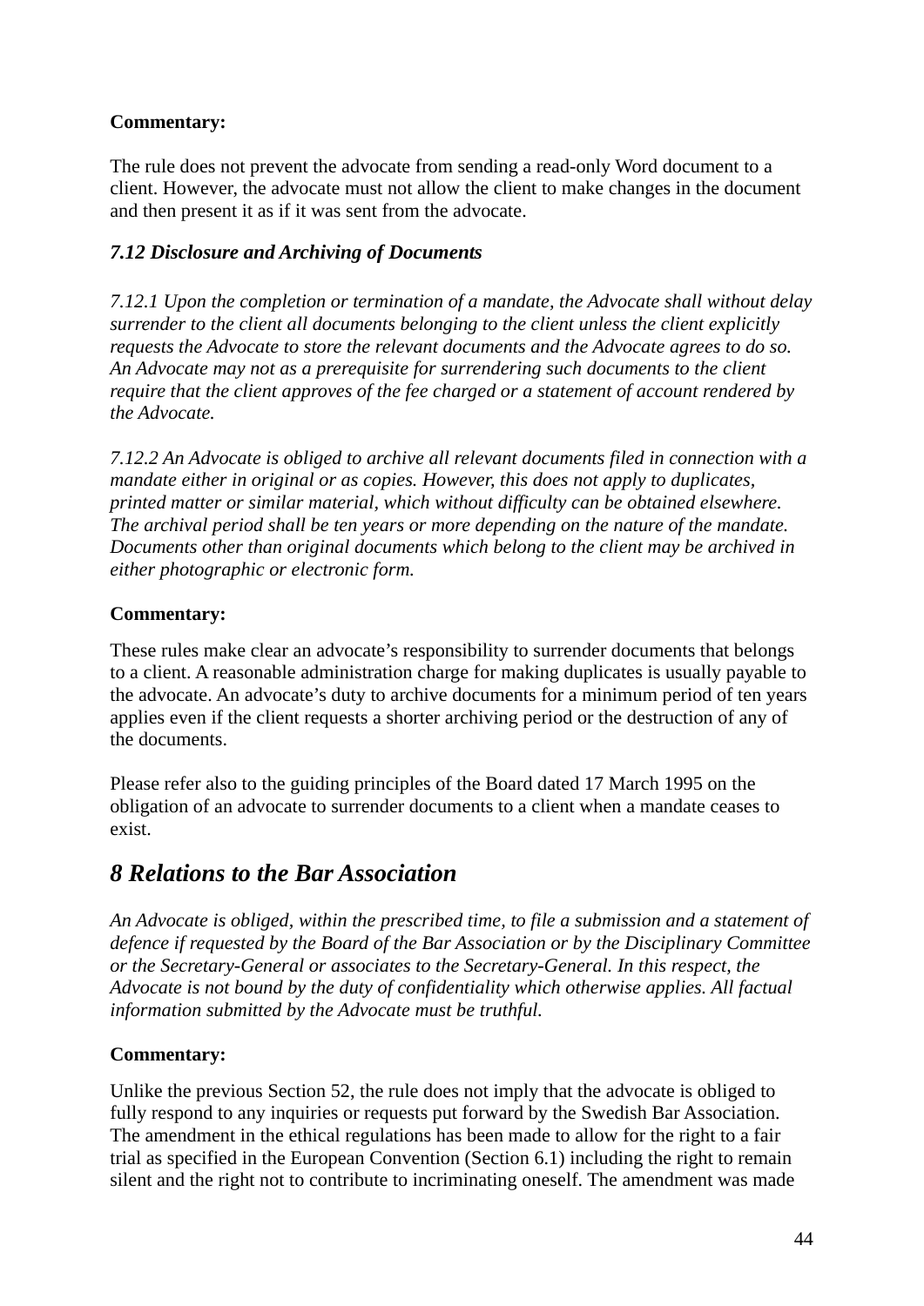**Commentary:**

The rule does not prevent the advocate from sending a read-only Word document to a client. However, the advocate must not allow the client to make changes in the document and then present it as if it was sent from the advocate.

### *7.12 Disclosure and Archiving of Documents*

*7.12.1 Upon the completion or termination of a mandate, the Advocate shall without delay surrender to the client all documents belonging to the client unless the client explicitly requests the Advocate to store the relevant documents and the Advocate agrees to do so. An Advocate may not as a prerequisite for surrendering such documents to the client require that the client approves of the fee charged or a statement of account rendered by the Advocate.*

*7.12.2 An Advocate is obliged to archive all relevant documents filed in connection with a mandate either in original or as copies. However, this does not apply to duplicates, printed matter or similar material, which without difficulty can be obtained elsewhere. The archival period shall be ten years or more depending on the nature of the mandate. Documents other than original documents which belong to the client may be archived in either photographic or electronic form.*

**Commentary:**

These rules make clear an advocate's responsibility to surrender documents that belongs to a client. A reasonable administration charge for making duplicates is usually payable to the advocate. An advocate's duty to archive documents for a minimum period of ten years applies even if the client requests a shorter archiving period or the destruction of any of the documents.

Please refer also to the guiding principles of the Board dated 17 March 1995 on the obligation of an advocate to surrender documents to a client when a mandate ceases to exist.

## *8 Relations to the Bar Association*

*An Advocate is obliged, within the prescribed time, to file a submission and a statement of defence if requested by the Board of the Bar Association or by the Disciplinary Committee or the Secretary-General or associates to the Secretary-General. In this respect, the Advocate is not bound by the duty of confidentiality which otherwise applies. All factual information submitted by the Advocate must be truthful.*

**Commentary:**

Unlike the previous Section 52, the rule does not imply that the advocate is obliged to fully respond to any inquiries or requests put forward by the Swedish Bar Association. The amendment in the ethical regulations has been made to allow for the right to a fair trial as specified in the European Convention (Section 6.1) including the right to remain silent and the right not to contribute to incriminating oneself. The amendment was made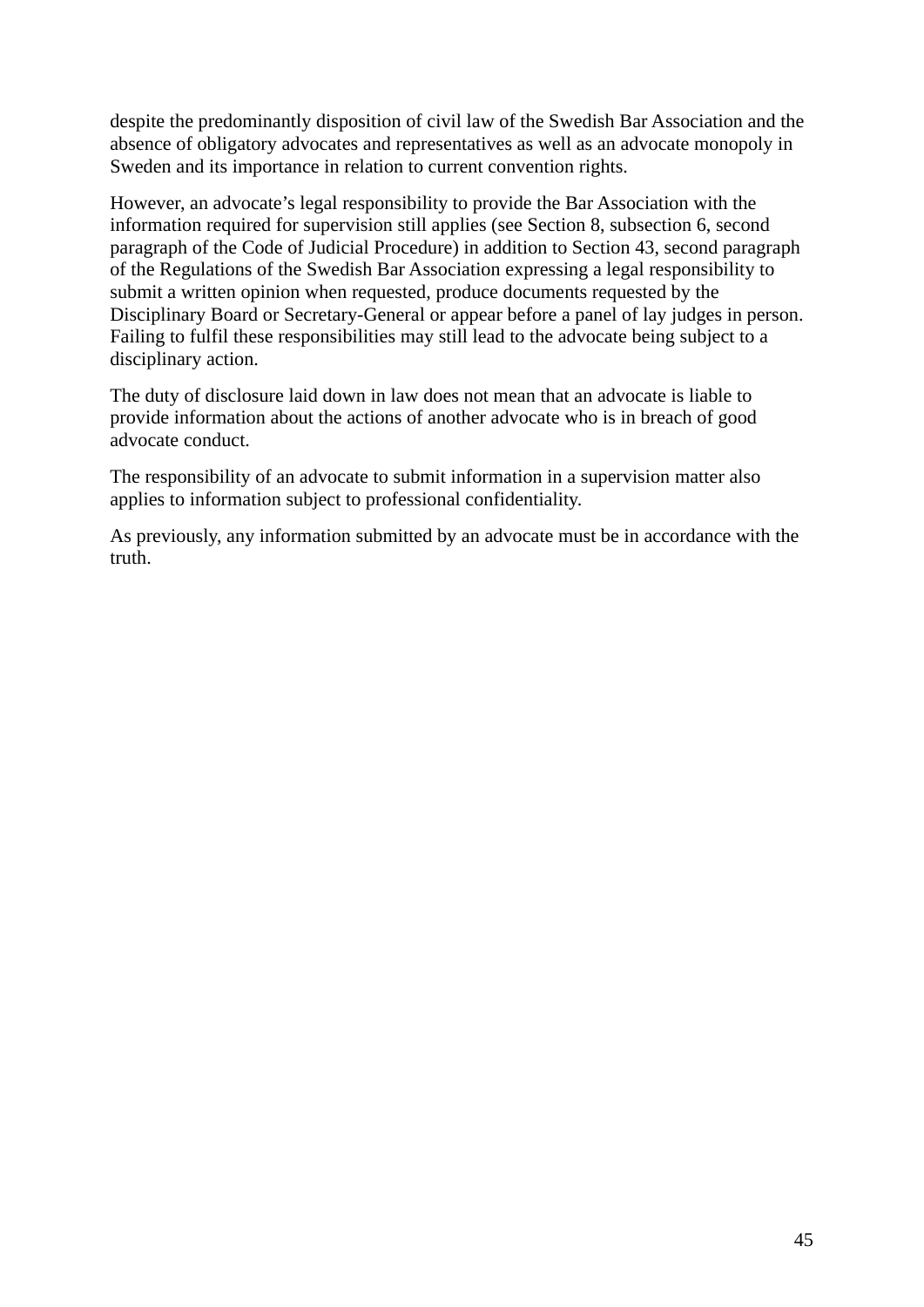despite the predominantly disposition of civil law of the Swedish Bar Association and the absence of obligatory advocates and representatives as well as an advocate monopoly in Sweden and its importance in relation to current convention rights.

However, an advocate's legal responsibility to provide the Bar Association with the information required for supervision still applies (see Section 8, subsection 6, second paragraph of the Code of Judicial Procedure) in addition to Section 43, second paragraph of the Regulations of the Swedish Bar Association expressing a legal responsibility to submit a written opinion when requested, produce documents requested by the Disciplinary Board or Secretary-General or appear before a panel of lay judges in person. Failing to fulfil these responsibilities may still lead to the advocate being subject to a disciplinary action.

The duty of disclosure laid down in law does not mean that an advocate is liable to provide information about the actions of another advocate who is in breach of good advocate conduct.

The responsibility of an advocate to submit information in a supervision matter also applies to information subject to professional confidentiality.

As previously, any information submitted by an advocate must be in accordance with the truth.